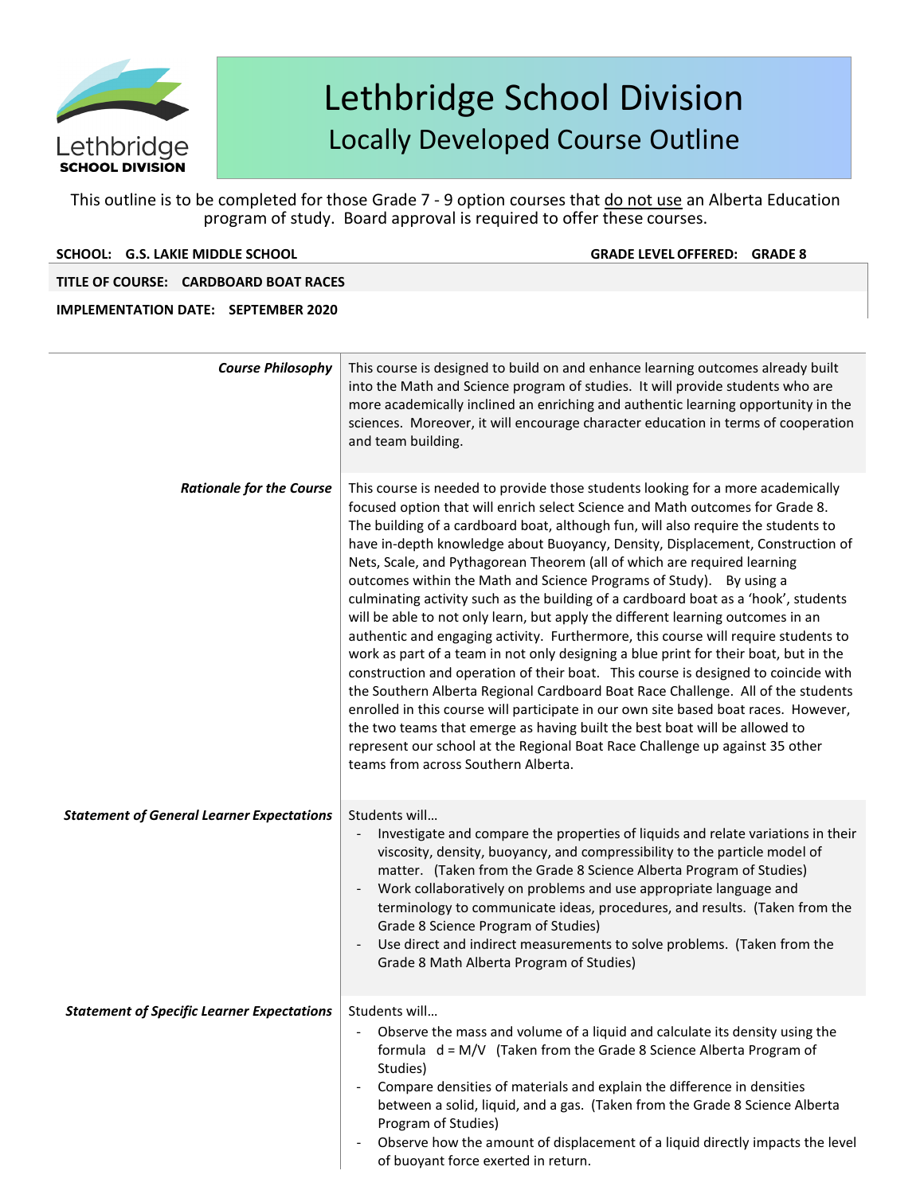# Lethbridge School Division

## Locally Developed Course Outline

This outline is to be completed for those Grade 7 - 9 option courses that do not use an Alberta Education program of study. Board approval is required to offer these courses.

**SCHOOL: G.S. LAKIE MIDDLE SCHOOL** **GRADE LEVEL OFFERED: GRADE 8**

**TITLE OF COURSE: CARDBOARD BOAT RACES**

**IMPLEMENTATION DATE: SEPTEMBER 2020**

| | |
|---|---|
| ***Course Philosophy*** | This course is designed to build on and enhance learning outcomes already built into the Math and Science program of studies. It will provide students who are more academically inclined an enriching and authentic learning opportunity in the sciences. Moreover, it will encourage character education in terms of cooperation and team building. |
| ***Rationale for the Course*** | This course is needed to provide those students looking for a more academically focused option that will enrich select Science and Math outcomes for Grade 8. The building of a cardboard boat, although fun, will also require the students to have in-depth knowledge about Buoyancy, Density, Displacement, Construction of Nets, Scale, and Pythagorean Theorem (all of which are required learning outcomes within the Math and Science Programs of Study). By using a culminating activity such as the building of a cardboard boat as a 'hook', students will be able to not only learn, but apply the different learning outcomes in an authentic and engaging activity. Furthermore, this course will require students to work as part of a team in not only designing a blue print for their boat, but in the construction and operation of their boat. This course is designed to coincide with the Southern Alberta Regional Cardboard Boat Race Challenge. All of the students enrolled in this course will participate in our own site based boat races. However, the two teams that emerge as having built the best boat will be allowed to represent our school at the Regional Boat Race Challenge up against 35 other teams from across Southern Alberta. |
| ***Statement of General Learner Expectations*** | Students will…<br>- Investigate and compare the properties of liquids and relate variations in their viscosity, density, buoyancy, and compressibility to the particle model of matter. (Taken from the Grade 8 Science Alberta Program of Studies)<br>- Work collaboratively on problems and use appropriate language and terminology to communicate ideas, procedures, and results. (Taken from the Grade 8 Science Program of Studies)<br>- Use direct and indirect measurements to solve problems. (Taken from the Grade 8 Math Alberta Program of Studies) |
| ***Statement of Specific Learner Expectations*** | Students will…<br>- Observe the mass and volume of a liquid and calculate its density using the formula $d = M/V$ (Taken from the Grade 8 Science Alberta Program of Studies)<br>- Compare densities of materials and explain the difference in densities between a solid, liquid, and a gas. (Taken from the Grade 8 Science Alberta Program of Studies)<br>- Observe how the amount of displacement of a liquid directly impacts the level of buoyant force exerted in return. |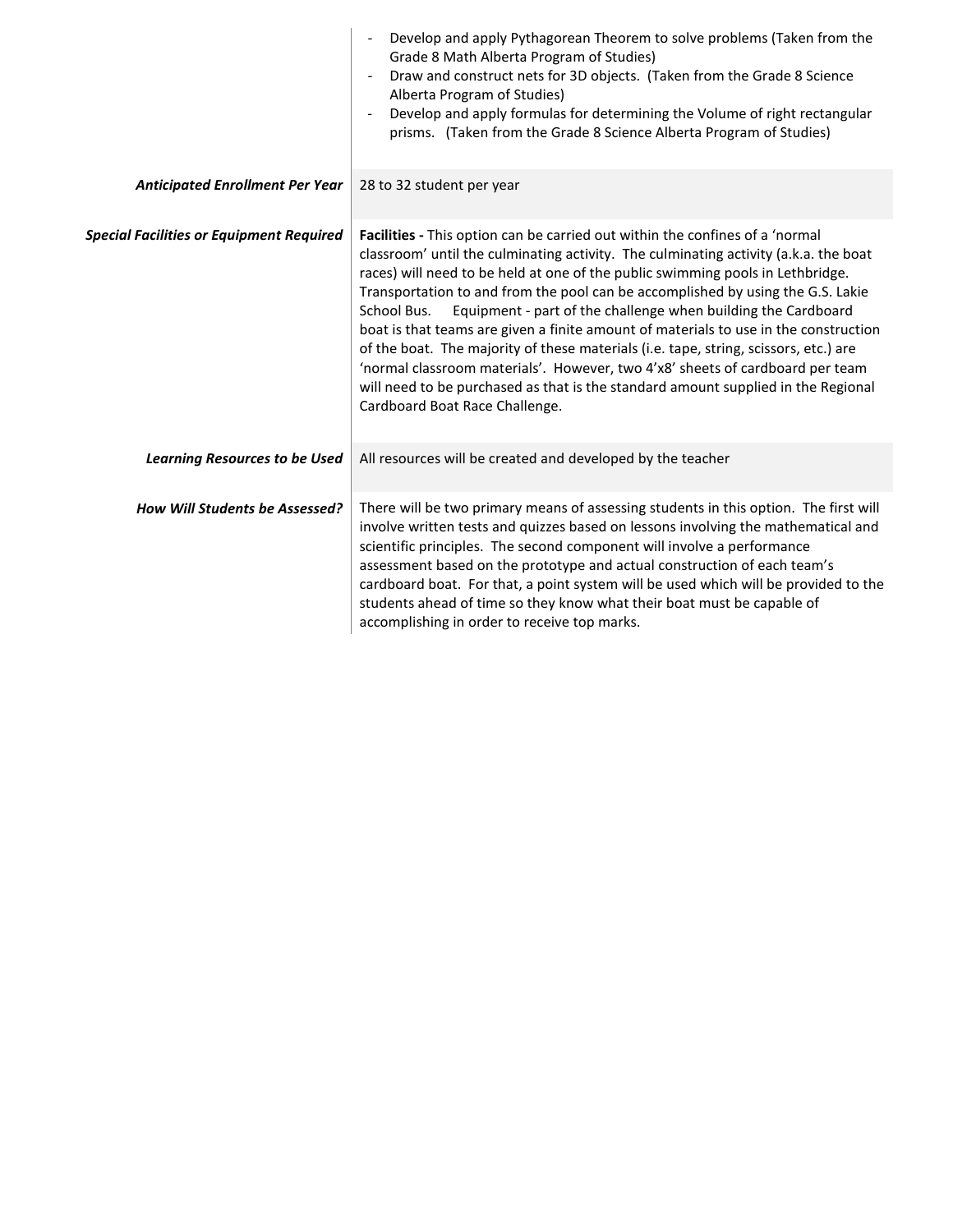| | |
|---|---|
| | - Develop and apply Pythagorean Theorem to solve problems (Taken from the Grade 8 Math Alberta Program of Studies)<br>- Draw and construct nets for 3D objects. (Taken from the Grade 8 Science Alberta Program of Studies)<br>- Develop and apply formulas for determining the Volume of right rectangular prisms. (Taken from the Grade 8 Science Alberta Program of Studies) |
| ***Anticipated Enrollment Per Year*** | 28 to 32 student per year |
| ***Special Facilities or Equipment Required*** | **Facilities -** This option can be carried out within the confines of a 'normal classroom' until the culminating activity. The culminating activity (a.k.a. the boat races) will need to be held at one of the public swimming pools in Lethbridge. Transportation to and from the pool can be accomplished by using the G.S. Lakie School Bus. Equipment - part of the challenge when building the Cardboard boat is that teams are given a finite amount of materials to use in the construction of the boat. The majority of these materials (i.e. tape, string, scissors, etc.) are 'normal classroom materials'. However, two 4'x8' sheets of cardboard per team will need to be purchased as that is the standard amount supplied in the Regional Cardboard Boat Race Challenge. |
| ***Learning Resources to be Used*** | All resources will be created and developed by the teacher |
| ***How Will Students be Assessed?*** | There will be two primary means of assessing students in this option. The first will involve written tests and quizzes based on lessons involving the mathematical and scientific principles. The second component will involve a performance assessment based on the prototype and actual construction of each team's cardboard boat. For that, a point system will be used which will be provided to the students ahead of time so they know what their boat must be capable of accomplishing in order to receive top marks. |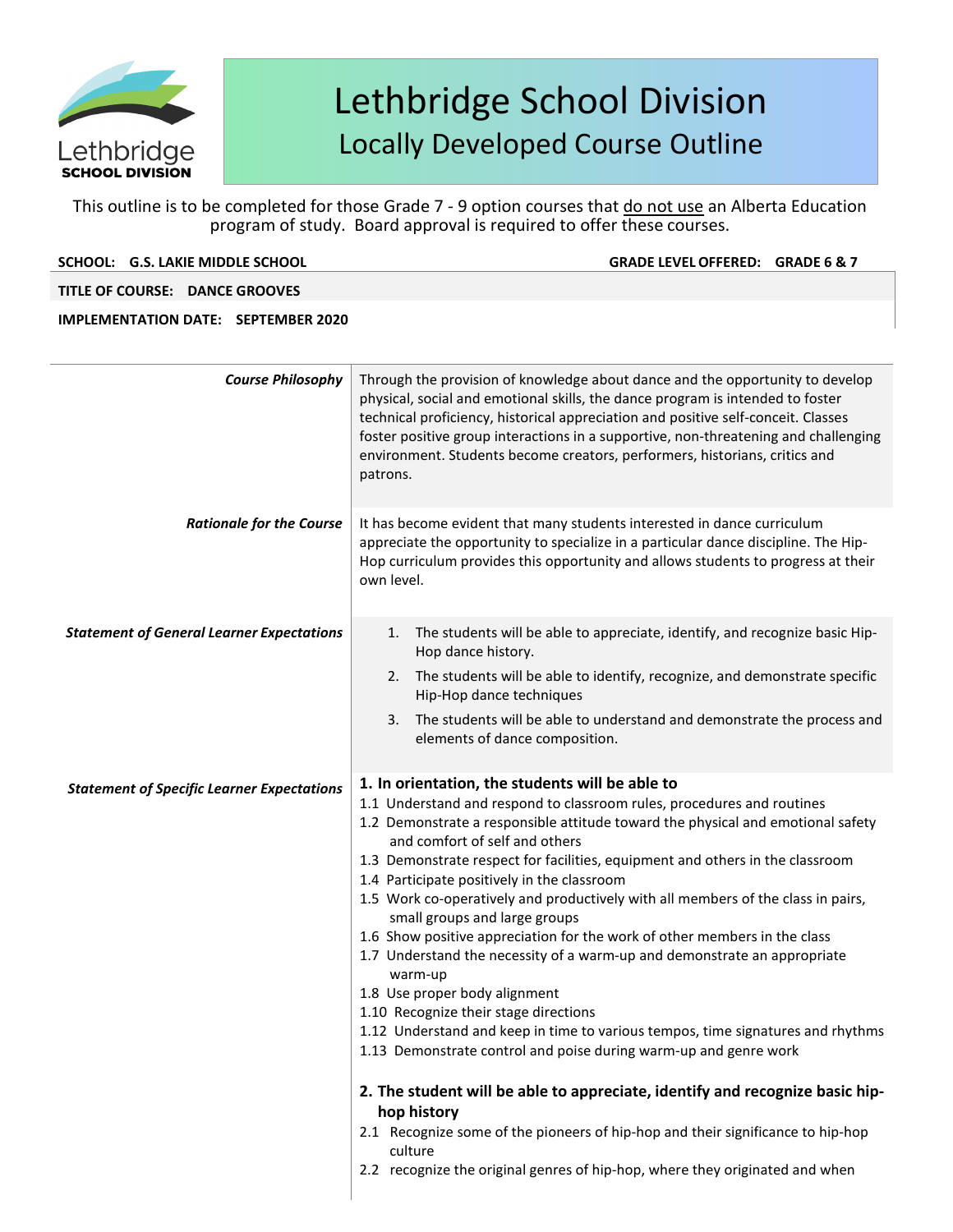# Lethbridge School Division

## Locally Developed Course Outline

This outline is to be completed for those Grade 7 - 9 option courses that do not use an Alberta Education program of study. Board approval is required to offer these courses.

**SCHOOL: G.S. LAKIE MIDDLE SCHOOL** **GRADE LEVEL OFFERED: GRADE 6 & 7**

**TITLE OF COURSE: DANCE GROOVES**

**IMPLEMENTATION DATE: SEPTEMBER 2020**

***Course Philosophy***

Through the provision of knowledge about dance and the opportunity to develop physical, social and emotional skills, the dance program is intended to foster technical proficiency, historical appreciation and positive self-conceit. Classes foster positive group interactions in a supportive, non-threatening and challenging environment. Students become creators, performers, historians, critics and patrons.

***Rationale for the Course***

It has become evident that many students interested in dance curriculum appreciate the opportunity to specialize in a particular dance discipline. The Hip-Hop curriculum provides this opportunity and allows students to progress at their own level.

***Statement of General Learner Expectations***

1. The students will be able to appreciate, identify, and recognize basic Hip-Hop dance history.
2. The students will be able to identify, recognize, and demonstrate specific Hip-Hop dance techniques
3. The students will be able to understand and demonstrate the process and elements of dance composition.

***Statement of Specific Learner Expectations***

**1. In orientation, the students will be able to**

1.1 Understand and respond to classroom rules, procedures and routines
1.2 Demonstrate a responsible attitude toward the physical and emotional safety and comfort of self and others
1.3 Demonstrate respect for facilities, equipment and others in the classroom
1.4 Participate positively in the classroom
1.5 Work co-operatively and productively with all members of the class in pairs, small groups and large groups
1.6 Show positive appreciation for the work of other members in the class
1.7 Understand the necessity of a warm-up and demonstrate an appropriate warm-up
1.8 Use proper body alignment
1.10 Recognize their stage directions
1.12 Understand and keep in time to various tempos, time signatures and rhythms
1.13 Demonstrate control and poise during warm-up and genre work

**2. The student will be able to appreciate, identify and recognize basic hip-hop history**

2.1 Recognize some of the pioneers of hip-hop and their significance to hip-hop culture
2.2 recognize the original genres of hip-hop, where they originated and when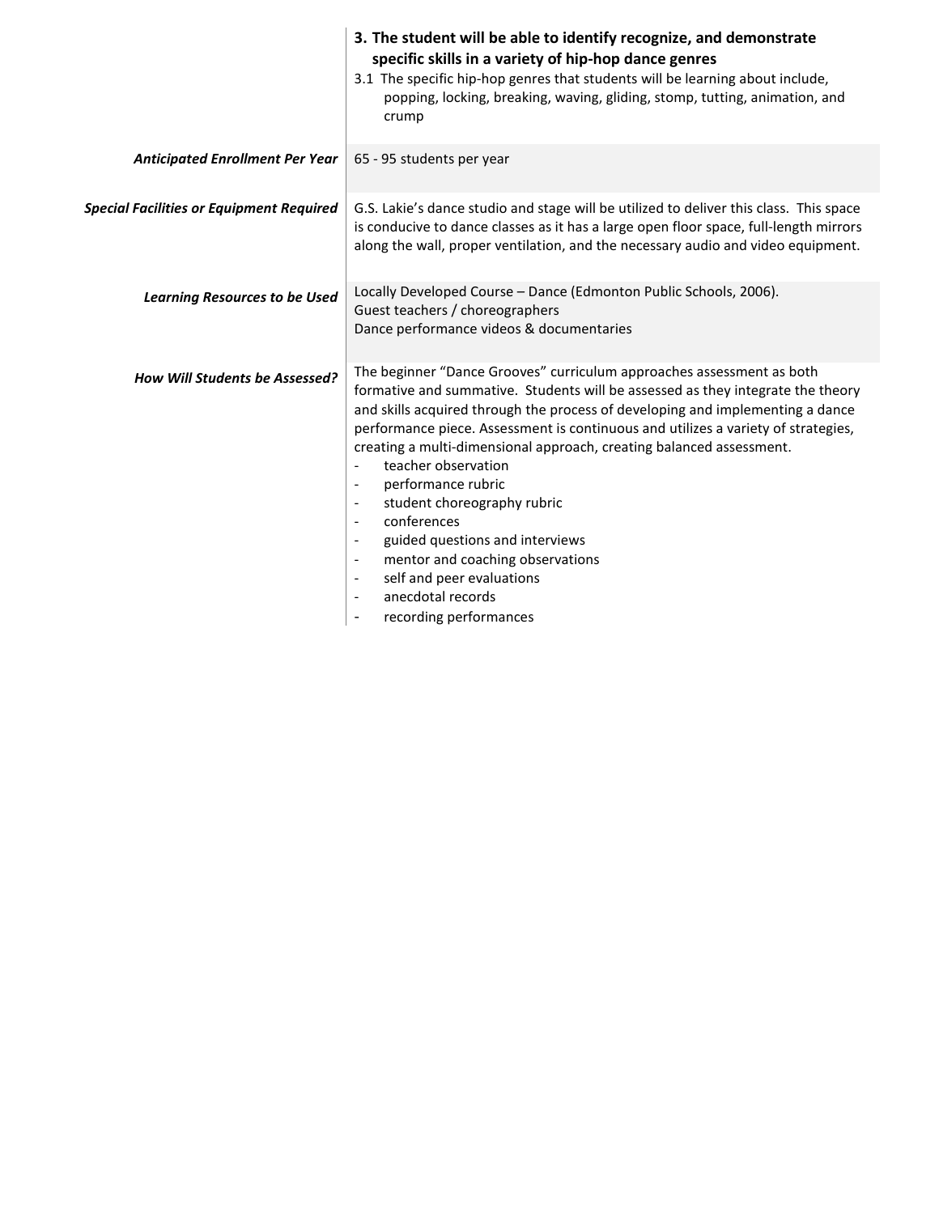**3. The student will be able to identify recognize, and demonstrate specific skills in a variety of hip-hop dance genres**

3.1 The specific hip-hop genres that students will be learning about include, popping, locking, breaking, waving, gliding, stomp, tutting, animation, and crump

| | |
|---|---|
| ***Anticipated Enrollment Per Year*** | 65 - 95 students per year |
| ***Special Facilities or Equipment Required*** | G.S. Lakie's dance studio and stage will be utilized to deliver this class. This space is conducive to dance classes as it has a large open floor space, full-length mirrors along the wall, proper ventilation, and the necessary audio and video equipment. |
| ***Learning Resources to be Used*** | Locally Developed Course – Dance (Edmonton Public Schools, 2006).<br>Guest teachers / choreographers<br>Dance performance videos & documentaries |
| ***How Will Students be Assessed?*** | The beginner "Dance Grooves" curriculum approaches assessment as both formative and summative. Students will be assessed as they integrate the theory and skills acquired through the process of developing and implementing a dance performance piece. Assessment is continuous and utilizes a variety of strategies, creating a multi-dimensional approach, creating balanced assessment.<br>- teacher observation<br>- performance rubric<br>- student choreography rubric<br>- conferences<br>- guided questions and interviews<br>- mentor and coaching observations<br>- self and peer evaluations<br>- anecdotal records<br>- recording performances |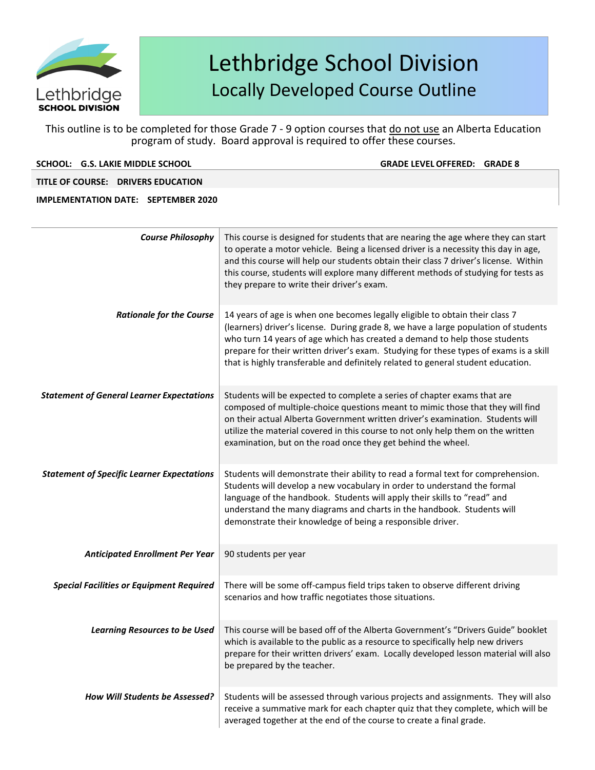# Lethbridge School Division
## Locally Developed Course Outline

This outline is to be completed for those Grade 7 - 9 option courses that do not use an Alberta Education program of study. Board approval is required to offer these courses.

**SCHOOL: G.S. LAKIE MIDDLE SCHOOL** **GRADE LEVEL OFFERED: GRADE 8**

**TITLE OF COURSE: DRIVERS EDUCATION**

**IMPLEMENTATION DATE: SEPTEMBER 2020**

| | |
|---|---|
| ***Course Philosophy*** | This course is designed for students that are nearing the age where they can start to operate a motor vehicle. Being a licensed driver is a necessity this day in age, and this course will help our students obtain their class 7 driver's license. Within this course, students will explore many different methods of studying for tests as they prepare to write their driver's exam. |
| ***Rationale for the Course*** | 14 years of age is when one becomes legally eligible to obtain their class 7 (learners) driver's license. During grade 8, we have a large population of students who turn 14 years of age which has created a demand to help those students prepare for their written driver's exam. Studying for these types of exams is a skill that is highly transferable and definitely related to general student education. |
| ***Statement of General Learner Expectations*** | Students will be expected to complete a series of chapter exams that are composed of multiple-choice questions meant to mimic those that they will find on their actual Alberta Government written driver's examination. Students will utilize the material covered in this course to not only help them on the written examination, but on the road once they get behind the wheel. |
| ***Statement of Specific Learner Expectations*** | Students will demonstrate their ability to read a formal text for comprehension. Students will develop a new vocabulary in order to understand the formal language of the handbook. Students will apply their skills to "read" and understand the many diagrams and charts in the handbook. Students will demonstrate their knowledge of being a responsible driver. |
| ***Anticipated Enrollment Per Year*** | 90 students per year |
| ***Special Facilities or Equipment Required*** | There will be some off-campus field trips taken to observe different driving scenarios and how traffic negotiates those situations. |
| ***Learning Resources to be Used*** | This course will be based off of the Alberta Government's "Drivers Guide" booklet which is available to the public as a resource to specifically help new drivers prepare for their written drivers' exam. Locally developed lesson material will also be prepared by the teacher. |
| ***How Will Students be Assessed?*** | Students will be assessed through various projects and assignments. They will also receive a summative mark for each chapter quiz that they complete, which will be averaged together at the end of the course to create a final grade. |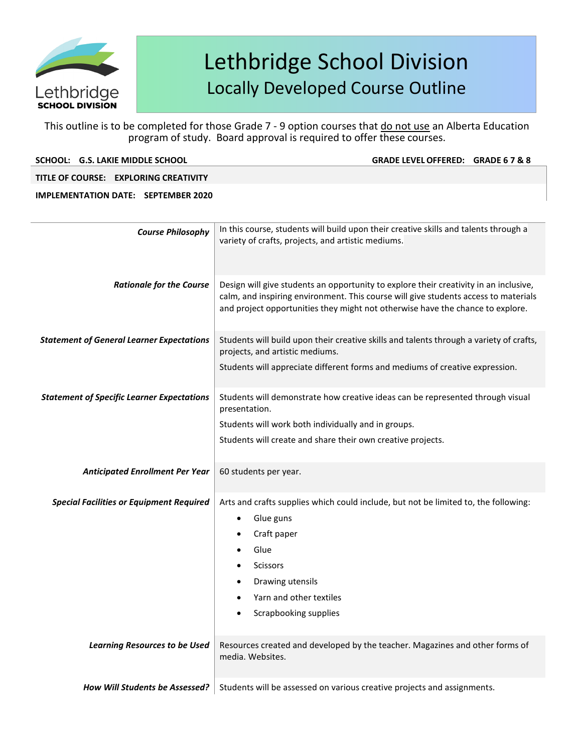# Lethbridge School Division
## Locally Developed Course Outline

This outline is to be completed for those Grade 7 - 9 option courses that do not use an Alberta Education program of study. Board approval is required to offer these courses.

**SCHOOL:** G.S. LAKIE MIDDLE SCHOOL **GRADE LEVEL OFFERED:** GRADE 6 7 & 8

**TITLE OF COURSE:** EXPLORING CREATIVITY

**IMPLEMENTATION DATE:** SEPTEMBER 2020

| | |
|---|---|
| ***Course Philosophy*** | In this course, students will build upon their creative skills and talents through a variety of crafts, projects, and artistic mediums. |
| ***Rationale for the Course*** | Design will give students an opportunity to explore their creativity in an inclusive, calm, and inspiring environment. This course will give students access to materials and project opportunities they might not otherwise have the chance to explore. |
| ***Statement of General Learner Expectations*** | Students will build upon their creative skills and talents through a variety of crafts, projects, and artistic mediums.<br>Students will appreciate different forms and mediums of creative expression. |
| ***Statement of Specific Learner Expectations*** | Students will demonstrate how creative ideas can be represented through visual presentation.<br>Students will work both individually and in groups.<br>Students will create and share their own creative projects. |
| ***Anticipated Enrollment Per Year*** | 60 students per year. |
| ***Special Facilities or Equipment Required*** | Arts and crafts supplies which could include, but not be limited to, the following:<br>• Glue guns<br>• Craft paper<br>• Glue<br>• Scissors<br>• Drawing utensils<br>• Yarn and other textiles<br>• Scrapbooking supplies |
| ***Learning Resources to be Used*** | Resources created and developed by the teacher. Magazines and other forms of media. Websites. |
| ***How Will Students be Assessed?*** | Students will be assessed on various creative projects and assignments. |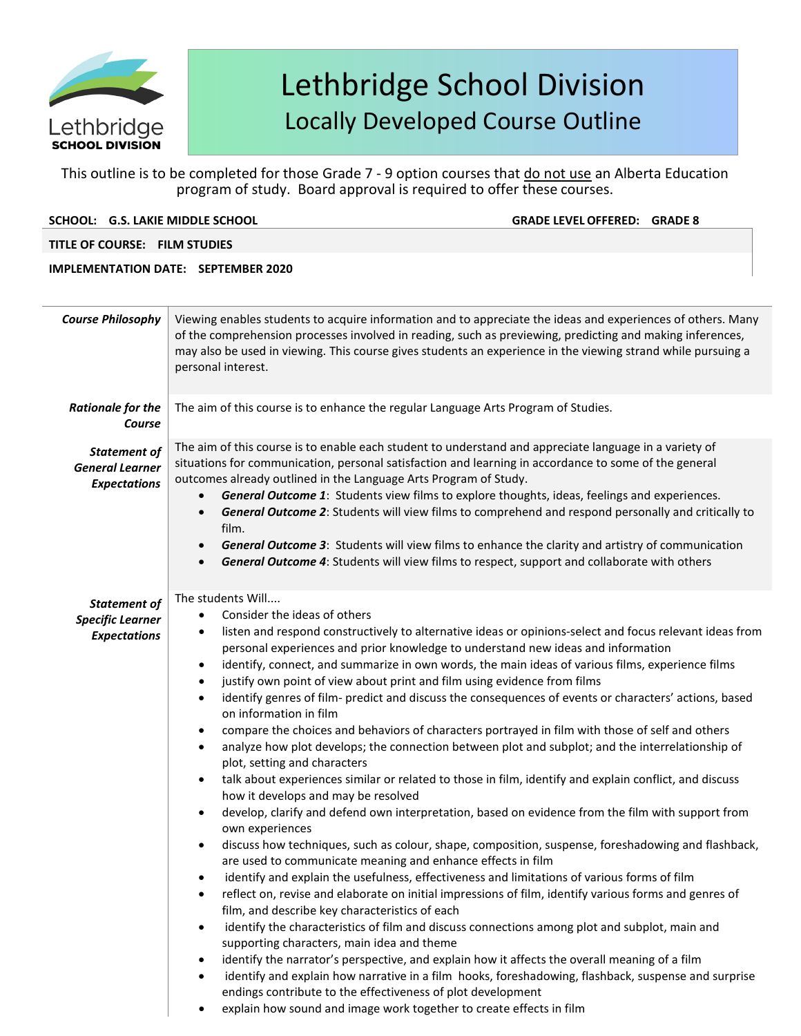# Lethbridge School Division

## Locally Developed Course Outline

This outline is to be completed for those Grade 7 - 9 option courses that do not use an Alberta Education program of study. Board approval is required to offer these courses.

**SCHOOL: G.S. LAKIE MIDDLE SCHOOL** | **GRADE LEVEL OFFERED: GRADE 8**

**TITLE OF COURSE: FILM STUDIES**

**IMPLEMENTATION DATE: SEPTEMBER 2020**

| | |
|---|---|
| ***Course Philosophy*** | Viewing enables students to acquire information and to appreciate the ideas and experiences of others. Many of the comprehension processes involved in reading, such as previewing, predicting and making inferences, may also be used in viewing. This course gives students an experience in the viewing strand while pursuing a personal interest. |
| ***Rationale for the Course*** | The aim of this course is to enhance the regular Language Arts Program of Studies. |
| ***Statement of General Learner Expectations*** | The aim of this course is to enable each student to understand and appreciate language in a variety of situations for communication, personal satisfaction and learning in accordance to some of the general outcomes already outlined in the Language Arts Program of Study.<br>• ***General Outcome 1***: Students view films to explore thoughts, ideas, feelings and experiences.<br>• ***General Outcome 2***: Students will view films to comprehend and respond personally and critically to film.<br>• ***General Outcome 3***: Students will view films to enhance the clarity and artistry of communication<br>• ***General Outcome 4***: Students will view films to respect, support and collaborate with others |
| ***Statement of Specific Learner Expectations*** | The students Will....<br>• Consider the ideas of others<br>• listen and respond constructively to alternative ideas or opinions-select and focus relevant ideas from personal experiences and prior knowledge to understand new ideas and information<br>• identify, connect, and summarize in own words, the main ideas of various films, experience films<br>• justify own point of view about print and film using evidence from films<br>• identify genres of film- predict and discuss the consequences of events or characters' actions, based on information in film<br>• compare the choices and behaviors of characters portrayed in film with those of self and others<br>• analyze how plot develops; the connection between plot and subplot; and the interrelationship of plot, setting and characters<br>• talk about experiences similar or related to those in film, identify and explain conflict, and discuss how it develops and may be resolved<br>• develop, clarify and defend own interpretation, based on evidence from the film with support from own experiences<br>• discuss how techniques, such as colour, shape, composition, suspense, foreshadowing and flashback, are used to communicate meaning and enhance effects in film<br>• identify and explain the usefulness, effectiveness and limitations of various forms of film<br>• reflect on, revise and elaborate on initial impressions of film, identify various forms and genres of film, and describe key characteristics of each<br>• identify the characteristics of film and discuss connections among plot and subplot, main and supporting characters, main idea and theme<br>• identify the narrator's perspective, and explain how it affects the overall meaning of a film<br>• identify and explain how narrative in a film hooks, foreshadowing, flashback, suspense and surprise endings contribute to the effectiveness of plot development<br>• explain how sound and image work together to create effects in film |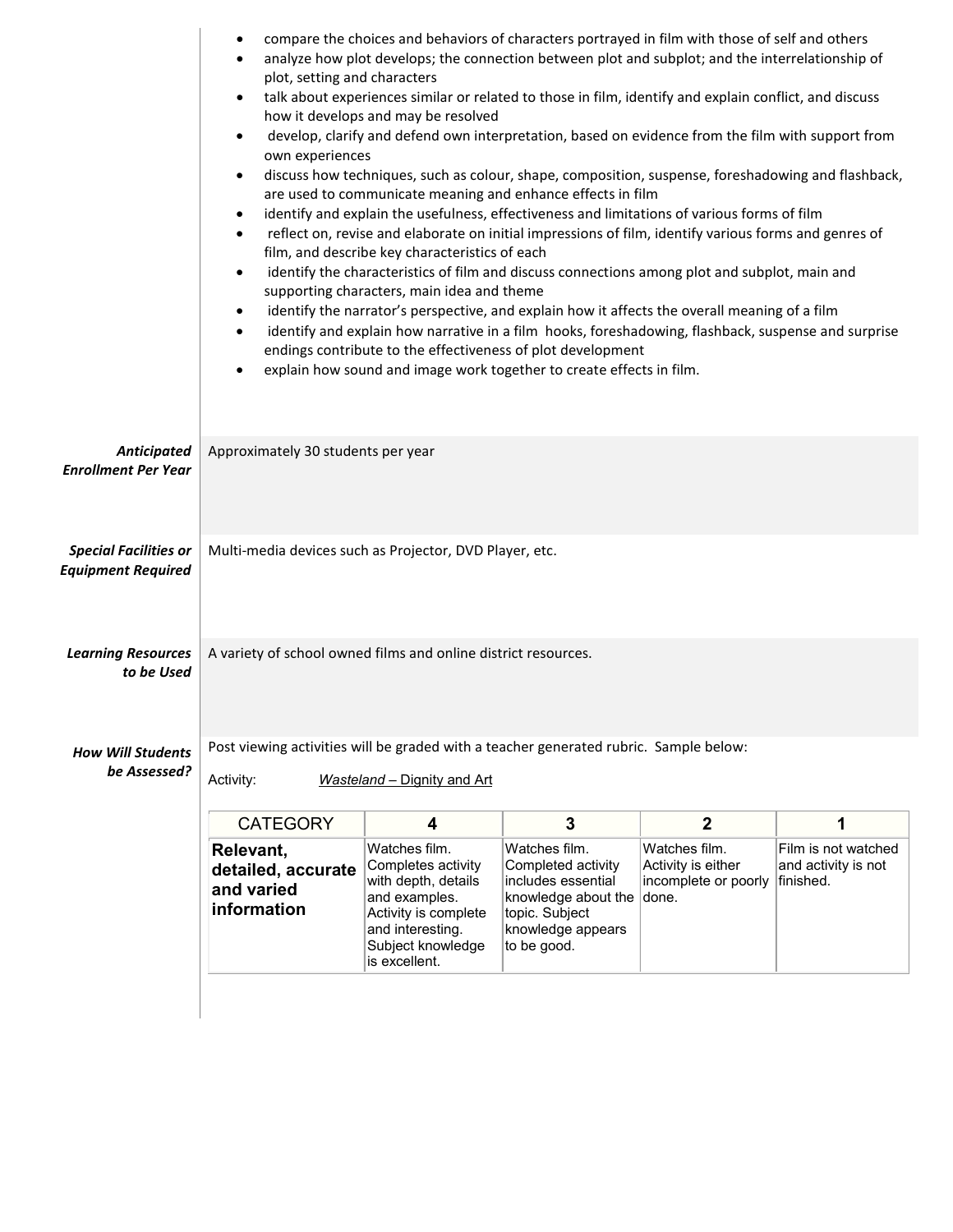- compare the choices and behaviors of characters portrayed in film with those of self and others
- analyze how plot develops; the connection between plot and subplot; and the interrelationship of plot, setting and characters
- talk about experiences similar or related to those in film, identify and explain conflict, and discuss how it develops and may be resolved
- develop, clarify and defend own interpretation, based on evidence from the film with support from own experiences
- discuss how techniques, such as colour, shape, composition, suspense, foreshadowing and flashback, are used to communicate meaning and enhance effects in film
- identify and explain the usefulness, effectiveness and limitations of various forms of film
- reflect on, revise and elaborate on initial impressions of film, identify various forms and genres of film, and describe key characteristics of each
- identify the characteristics of film and discuss connections among plot and subplot, main and supporting characters, main idea and theme
- identify the narrator's perspective, and explain how it affects the overall meaning of a film
- identify and explain how narrative in a film hooks, foreshadowing, flashback, suspense and surprise endings contribute to the effectiveness of plot development
- explain how sound and image work together to create effects in film.

***Anticipated Enrollment Per Year***

Approximately 30 students per year

***Special Facilities or Equipment Required***

Multi-media devices such as Projector, DVD Player, etc.

***Learning Resources to be Used***

A variety of school owned films and online district resources.

***How Will Students be Assessed?***

Post viewing activities will be graded with a teacher generated rubric. Sample below:

Activity: *Wasteland* – Dignity and Art

| CATEGORY | 4 | 3 | 2 | 1 |
|---|---|---|---|---|
| **Relevant, detailed, accurate and varied information** | Watches film. Completes activity with depth, details and examples. Activity is complete and interesting. Subject knowledge is excellent. | Watches film. Completed activity includes essential knowledge about the topic. Subject knowledge appears to be good. | Watches film. Activity is either incomplete or poorly done. | Film is not watched and activity is not finished. |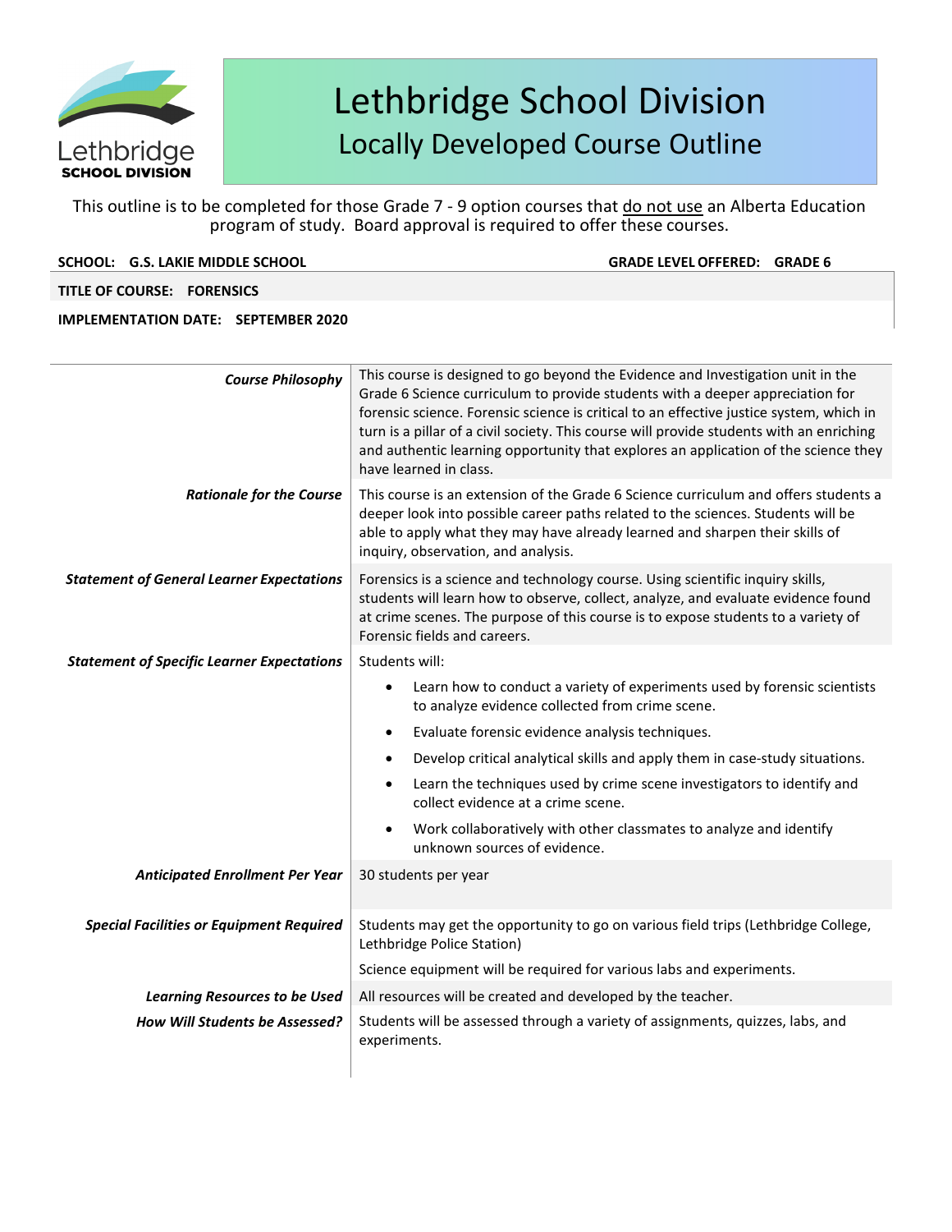# Lethbridge School Division

## Locally Developed Course Outline

This outline is to be completed for those Grade 7 - 9 option courses that do not use an Alberta Education program of study. Board approval is required to offer these courses.

**SCHOOL: G.S. LAKIE MIDDLE SCHOOL** **GRADE LEVEL OFFERED: GRADE 6**

**TITLE OF COURSE: FORENSICS**

**IMPLEMENTATION DATE: SEPTEMBER 2020**

| | |
|---|---|
| ***Course Philosophy*** | This course is designed to go beyond the Evidence and Investigation unit in the Grade 6 Science curriculum to provide students with a deeper appreciation for forensic science. Forensic science is critical to an effective justice system, which in turn is a pillar of a civil society. This course will provide students with an enriching and authentic learning opportunity that explores an application of the science they have learned in class. |
| ***Rationale for the Course*** | This course is an extension of the Grade 6 Science curriculum and offers students a deeper look into possible career paths related to the sciences. Students will be able to apply what they may have already learned and sharpen their skills of inquiry, observation, and analysis. |
| ***Statement of General Learner Expectations*** | Forensics is a science and technology course. Using scientific inquiry skills, students will learn how to observe, collect, analyze, and evaluate evidence found at crime scenes. The purpose of this course is to expose students to a variety of Forensic fields and careers. |
| ***Statement of Specific Learner Expectations*** | Students will:<br>• Learn how to conduct a variety of experiments used by forensic scientists to analyze evidence collected from crime scene.<br>• Evaluate forensic evidence analysis techniques.<br>• Develop critical analytical skills and apply them in case-study situations.<br>• Learn the techniques used by crime scene investigators to identify and collect evidence at a crime scene.<br>• Work collaboratively with other classmates to analyze and identify unknown sources of evidence. |
| ***Anticipated Enrollment Per Year*** | 30 students per year |
| ***Special Facilities or Equipment Required*** | Students may get the opportunity to go on various field trips (Lethbridge College, Lethbridge Police Station)<br>Science equipment will be required for various labs and experiments. |
| ***Learning Resources to be Used*** | All resources will be created and developed by the teacher. |
| ***How Will Students be Assessed?*** | Students will be assessed through a variety of assignments, quizzes, labs, and experiments. |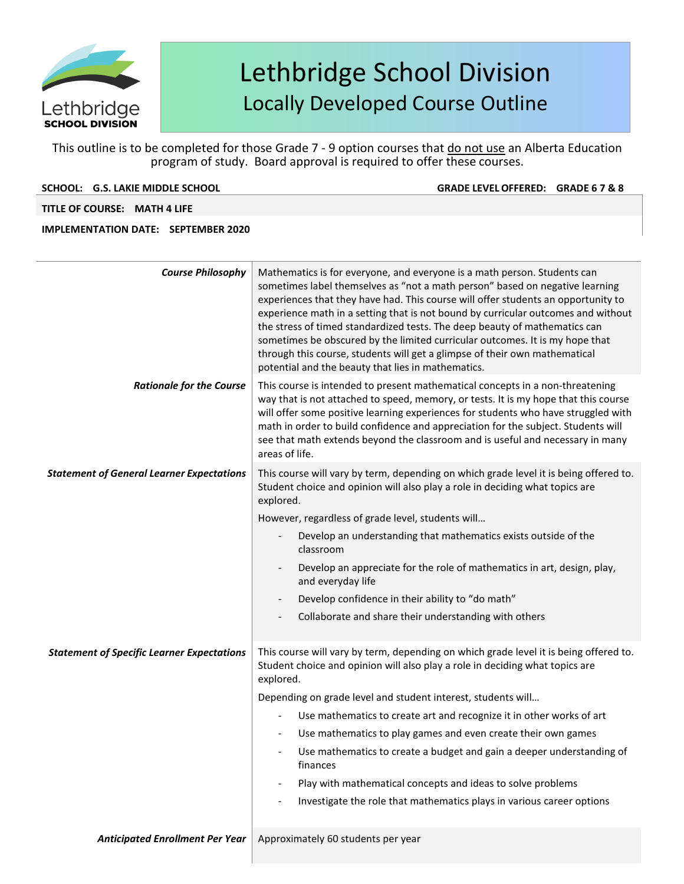# Lethbridge School Division

## Locally Developed Course Outline

This outline is to be completed for those Grade 7 - 9 option courses that do not use an Alberta Education program of study. Board approval is required to offer these courses.

**SCHOOL: G.S. LAKIE MIDDLE SCHOOL** **GRADE LEVEL OFFERED: GRADE 6 7 & 8**

**TITLE OF COURSE: MATH 4 LIFE**

**IMPLEMENTATION DATE: SEPTEMBER 2020**

| | |
|---|---|
| ***Course Philosophy*** | Mathematics is for everyone, and everyone is a math person. Students can sometimes label themselves as "not a math person" based on negative learning experiences that they have had. This course will offer students an opportunity to experience math in a setting that is not bound by curricular outcomes and without the stress of timed standardized tests. The deep beauty of mathematics can sometimes be obscured by the limited curricular outcomes. It is my hope that through this course, students will get a glimpse of their own mathematical potential and the beauty that lies in mathematics. |
| ***Rationale for the Course*** | This course is intended to present mathematical concepts in a non-threatening way that is not attached to speed, memory, or tests. It is my hope that this course will offer some positive learning experiences for students who have struggled with math in order to build confidence and appreciation for the subject. Students will see that math extends beyond the classroom and is useful and necessary in many areas of life. |
| ***Statement of General Learner Expectations*** | This course will vary by term, depending on which grade level it is being offered to. Student choice and opinion will also play a role in deciding what topics are explored.<br><br>However, regardless of grade level, students will…<br>- Develop an understanding that mathematics exists outside of the classroom<br>- Develop an appreciate for the role of mathematics in art, design, play, and everyday life<br>- Develop confidence in their ability to "do math"<br>- Collaborate and share their understanding with others |
| ***Statement of Specific Learner Expectations*** | This course will vary by term, depending on which grade level it is being offered to. Student choice and opinion will also play a role in deciding what topics are explored.<br><br>Depending on grade level and student interest, students will…<br>- Use mathematics to create art and recognize it in other works of art<br>- Use mathematics to play games and even create their own games<br>- Use mathematics to create a budget and gain a deeper understanding of finances<br>- Play with mathematical concepts and ideas to solve problems<br>- Investigate the role that mathematics plays in various career options |
| ***Anticipated Enrollment Per Year*** | Approximately 60 students per year |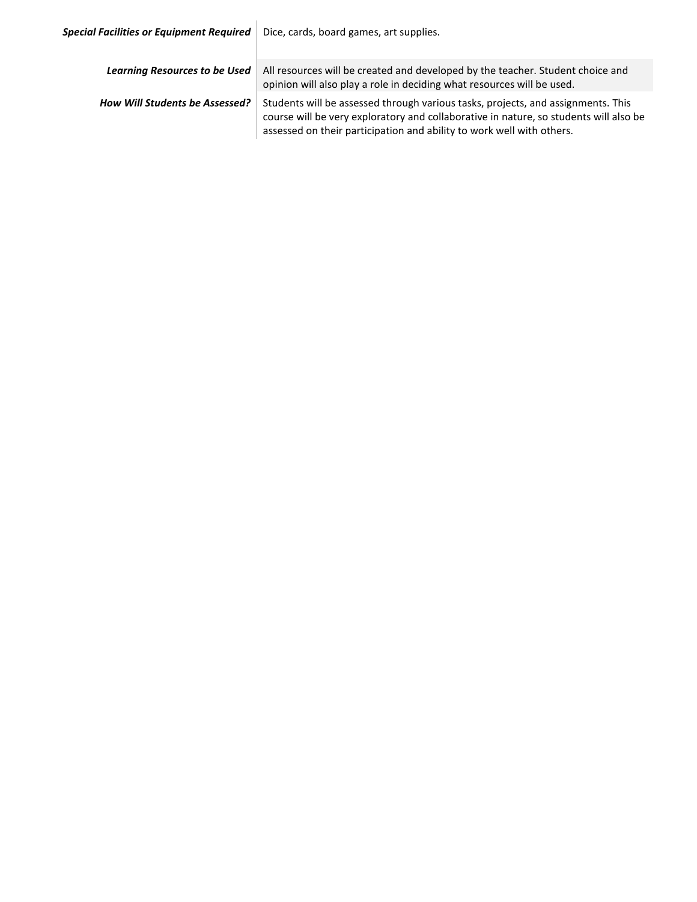| | |
|---|---|
| ***Special Facilities or Equipment Required*** | Dice, cards, board games, art supplies. |
| ***Learning Resources to be Used*** | All resources will be created and developed by the teacher. Student choice and opinion will also play a role in deciding what resources will be used. |
| ***How Will Students be Assessed?*** | Students will be assessed through various tasks, projects, and assignments. This course will be very exploratory and collaborative in nature, so students will also be assessed on their participation and ability to work well with others. |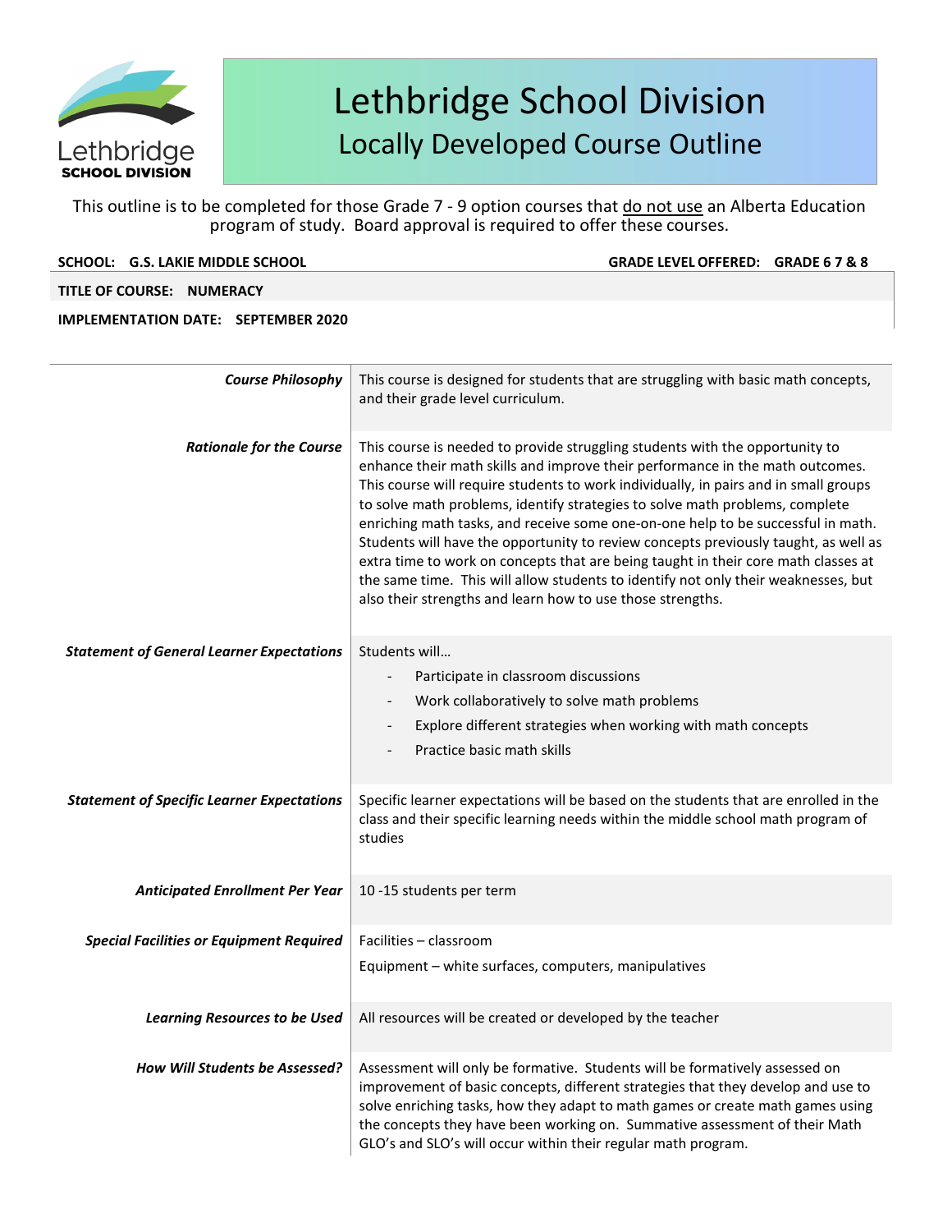# Lethbridge School Division

## Locally Developed Course Outline

This outline is to be completed for those Grade 7 - 9 option courses that do not use an Alberta Education program of study. Board approval is required to offer these courses.

**SCHOOL: G.S. LAKIE MIDDLE SCHOOL** **GRADE LEVEL OFFERED: GRADE 6 7 & 8**

**TITLE OF COURSE: NUMERACY**

**IMPLEMENTATION DATE: SEPTEMBER 2020**

| | |
|---|---|
| ***Course Philosophy*** | This course is designed for students that are struggling with basic math concepts, and their grade level curriculum. |
| ***Rationale for the Course*** | This course is needed to provide struggling students with the opportunity to enhance their math skills and improve their performance in the math outcomes. This course will require students to work individually, in pairs and in small groups to solve math problems, identify strategies to solve math problems, complete enriching math tasks, and receive some one-on-one help to be successful in math. Students will have the opportunity to review concepts previously taught, as well as extra time to work on concepts that are being taught in their core math classes at the same time. This will allow students to identify not only their weaknesses, but also their strengths and learn how to use those strengths. |
| ***Statement of General Learner Expectations*** | Students will… <br>- Participate in classroom discussions<br>- Work collaboratively to solve math problems<br>- Explore different strategies when working with math concepts<br>- Practice basic math skills |
| ***Statement of Specific Learner Expectations*** | Specific learner expectations will be based on the students that are enrolled in the class and their specific learning needs within the middle school math program of studies |
| ***Anticipated Enrollment Per Year*** | 10 -15 students per term |
| ***Special Facilities or Equipment Required*** | Facilities – classroom<br>Equipment – white surfaces, computers, manipulatives |
| ***Learning Resources to be Used*** | All resources will be created or developed by the teacher |
| ***How Will Students be Assessed?*** | Assessment will only be formative. Students will be formatively assessed on improvement of basic concepts, different strategies that they develop and use to solve enriching tasks, how they adapt to math games or create math games using the concepts they have been working on. Summative assessment of their Math GLO's and SLO's will occur within their regular math program. |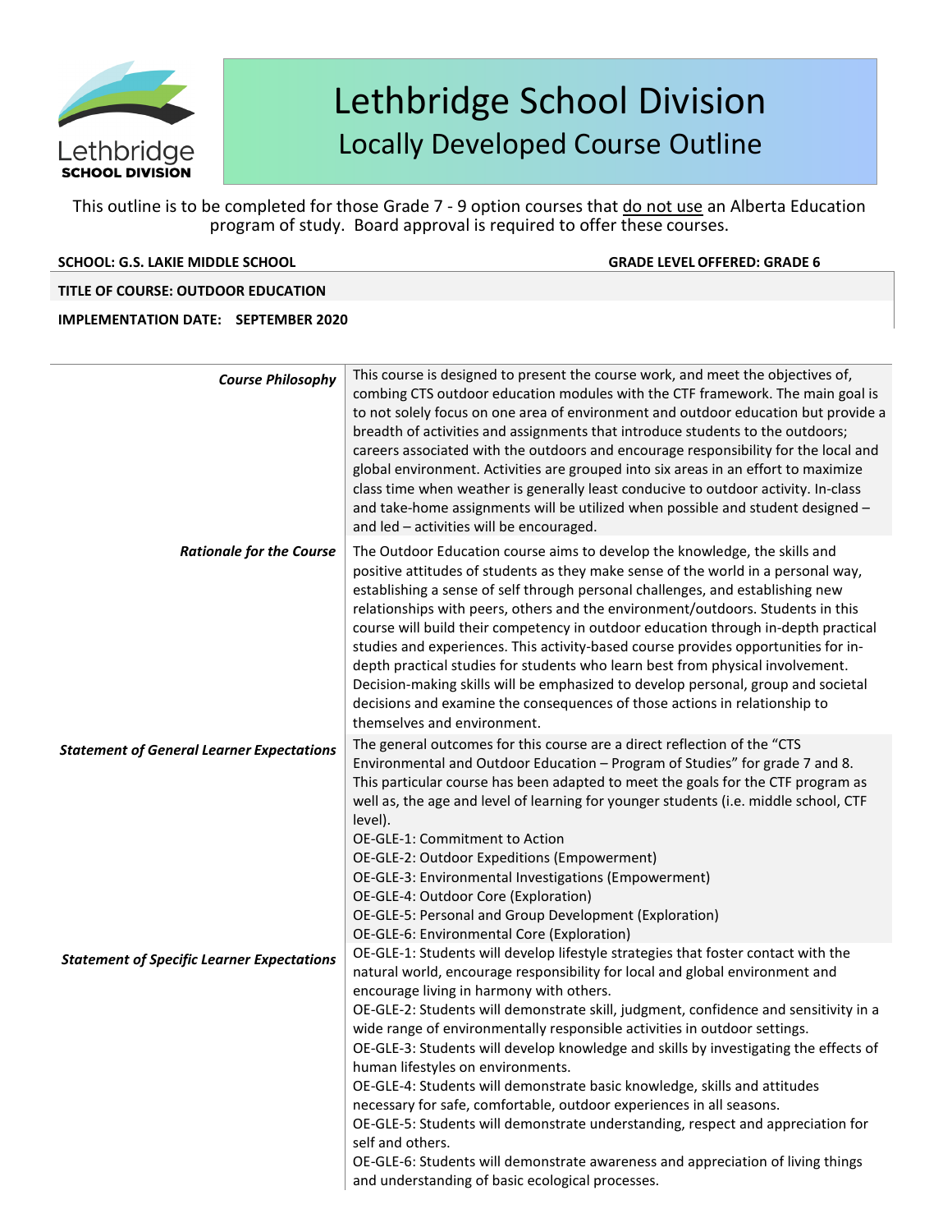# Lethbridge School Division

## Locally Developed Course Outline

This outline is to be completed for those Grade 7 - 9 option courses that do not use an Alberta Education program of study. Board approval is required to offer these courses.

**SCHOOL: G.S. LAKIE MIDDLE SCHOOL** **GRADE LEVEL OFFERED: GRADE 6**

**TITLE OF COURSE: OUTDOOR EDUCATION**

**IMPLEMENTATION DATE: SEPTEMBER 2020**

| | |
|---|---|
| ***Course Philosophy*** | This course is designed to present the course work, and meet the objectives of, combing CTS outdoor education modules with the CTF framework. The main goal is to not solely focus on one area of environment and outdoor education but provide a breadth of activities and assignments that introduce students to the outdoors; careers associated with the outdoors and encourage responsibility for the local and global environment. Activities are grouped into six areas in an effort to maximize class time when weather is generally least conducive to outdoor activity. In-class and take-home assignments will be utilized when possible and student designed – and led – activities will be encouraged. |
| ***Rationale for the Course*** | The Outdoor Education course aims to develop the knowledge, the skills and positive attitudes of students as they make sense of the world in a personal way, establishing a sense of self through personal challenges, and establishing new relationships with peers, others and the environment/outdoors. Students in this course will build their competency in outdoor education through in-depth practical studies and experiences. This activity-based course provides opportunities for in-depth practical studies for students who learn best from physical involvement. Decision-making skills will be emphasized to develop personal, group and societal decisions and examine the consequences of those actions in relationship to themselves and environment. |
| ***Statement of General Learner Expectations*** | The general outcomes for this course are a direct reflection of the "CTS Environmental and Outdoor Education – Program of Studies" for grade 7 and 8. This particular course has been adapted to meet the goals for the CTF program as well as, the age and level of learning for younger students (i.e. middle school, CTF level).<br>OE-GLE-1: Commitment to Action<br>OE-GLE-2: Outdoor Expeditions (Empowerment)<br>OE-GLE-3: Environmental Investigations (Empowerment)<br>OE-GLE-4: Outdoor Core (Exploration)<br>OE-GLE-5: Personal and Group Development (Exploration)<br>OE-GLE-6: Environmental Core (Exploration) |
| ***Statement of Specific Learner Expectations*** | OE-GLE-1: Students will develop lifestyle strategies that foster contact with the natural world, encourage responsibility for local and global environment and encourage living in harmony with others.<br>OE-GLE-2: Students will demonstrate skill, judgment, confidence and sensitivity in a wide range of environmentally responsible activities in outdoor settings.<br>OE-GLE-3: Students will develop knowledge and skills by investigating the effects of human lifestyles on environments.<br>OE-GLE-4: Students will demonstrate basic knowledge, skills and attitudes necessary for safe, comfortable, outdoor experiences in all seasons.<br>OE-GLE-5: Students will demonstrate understanding, respect and appreciation for self and others.<br>OE-GLE-6: Students will demonstrate awareness and appreciation of living things and understanding of basic ecological processes. |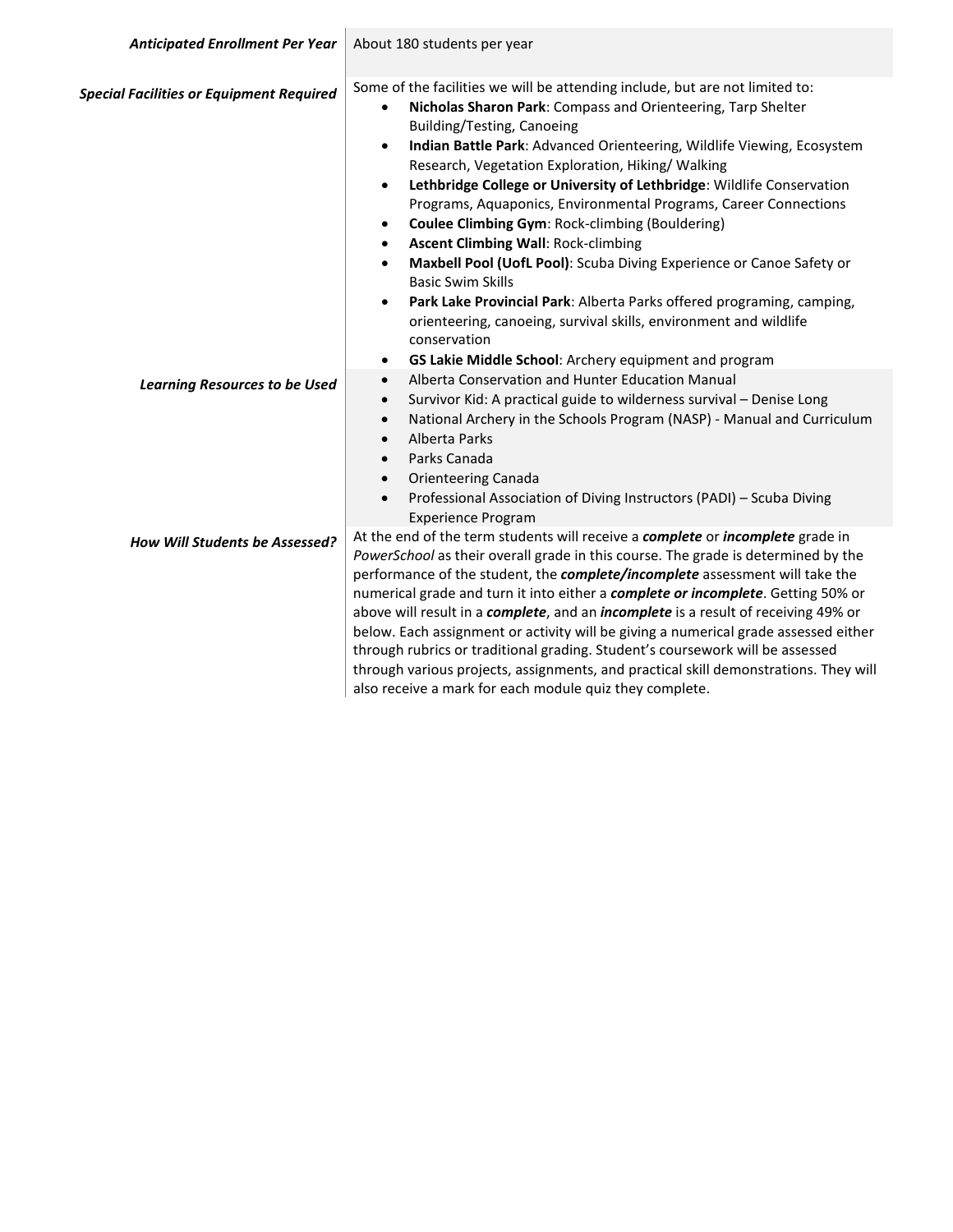| | |
|---|---|
| ***Anticipated Enrollment Per Year*** | About 180 students per year |
| ***Special Facilities or Equipment Required*** | Some of the facilities we will be attending include, but are not limited to:<br>• **Nicholas Sharon Park**: Compass and Orienteering, Tarp Shelter Building/Testing, Canoeing<br>• **Indian Battle Park**: Advanced Orienteering, Wildlife Viewing, Ecosystem Research, Vegetation Exploration, Hiking/ Walking<br>• **Lethbridge College or University of Lethbridge**: Wildlife Conservation Programs, Aquaponics, Environmental Programs, Career Connections<br>• **Coulee Climbing Gym**: Rock-climbing (Bouldering)<br>• **Ascent Climbing Wall**: Rock-climbing<br>• **Maxbell Pool (UofL Pool)**: Scuba Diving Experience or Canoe Safety or Basic Swim Skills<br>• **Park Lake Provincial Park**: Alberta Parks offered programing, camping, orienteering, canoeing, survival skills, environment and wildlife conservation<br>• **GS Lakie Middle School**: Archery equipment and program |
| ***Learning Resources to be Used*** | • Alberta Conservation and Hunter Education Manual<br>• Survivor Kid: A practical guide to wilderness survival – Denise Long<br>• National Archery in the Schools Program (NASP) - Manual and Curriculum<br>• Alberta Parks<br>• Parks Canada<br>• Orienteering Canada<br>• Professional Association of Diving Instructors (PADI) – Scuba Diving Experience Program |
| ***How Will Students be Assessed?*** | At the end of the term students will receive a ***complete*** or ***incomplete*** grade in *PowerSchool* as their overall grade in this course. The grade is determined by the performance of the student, the ***complete/incomplete*** assessment will take the numerical grade and turn it into either a ***complete or incomplete***. Getting 50% or above will result in a ***complete***, and an ***incomplete*** is a result of receiving 49% or below. Each assignment or activity will be giving a numerical grade assessed either through rubrics or traditional grading. Student's coursework will be assessed through various projects, assignments, and practical skill demonstrations. They will also receive a mark for each module quiz they complete. |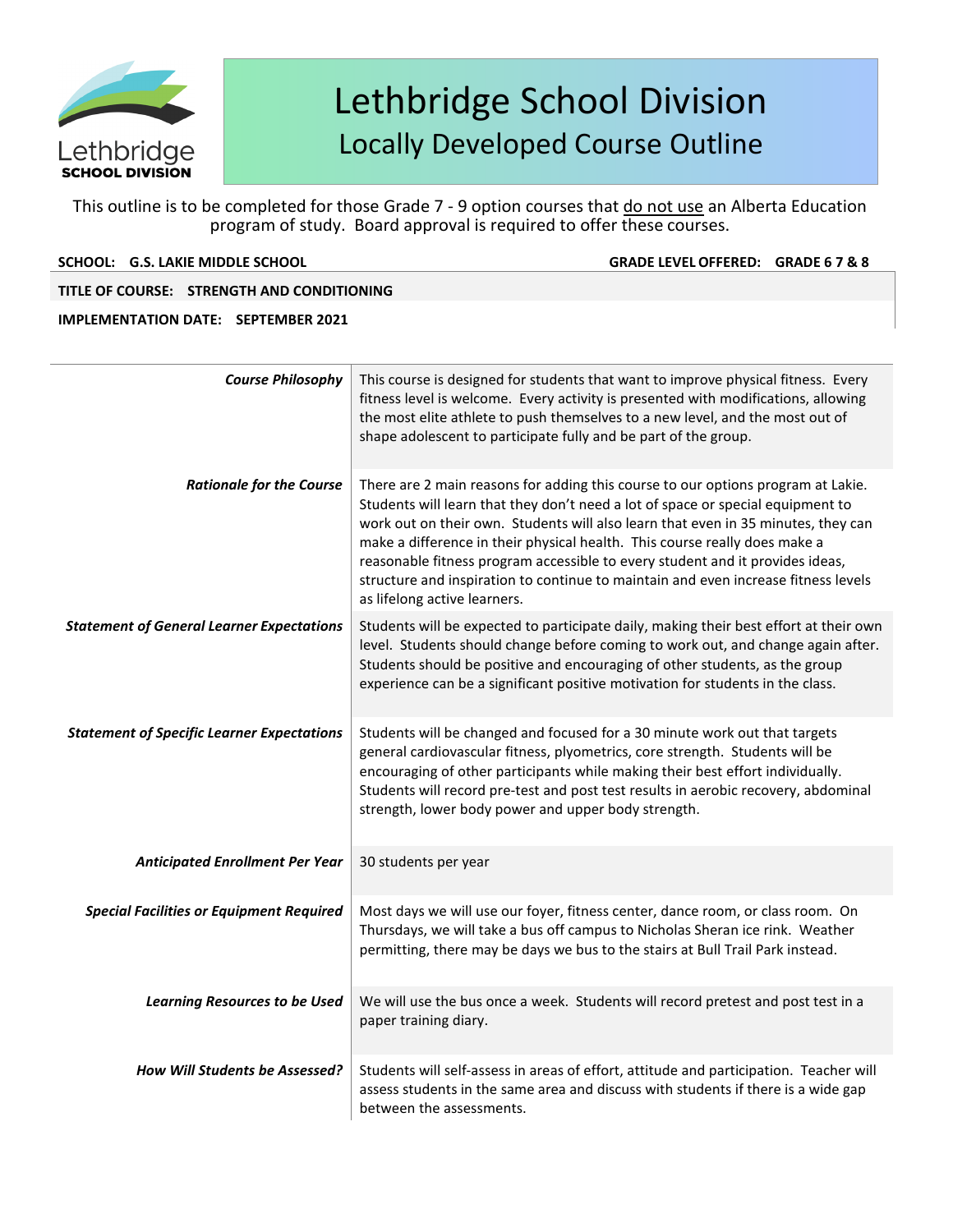# Lethbridge School Division

## Locally Developed Course Outline

This outline is to be completed for those Grade 7 - 9 option courses that do not use an Alberta Education program of study. Board approval is required to offer these courses.

**SCHOOL: G.S. LAKIE MIDDLE SCHOOL** **GRADE LEVEL OFFERED: GRADE 6 7 & 8**

**TITLE OF COURSE: STRENGTH AND CONDITIONING**

**IMPLEMENTATION DATE: SEPTEMBER 2021**

| | |
|---|---|
| ***Course Philosophy*** | This course is designed for students that want to improve physical fitness. Every fitness level is welcome. Every activity is presented with modifications, allowing the most elite athlete to push themselves to a new level, and the most out of shape adolescent to participate fully and be part of the group. |
| ***Rationale for the Course*** | There are 2 main reasons for adding this course to our options program at Lakie. Students will learn that they don't need a lot of space or special equipment to work out on their own. Students will also learn that even in 35 minutes, they can make a difference in their physical health. This course really does make a reasonable fitness program accessible to every student and it provides ideas, structure and inspiration to continue to maintain and even increase fitness levels as lifelong active learners. |
| ***Statement of General Learner Expectations*** | Students will be expected to participate daily, making their best effort at their own level. Students should change before coming to work out, and change again after. Students should be positive and encouraging of other students, as the group experience can be a significant positive motivation for students in the class. |
| ***Statement of Specific Learner Expectations*** | Students will be changed and focused for a 30 minute work out that targets general cardiovascular fitness, plyometrics, core strength. Students will be encouraging of other participants while making their best effort individually. Students will record pre-test and post test results in aerobic recovery, abdominal strength, lower body power and upper body strength. |
| ***Anticipated Enrollment Per Year*** | 30 students per year |
| ***Special Facilities or Equipment Required*** | Most days we will use our foyer, fitness center, dance room, or class room. On Thursdays, we will take a bus off campus to Nicholas Sheran ice rink. Weather permitting, there may be days we bus to the stairs at Bull Trail Park instead. |
| ***Learning Resources to be Used*** | We will use the bus once a week. Students will record pretest and post test in a paper training diary. |
| ***How Will Students be Assessed?*** | Students will self-assess in areas of effort, attitude and participation. Teacher will assess students in the same area and discuss with students if there is a wide gap between the assessments. |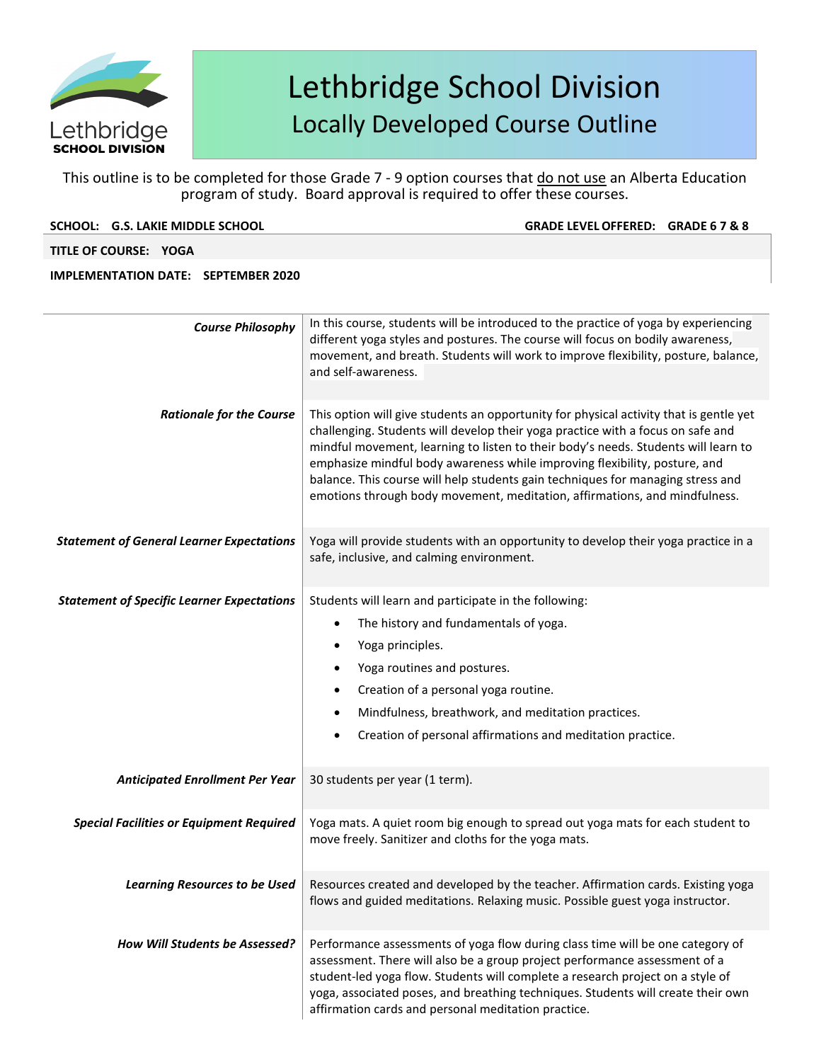# Lethbridge School Division
## Locally Developed Course Outline

This outline is to be completed for those Grade 7 - 9 option courses that do not use an Alberta Education program of study. Board approval is required to offer these courses.

**SCHOOL:** **G.S. LAKIE MIDDLE SCHOOL** **GRADE LEVEL OFFERED:** **GRADE 6 7 & 8**

**TITLE OF COURSE:** **YOGA**

**IMPLEMENTATION DATE:** **SEPTEMBER 2020**

| | |
|---|---|
| ***Course Philosophy*** | In this course, students will be introduced to the practice of yoga by experiencing different yoga styles and postures. The course will focus on bodily awareness, movement, and breath. Students will work to improve flexibility, posture, balance, and self-awareness. |
| ***Rationale for the Course*** | This option will give students an opportunity for physical activity that is gentle yet challenging. Students will develop their yoga practice with a focus on safe and mindful movement, learning to listen to their body's needs. Students will learn to emphasize mindful body awareness while improving flexibility, posture, and balance. This course will help students gain techniques for managing stress and emotions through body movement, meditation, affirmations, and mindfulness. |
| ***Statement of General Learner Expectations*** | Yoga will provide students with an opportunity to develop their yoga practice in a safe, inclusive, and calming environment. |
| ***Statement of Specific Learner Expectations*** | Students will learn and participate in the following:<br>• The history and fundamentals of yoga.<br>• Yoga principles.<br>• Yoga routines and postures.<br>• Creation of a personal yoga routine.<br>• Mindfulness, breathwork, and meditation practices.<br>• Creation of personal affirmations and meditation practice. |
| ***Anticipated Enrollment Per Year*** | 30 students per year (1 term). |
| ***Special Facilities or Equipment Required*** | Yoga mats. A quiet room big enough to spread out yoga mats for each student to move freely. Sanitizer and cloths for the yoga mats. |
| ***Learning Resources to be Used*** | Resources created and developed by the teacher. Affirmation cards. Existing yoga flows and guided meditations. Relaxing music. Possible guest yoga instructor. |
| ***How Will Students be Assessed?*** | Performance assessments of yoga flow during class time will be one category of assessment. There will also be a group project performance assessment of a student-led yoga flow. Students will complete a research project on a style of yoga, associated poses, and breathing techniques. Students will create their own affirmation cards and personal meditation practice. |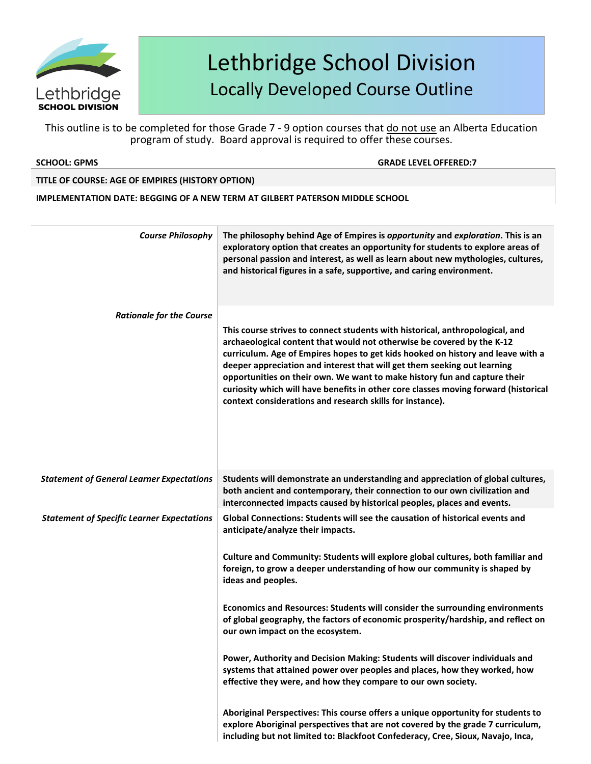# Lethbridge School Division
## Locally Developed Course Outline

This outline is to be completed for those Grade 7 - 9 option courses that do not use an Alberta Education program of study. Board approval is required to offer these courses.

**SCHOOL: GPMS** **GRADE LEVEL OFFERED:7**

**TITLE OF COURSE: AGE OF EMPIRES (HISTORY OPTION)**

**IMPLEMENTATION DATE: BEGGING OF A NEW TERM AT GILBERT PATERSON MIDDLE SCHOOL**

| | |
|---|---|
| *Course Philosophy* | **The philosophy behind Age of Empires is *opportunity* and *exploration*. This is an exploratory option that creates an opportunity for students to explore areas of personal passion and interest, as well as learn about new mythologies, cultures, and historical figures in a safe, supportive, and caring environment.** |
| *Rationale for the Course* | **This course strives to connect students with historical, anthropological, and archaeological content that would not otherwise be covered by the K-12 curriculum. Age of Empires hopes to get kids hooked on history and leave with a deeper appreciation and interest that will get them seeking out learning opportunities on their own. We want to make history fun and capture their curiosity which will have benefits in other core classes moving forward (historical context considerations and research skills for instance).** |
| *Statement of General Learner Expectations* | **Students will demonstrate an understanding and appreciation of global cultures, both ancient and contemporary, their connection to our own civilization and interconnected impacts caused by historical peoples, places and events.** |
| *Statement of Specific Learner Expectations* | **Global Connections: Students will see the causation of historical events and anticipate/analyze their impacts.**<br><br>**Culture and Community: Students will explore global cultures, both familiar and foreign, to grow a deeper understanding of how our community is shaped by ideas and peoples.**<br><br>**Economics and Resources: Students will consider the surrounding environments of global geography, the factors of economic prosperity/hardship, and reflect on our own impact on the ecosystem.**<br><br>**Power, Authority and Decision Making: Students will discover individuals and systems that attained power over peoples and places, how they worked, how effective they were, and how they compare to our own society.**<br><br>**Aboriginal Perspectives: This course offers a unique opportunity for students to explore Aboriginal perspectives that are not covered by the grade 7 curriculum, including but not limited to: Blackfoot Confederacy, Cree, Sioux, Navajo, Inca,** |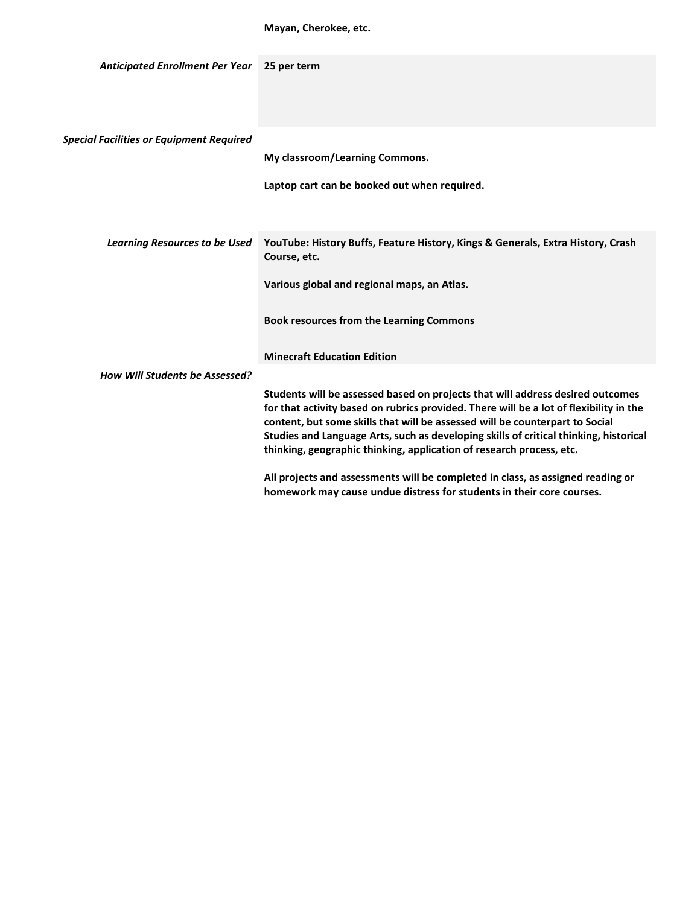| | |
|---|---|
| | **Mayan, Cherokee, etc.** |
| *Anticipated Enrollment Per Year* | **25 per term** |
| *Special Facilities or Equipment Required* | **My classroom/Learning Commons.**<br><br>**Laptop cart can be booked out when required.** |
| *Learning Resources to be Used* | **YouTube: History Buffs, Feature History, Kings & Generals, Extra History, Crash Course, etc.**<br><br>**Various global and regional maps, an Atlas.**<br><br>**Book resources from the Learning Commons**<br><br>**Minecraft Education Edition** |
| *How Will Students be Assessed?* | **Students will be assessed based on projects that will address desired outcomes for that activity based on rubrics provided. There will be a lot of flexibility in the content, but some skills that will be assessed will be counterpart to Social Studies and Language Arts, such as developing skills of critical thinking, historical thinking, geographic thinking, application of research process, etc.**<br><br>**All projects and assessments will be completed in class, as assigned reading or homework may cause undue distress for students in their core courses.** |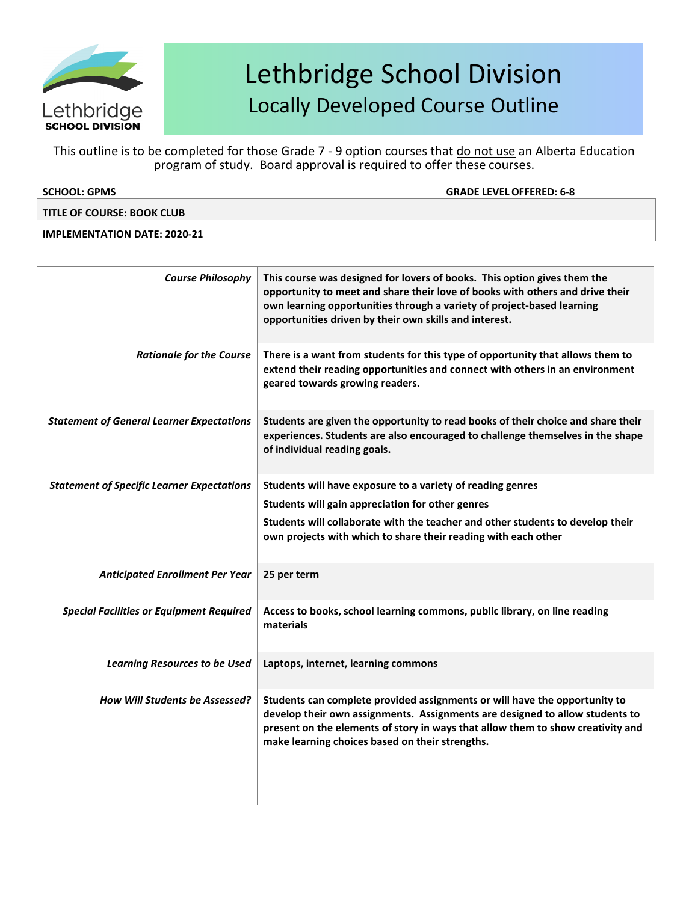# Lethbridge School Division
## Locally Developed Course Outline

This outline is to be completed for those Grade 7 - 9 option courses that do not use an Alberta Education program of study. Board approval is required to offer these courses.

**SCHOOL: GPMS** **GRADE LEVEL OFFERED: 6-8**

**TITLE OF COURSE: BOOK CLUB**

**IMPLEMENTATION DATE: 2020-21**

| | |
|---|---|
| *Course Philosophy* | **This course was designed for lovers of books. This option gives them the opportunity to meet and share their love of books with others and drive their own learning opportunities through a variety of project-based learning opportunities driven by their own skills and interest.** |
| *Rationale for the Course* | **There is a want from students for this type of opportunity that allows them to extend their reading opportunities and connect with others in an environment geared towards growing readers.** |
| ***Statement of General Learner Expectations*** | **Students are given the opportunity to read books of their choice and share their experiences. Students are also encouraged to challenge themselves in the shape of individual reading goals.** |
| ***Statement of Specific Learner Expectations*** | **Students will have exposure to a variety of reading genres**<br>**Students will gain appreciation for other genres**<br>**Students will collaborate with the teacher and other students to develop their own projects with which to share their reading with each other** |
| ***Anticipated Enrollment Per Year*** | **25 per term** |
| ***Special Facilities or Equipment Required*** | **Access to books, school learning commons, public library, on line reading materials** |
| ***Learning Resources to be Used*** | **Laptops, internet, learning commons** |
| ***How Will Students be Assessed?*** | **Students can complete provided assignments or will have the opportunity to develop their own assignments. Assignments are designed to allow students to present on the elements of story in ways that allow them to show creativity and make learning choices based on their strengths.** |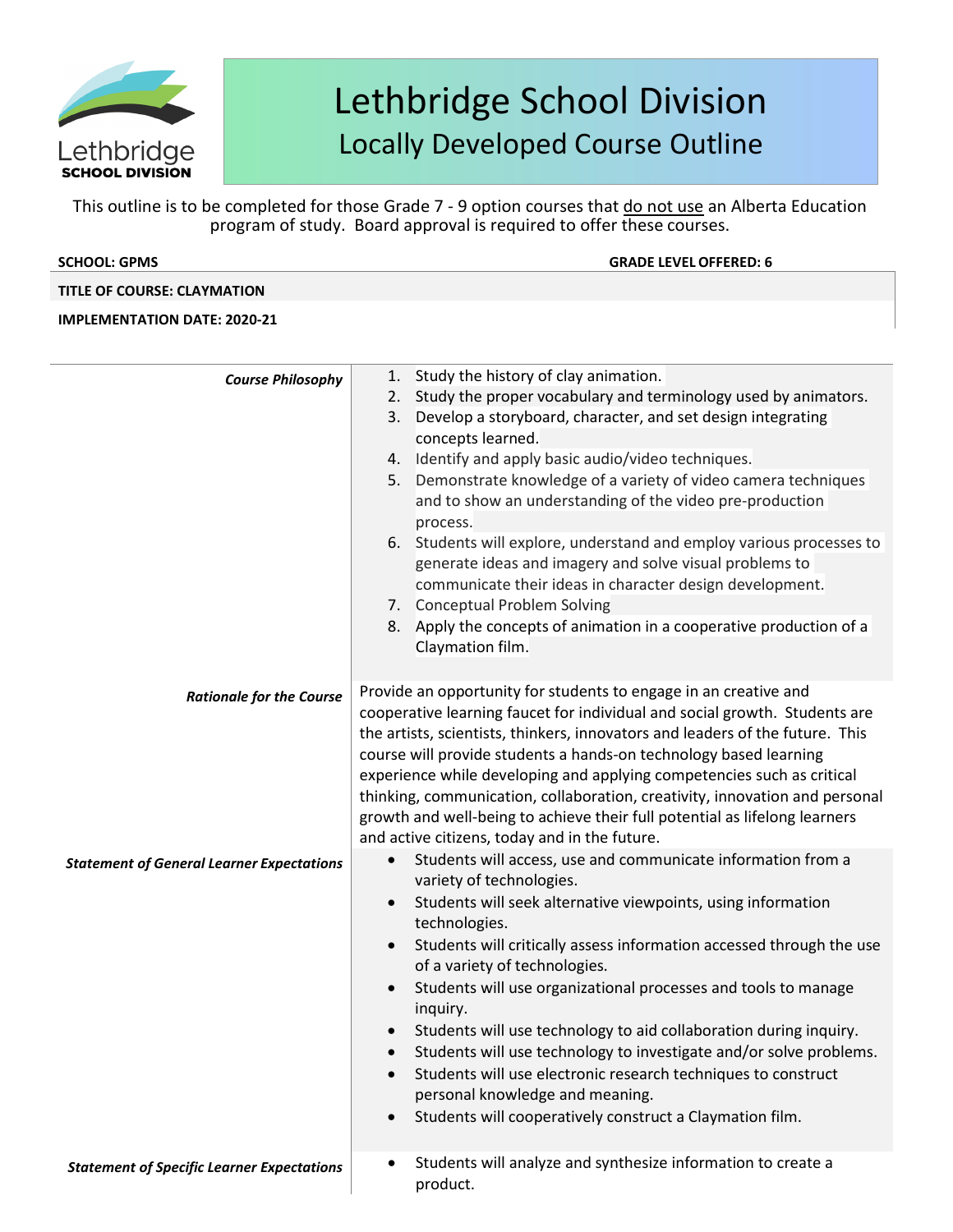# Lethbridge School Division
## Locally Developed Course Outline

This outline is to be completed for those Grade 7 - 9 option courses that do not use an Alberta Education program of study. Board approval is required to offer these courses.

**SCHOOL: GPMS** **GRADE LEVEL OFFERED: 6**

**TITLE OF COURSE: CLAYMATION**

**IMPLEMENTATION DATE: 2020-21**

| | |
|---|---|
| ***Course Philosophy*** | 1. Study the history of clay animation.<br>2. Study the proper vocabulary and terminology used by animators.<br>3. Develop a storyboard, character, and set design integrating concepts learned.<br>4. Identify and apply basic audio/video techniques.<br>5. Demonstrate knowledge of a variety of video camera techniques and to show an understanding of the video pre-production process.<br>6. Students will explore, understand and employ various processes to generate ideas and imagery and solve visual problems to communicate their ideas in character design development.<br>7. Conceptual Problem Solving<br>8. Apply the concepts of animation in a cooperative production of a Claymation film. |
| ***Rationale for the Course*** | Provide an opportunity for students to engage in an creative and cooperative learning faucet for individual and social growth. Students are the artists, scientists, thinkers, innovators and leaders of the future. This course will provide students a hands-on technology based learning experience while developing and applying competencies such as critical thinking, communication, collaboration, creativity, innovation and personal growth and well-being to achieve their full potential as lifelong learners and active citizens, today and in the future. |
| ***Statement of General Learner Expectations*** | • Students will access, use and communicate information from a variety of technologies.<br>• Students will seek alternative viewpoints, using information technologies.<br>• Students will critically assess information accessed through the use of a variety of technologies.<br>• Students will use organizational processes and tools to manage inquiry.<br>• Students will use technology to aid collaboration during inquiry.<br>• Students will use technology to investigate and/or solve problems.<br>• Students will use electronic research techniques to construct personal knowledge and meaning.<br>• Students will cooperatively construct a Claymation film. |
| ***Statement of Specific Learner Expectations*** | • Students will analyze and synthesize information to create a product. |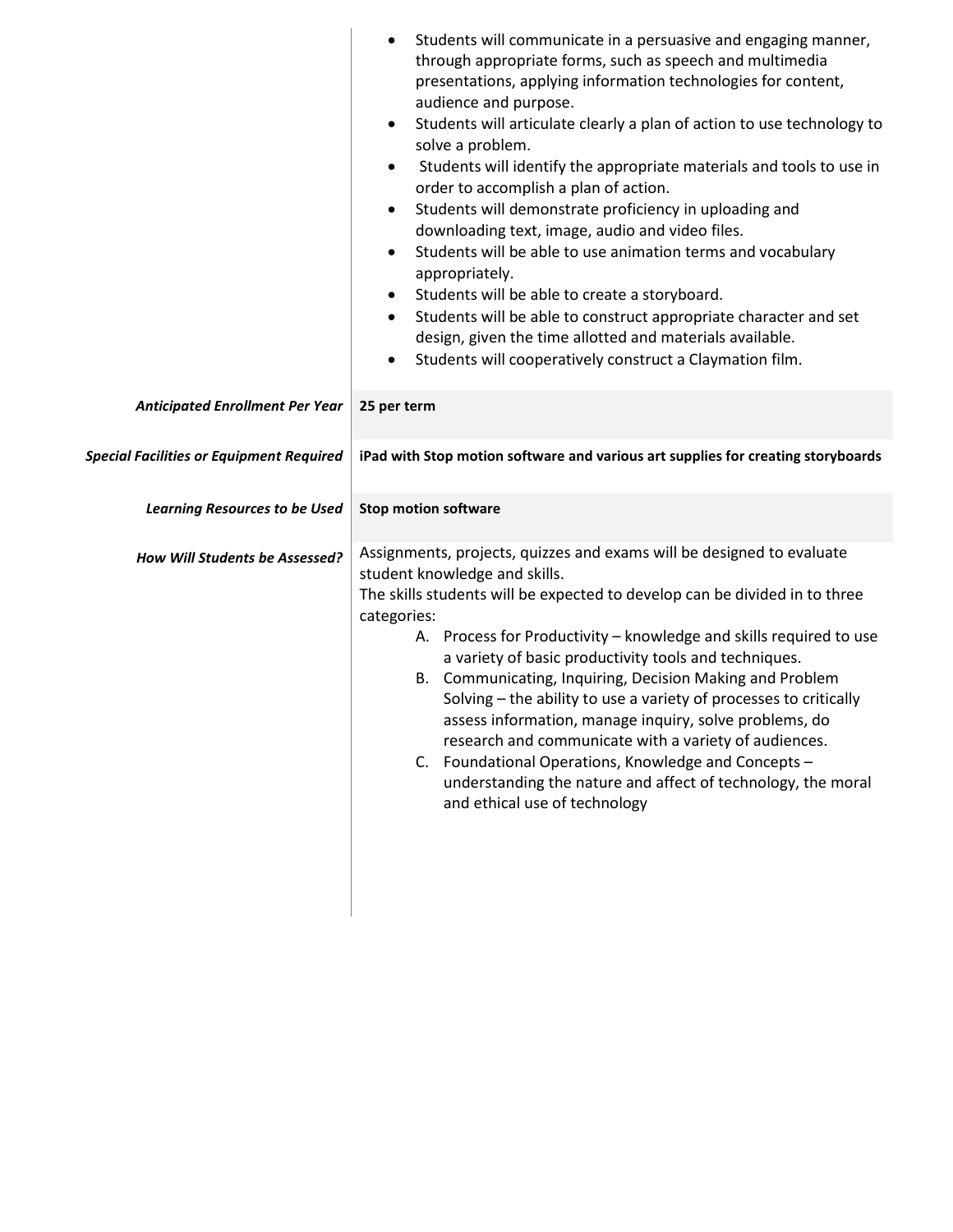|  |  |
|---|---|
|  | • Students will communicate in a persuasive and engaging manner, through appropriate forms, such as speech and multimedia presentations, applying information technologies for content, audience and purpose.<br>• Students will articulate clearly a plan of action to use technology to solve a problem.<br>• Students will identify the appropriate materials and tools to use in order to accomplish a plan of action.<br>• Students will demonstrate proficiency in uploading and downloading text, image, audio and video files.<br>• Students will be able to use animation terms and vocabulary appropriately.<br>• Students will be able to create a storyboard.<br>• Students will be able to construct appropriate character and set design, given the time allotted and materials available.<br>• Students will cooperatively construct a Claymation film. |
| ***Anticipated Enrollment Per Year*** | **25 per term** |
| ***Special Facilities or Equipment Required*** | **iPad with Stop motion software and various art supplies for creating storyboards** |
| ***Learning Resources to be Used*** | **Stop motion software** |
| ***How Will Students be Assessed?*** | Assignments, projects, quizzes and exams will be designed to evaluate student knowledge and skills.<br>The skills students will be expected to develop can be divided in to three categories:<br>A. Process for Productivity – knowledge and skills required to use a variety of basic productivity tools and techniques.<br>B. Communicating, Inquiring, Decision Making and Problem Solving – the ability to use a variety of processes to critically assess information, manage inquiry, solve problems, do research and communicate with a variety of audiences.<br>C. Foundational Operations, Knowledge and Concepts – understanding the nature and affect of technology, the moral and ethical use of technology |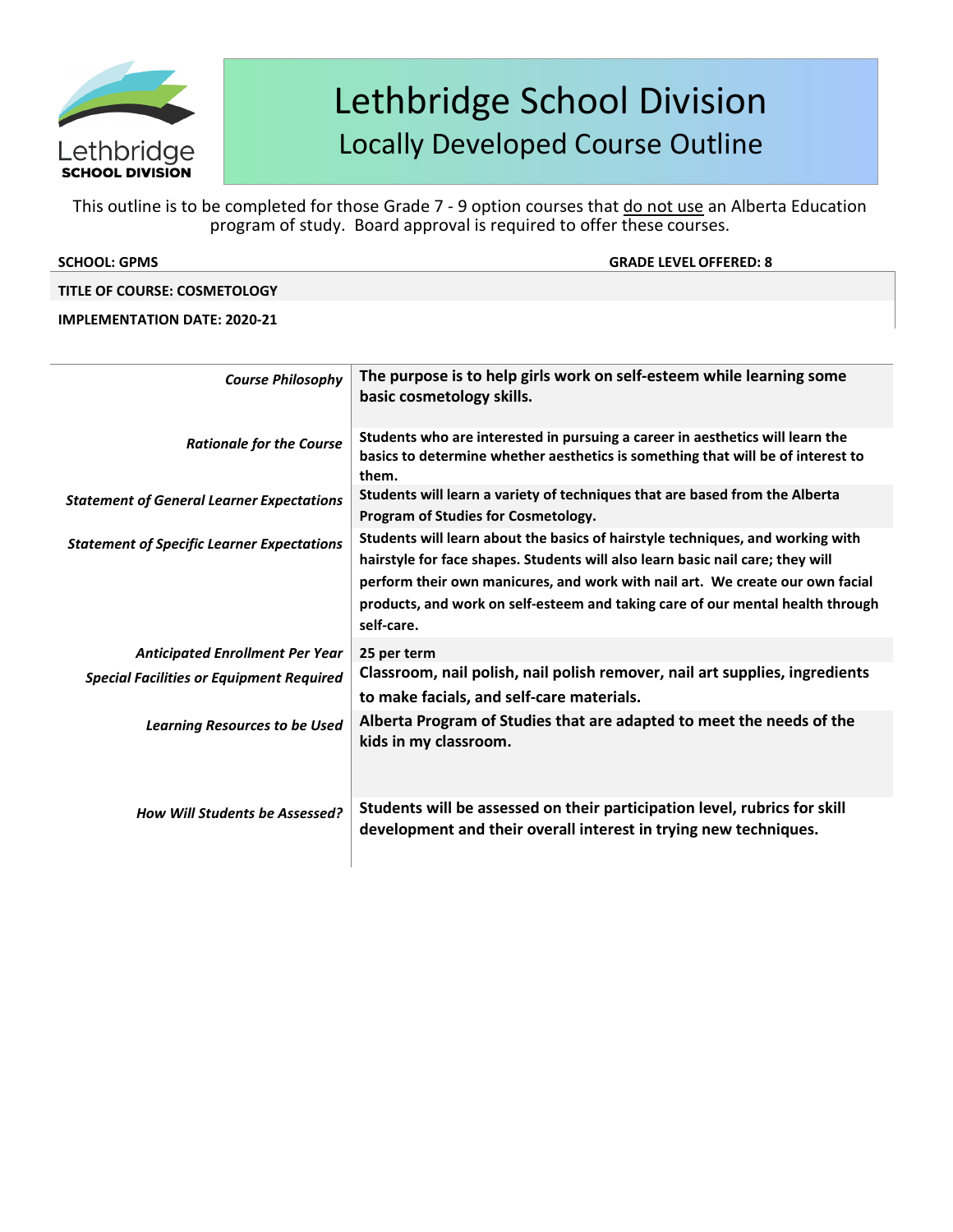# Lethbridge School Division

## Locally Developed Course Outline

This outline is to be completed for those Grade 7 - 9 option courses that do not use an Alberta Education program of study. Board approval is required to offer these courses.

**SCHOOL: GPMS** **GRADE LEVEL OFFERED: 8**

**TITLE OF COURSE: COSMETOLOGY**

**IMPLEMENTATION DATE: 2020-21**

| | |
|---|---|
| *Course Philosophy* | **The purpose is to help girls work on self-esteem while learning some basic cosmetology skills.** |
| *Rationale for the Course* | **Students who are interested in pursuing a career in aesthetics will learn the basics to determine whether aesthetics is something that will be of interest to them.** |
| *Statement of General Learner Expectations* | **Students will learn a variety of techniques that are based from the Alberta Program of Studies for Cosmetology.** |
| *Statement of Specific Learner Expectations* | **Students will learn about the basics of hairstyle techniques, and working with hairstyle for face shapes. Students will also learn basic nail care; they will perform their own manicures, and work with nail art. We create our own facial products, and work on self-esteem and taking care of our mental health through self-care.** |
| *Anticipated Enrollment Per Year* | **25 per term** |
| *Special Facilities or Equipment Required* | **Classroom, nail polish, nail polish remover, nail art supplies, ingredients to make facials, and self-care materials.** |
| *Learning Resources to be Used* | **Alberta Program of Studies that are adapted to meet the needs of the kids in my classroom.** |
| *How Will Students be Assessed?* | **Students will be assessed on their participation level, rubrics for skill development and their overall interest in trying new techniques.** |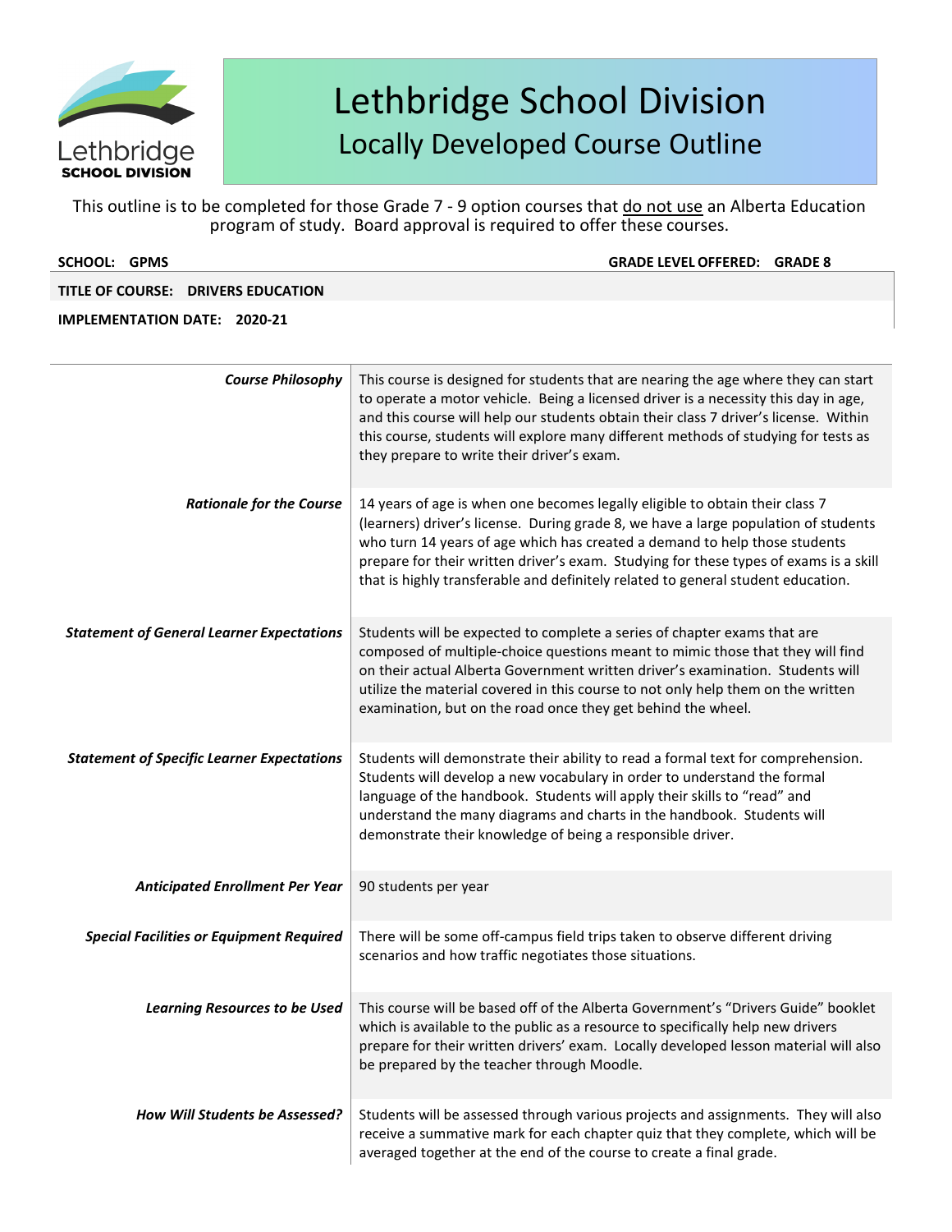# Lethbridge School Division
## Locally Developed Course Outline

This outline is to be completed for those Grade 7 - 9 option courses that do not use an Alberta Education program of study. Board approval is required to offer these courses.

**SCHOOL: GPMS** **GRADE LEVEL OFFERED: GRADE 8**

**TITLE OF COURSE: DRIVERS EDUCATION**

**IMPLEMENTATION DATE: 2020-21**

| | |
|---|---|
| ***Course Philosophy*** | This course is designed for students that are nearing the age where they can start to operate a motor vehicle. Being a licensed driver is a necessity this day in age, and this course will help our students obtain their class 7 driver's license. Within this course, students will explore many different methods of studying for tests as they prepare to write their driver's exam. |
| ***Rationale for the Course*** | 14 years of age is when one becomes legally eligible to obtain their class 7 (learners) driver's license. During grade 8, we have a large population of students who turn 14 years of age which has created a demand to help those students prepare for their written driver's exam. Studying for these types of exams is a skill that is highly transferable and definitely related to general student education. |
| ***Statement of General Learner Expectations*** | Students will be expected to complete a series of chapter exams that are composed of multiple-choice questions meant to mimic those that they will find on their actual Alberta Government written driver's examination. Students will utilize the material covered in this course to not only help them on the written examination, but on the road once they get behind the wheel. |
| ***Statement of Specific Learner Expectations*** | Students will demonstrate their ability to read a formal text for comprehension. Students will develop a new vocabulary in order to understand the formal language of the handbook. Students will apply their skills to "read" and understand the many diagrams and charts in the handbook. Students will demonstrate their knowledge of being a responsible driver. |
| ***Anticipated Enrollment Per Year*** | 90 students per year |
| ***Special Facilities or Equipment Required*** | There will be some off-campus field trips taken to observe different driving scenarios and how traffic negotiates those situations. |
| ***Learning Resources to be Used*** | This course will be based off of the Alberta Government's "Drivers Guide" booklet which is available to the public as a resource to specifically help new drivers prepare for their written drivers' exam. Locally developed lesson material will also be prepared by the teacher through Moodle. |
| ***How Will Students be Assessed?*** | Students will be assessed through various projects and assignments. They will also receive a summative mark for each chapter quiz that they complete, which will be averaged together at the end of the course to create a final grade. |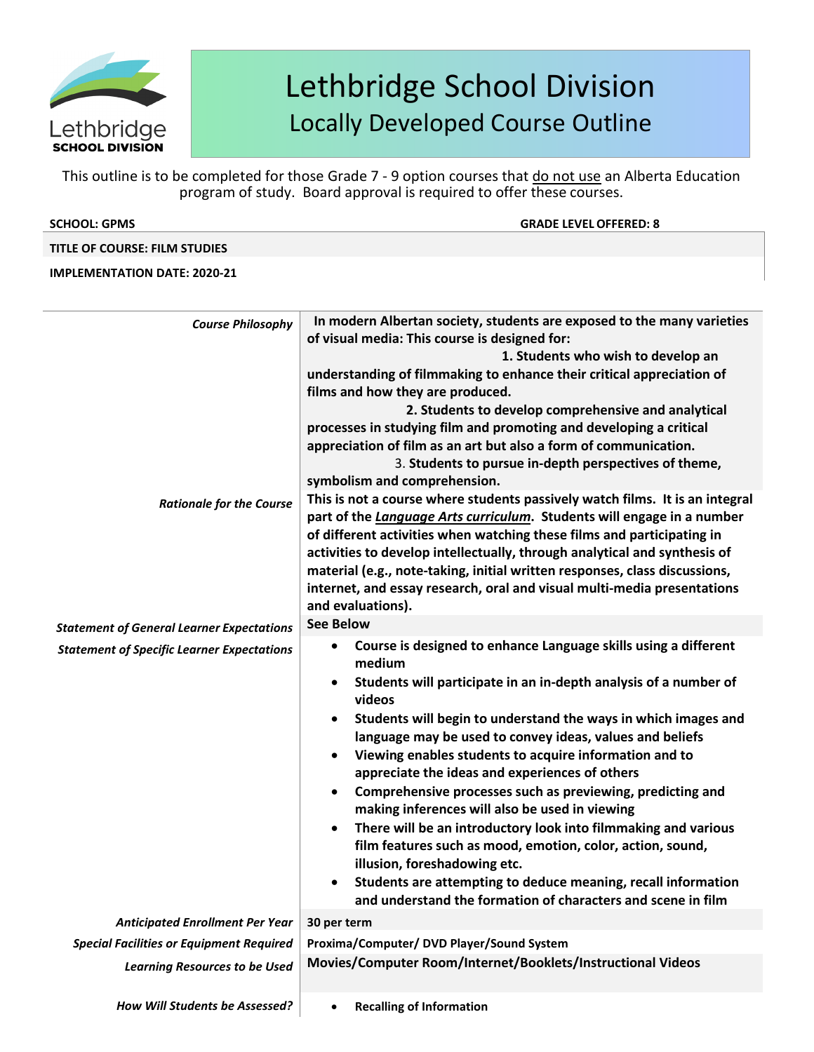# Lethbridge School Division

## Locally Developed Course Outline

This outline is to be completed for those Grade 7 - 9 option courses that do not use an Alberta Education program of study. Board approval is required to offer these courses.

**SCHOOL: GPMS** **GRADE LEVEL OFFERED: 8**

**TITLE OF COURSE: FILM STUDIES**

**IMPLEMENTATION DATE: 2020-21**

| | |
|---|---|
| *Course Philosophy* | **In modern Albertan society, students are exposed to the many varieties of visual media: This course is designed for:**<br>**1. Students who wish to develop an understanding of filmmaking to enhance their critical appreciation of films and how they are produced.**<br>**2. Students to develop comprehensive and analytical processes in studying film and promoting and developing a critical appreciation of film as an art but also a form of communication.**<br>**3. Students to pursue in-depth perspectives of theme, symbolism and comprehension.** |
| *Rationale for the Course* | **This is not a course where students passively watch films. It is an integral part of the *Language Arts curriculum*. Students will engage in a number of different activities when watching these films and participating in activities to develop intellectually, through analytical and synthesis of material (e.g., note-taking, initial written responses, class discussions, internet, and essay research, oral and visual multi-media presentations and evaluations).** |
| *Statement of General Learner Expectations* | **See Below** |
| *Statement of Specific Learner Expectations* | • **Course is designed to enhance Language skills using a different medium**<br>• **Students will participate in an in-depth analysis of a number of videos**<br>• **Students will begin to understand the ways in which images and language may be used to convey ideas, values and beliefs**<br>• **Viewing enables students to acquire information and to appreciate the ideas and experiences of others**<br>• **Comprehensive processes such as previewing, predicting and making inferences will also be used in viewing**<br>• **There will be an introductory look into filmmaking and various film features such as mood, emotion, color, action, sound, illusion, foreshadowing etc.**<br>• **Students are attempting to deduce meaning, recall information and understand the formation of characters and scene in film** |
| *Anticipated Enrollment Per Year* | **30 per term** |
| *Special Facilities or Equipment Required* | **Proxima/Computer/ DVD Player/Sound System** |
| *Learning Resources to be Used* | **Movies/Computer Room/Internet/Booklets/Instructional Videos** |
| *How Will Students be Assessed?* | • **Recalling of Information** |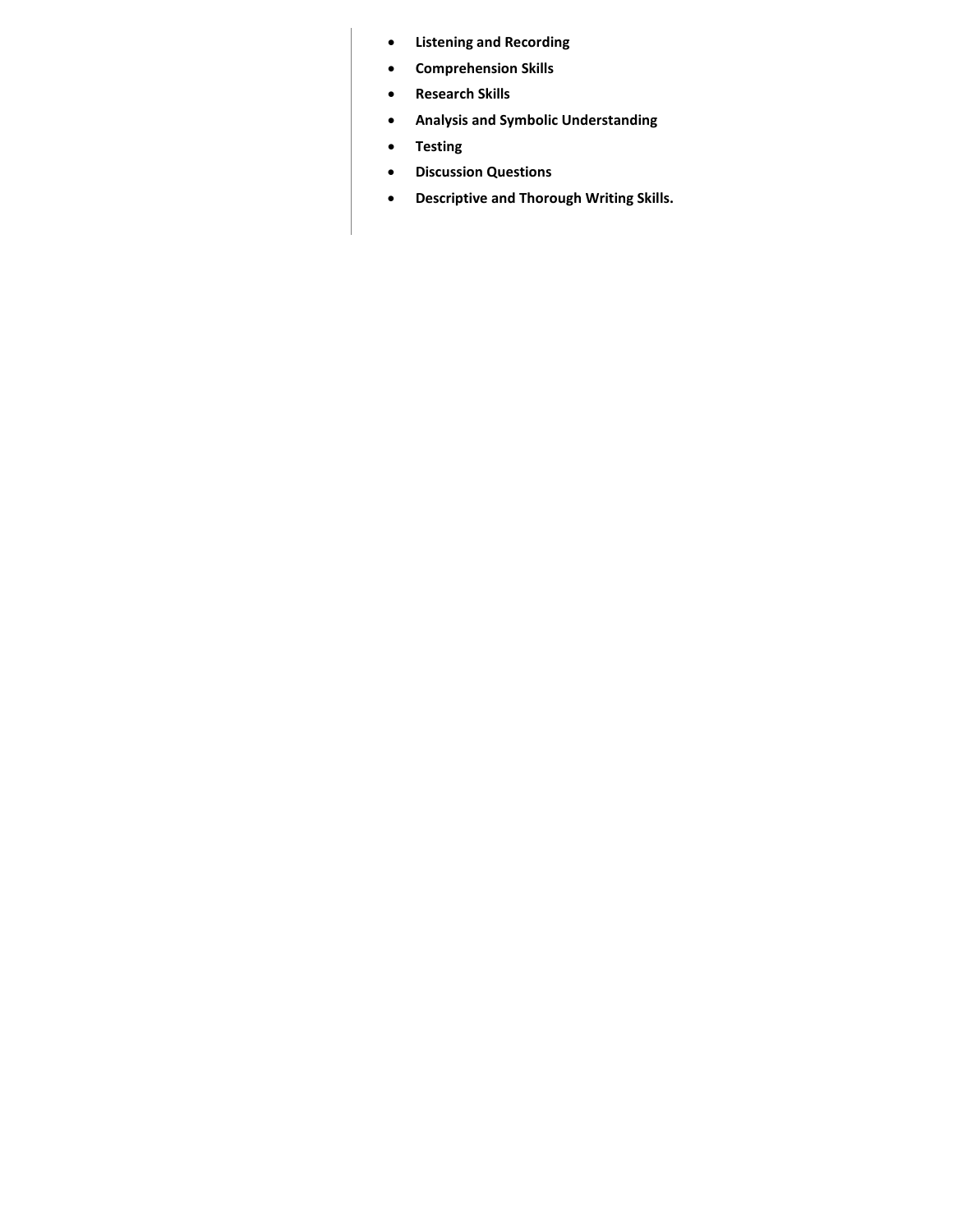- **Listening and Recording**
- **Comprehension Skills**
- **Research Skills**
- **Analysis and Symbolic Understanding**
- **Testing**
- **Discussion Questions**
- **Descriptive and Thorough Writing Skills.**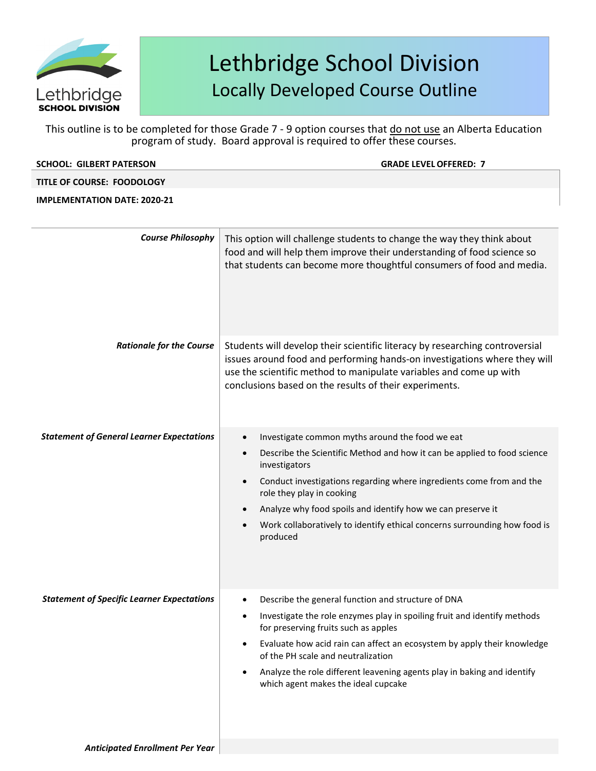# Lethbridge School Division
## Locally Developed Course Outline

This outline is to be completed for those Grade 7 - 9 option courses that do not use an Alberta Education program of study. Board approval is required to offer these courses.

**SCHOOL: GILBERT PATERSON** | **GRADE LEVEL OFFERED: 7**

**TITLE OF COURSE: FOODOLOGY**

**IMPLEMENTATION DATE: 2020-21**

| | |
|---|---|
| ***Course Philosophy*** | This option will challenge students to change the way they think about food and will help them improve their understanding of food science so that students can become more thoughtful consumers of food and media. |
| ***Rationale for the Course*** | Students will develop their scientific literacy by researching controversial issues around food and performing hands-on investigations where they will use the scientific method to manipulate variables and come up with conclusions based on the results of their experiments. |
| ***Statement of General Learner Expectations*** | • Investigate common myths around the food we eat<br>• Describe the Scientific Method and how it can be applied to food science investigators<br>• Conduct investigations regarding where ingredients come from and the role they play in cooking<br>• Analyze why food spoils and identify how we can preserve it<br>• Work collaboratively to identify ethical concerns surrounding how food is produced |
| ***Statement of Specific Learner Expectations*** | • Describe the general function and structure of DNA<br>• Investigate the role enzymes play in spoiling fruit and identify methods for preserving fruits such as apples<br>• Evaluate how acid rain can affect an ecosystem by apply their knowledge of the PH scale and neutralization<br>• Analyze the role different leavening agents play in baking and identify which agent makes the ideal cupcake |
| ***Anticipated Enrollment Per Year*** | |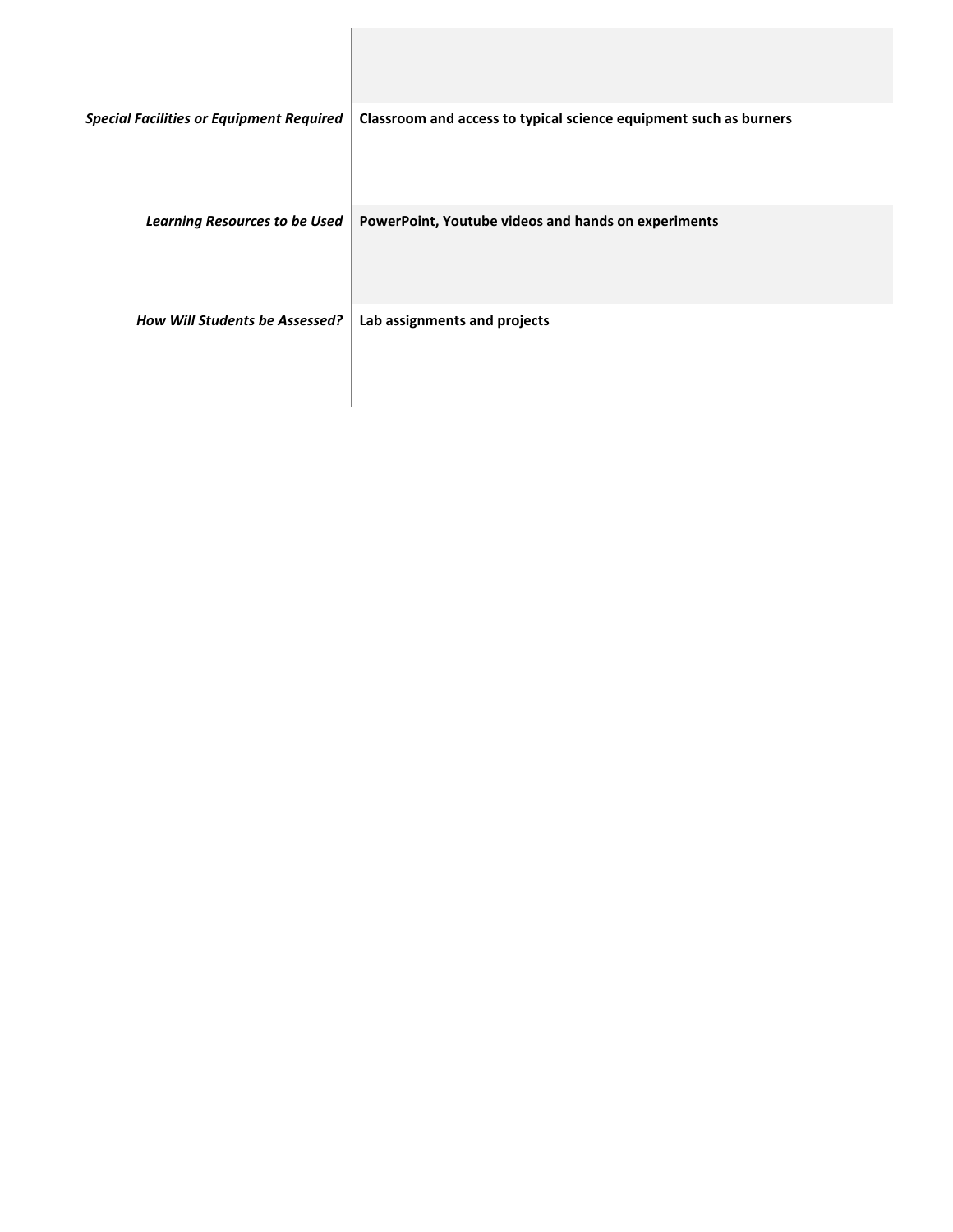| | |
|---|---|
| | |
| ***Special Facilities or Equipment Required*** | **Classroom and access to typical science equipment such as burners** |
| ***Learning Resources to be Used*** | **PowerPoint, Youtube videos and hands on experiments** |
| ***How Will Students be Assessed?*** | **Lab assignments and projects** |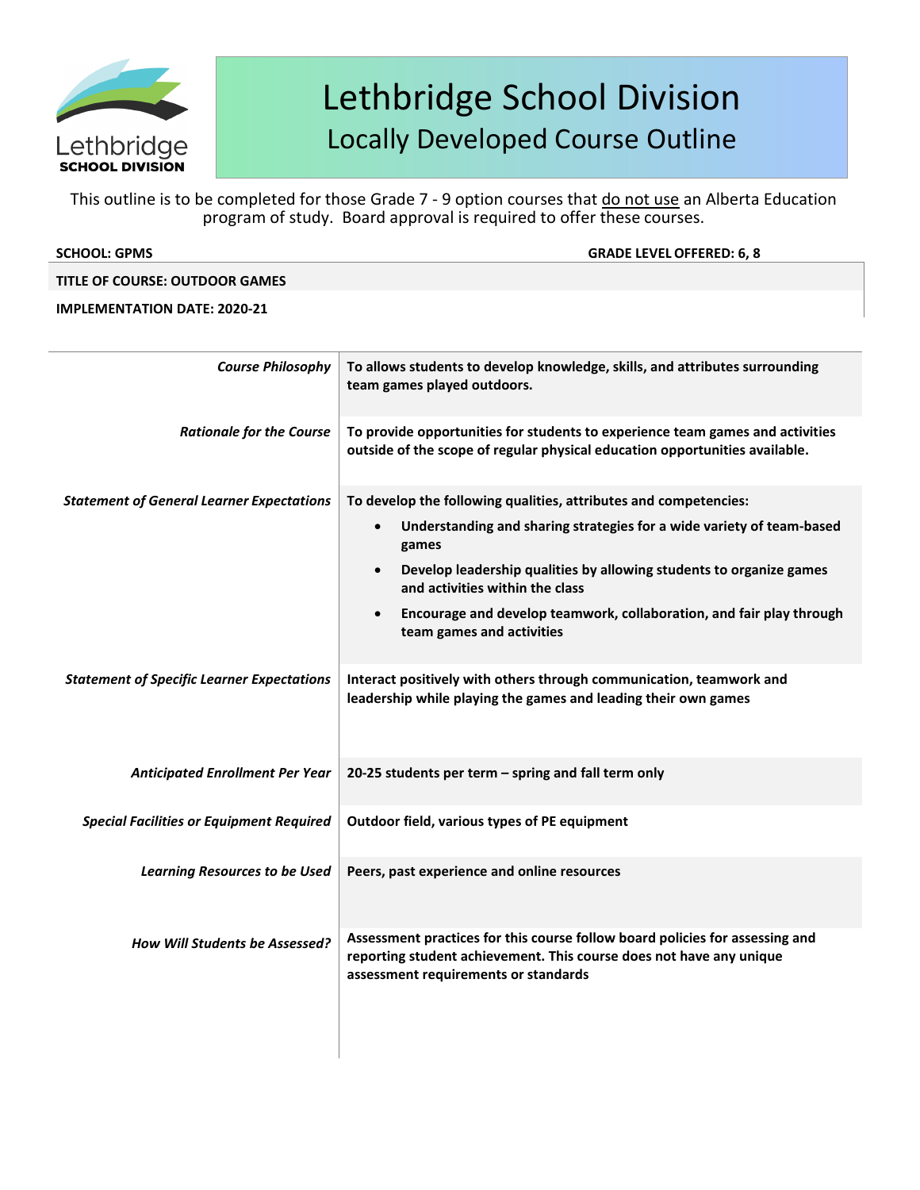# Lethbridge School Division
## Locally Developed Course Outline

This outline is to be completed for those Grade 7 - 9 option courses that do not use an Alberta Education program of study. Board approval is required to offer these courses.

**SCHOOL: GPMS** **GRADE LEVEL OFFERED: 6, 8**

**TITLE OF COURSE: OUTDOOR GAMES**

**IMPLEMENTATION DATE: 2020-21**

| | |
|---|---|
| *Course Philosophy* | **To allows students to develop knowledge, skills, and attributes surrounding team games played outdoors.** |
| *Rationale for the Course* | **To provide opportunities for students to experience team games and activities outside of the scope of regular physical education opportunities available.** |
| *Statement of General Learner Expectations* | **To develop the following qualities, attributes and competencies:**<br>• **Understanding and sharing strategies for a wide variety of team-based games**<br>• **Develop leadership qualities by allowing students to organize games and activities within the class**<br>• **Encourage and develop teamwork, collaboration, and fair play through team games and activities** |
| *Statement of Specific Learner Expectations* | **Interact positively with others through communication, teamwork and leadership while playing the games and leading their own games** |
| *Anticipated Enrollment Per Year* | **20-25 students per term – spring and fall term only** |
| *Special Facilities or Equipment Required* | **Outdoor field, various types of PE equipment** |
| *Learning Resources to be Used* | **Peers, past experience and online resources** |
| *How Will Students be Assessed?* | **Assessment practices for this course follow board policies for assessing and reporting student achievement. This course does not have any unique assessment requirements or standards** |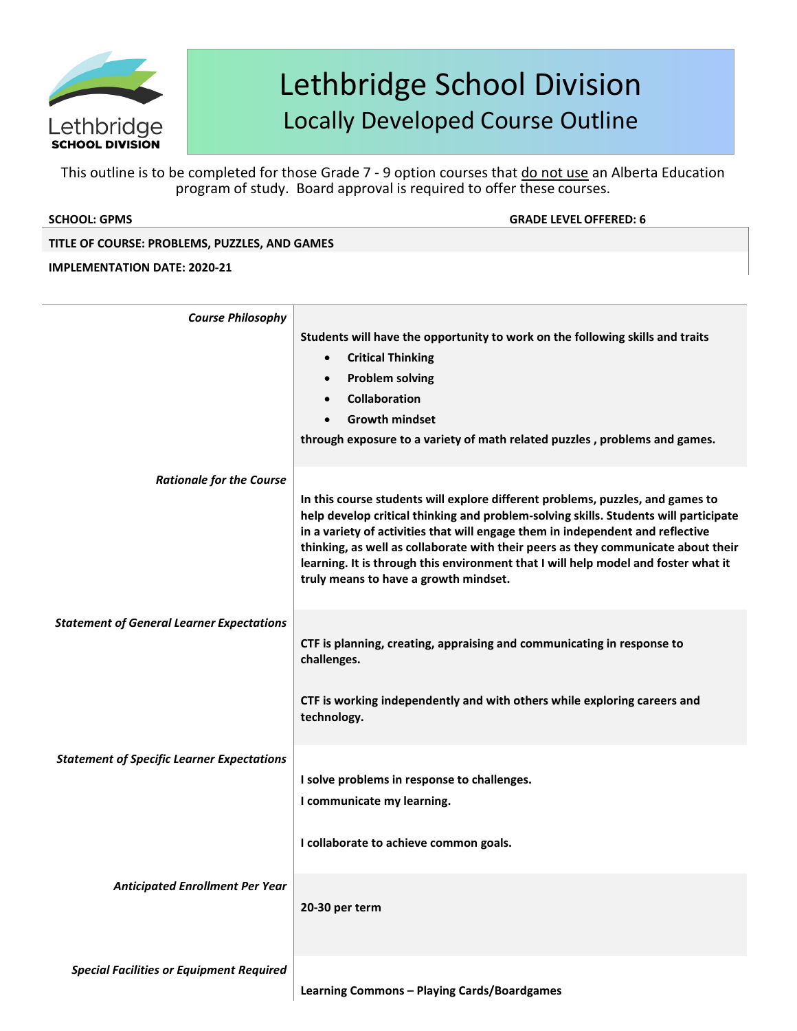# Lethbridge School Division

## Locally Developed Course Outline

This outline is to be completed for those Grade 7 - 9 option courses that do not use an Alberta Education program of study. Board approval is required to offer these courses.

**SCHOOL: GPMS** **GRADE LEVEL OFFERED: 6**

**TITLE OF COURSE: PROBLEMS, PUZZLES, AND GAMES**

**IMPLEMENTATION DATE: 2020-21**

| | |
|---|---|
| *Course Philosophy* | **Students will have the opportunity to work on the following skills and traits**<br>• **Critical Thinking**<br>• **Problem solving**<br>• **Collaboration**<br>• **Growth mindset**<br>**through exposure to a variety of math related puzzles , problems and games.** |
| *Rationale for the Course* | **In this course students will explore different problems, puzzles, and games to help develop critical thinking and problem-solving skills. Students will participate in a variety of activities that will engage them in independent and reflective thinking, as well as collaborate with their peers as they communicate about their learning. It is through this environment that I will help model and foster what it truly means to have a growth mindset.** |
| *Statement of General Learner Expectations* | **CTF is planning, creating, appraising and communicating in response to challenges.**<br><br>**CTF is working independently and with others while exploring careers and technology.** |
| *Statement of Specific Learner Expectations* | **I solve problems in response to challenges.**<br>**I communicate my learning.**<br><br>**I collaborate to achieve common goals.** |
| *Anticipated Enrollment Per Year* | **20-30 per term** |
| *Special Facilities or Equipment Required* | **Learning Commons – Playing Cards/Boardgames** |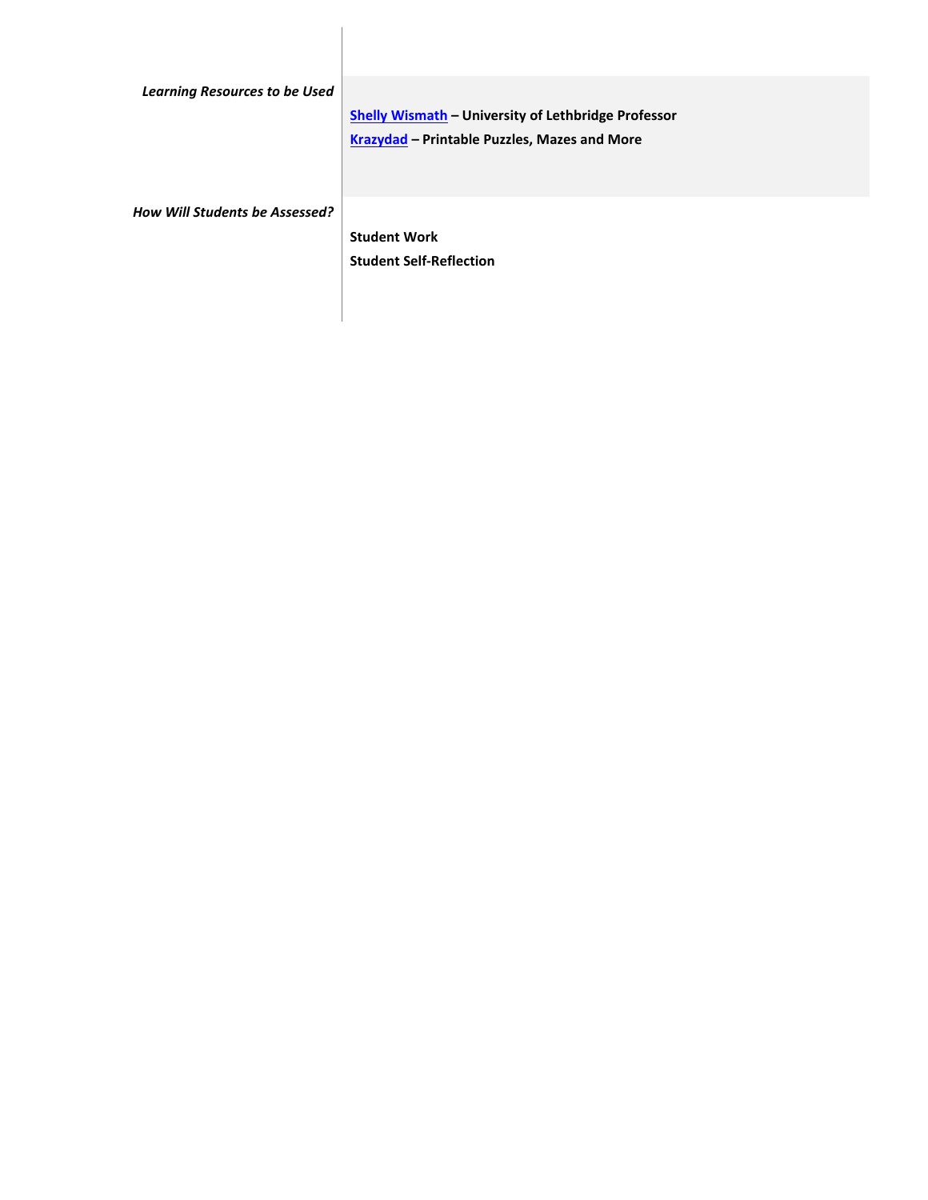| | |
|---|---|
| *Learning Resources to be Used* | **Shelly Wismath – University of Lethbridge Professor**<br>**Krazydad – Printable Puzzles, Mazes and More** |
| *How Will Students be Assessed?* | **Student Work**<br>**Student Self-Reflection** |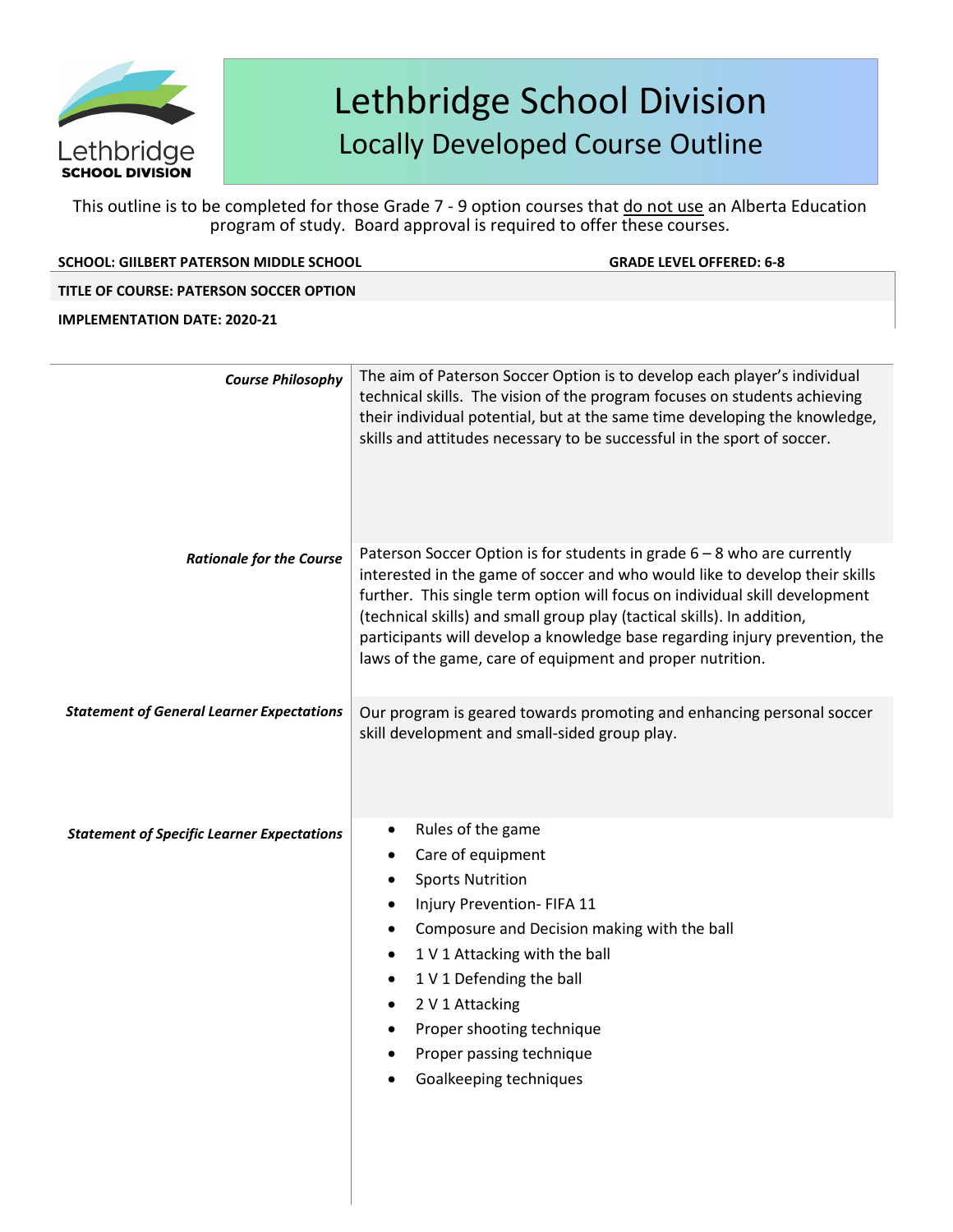Lethbridge School Division

# Lethbridge School Division
## Locally Developed Course Outline

This outline is to be completed for those Grade 7 - 9 option courses that do not use an Alberta Education program of study. Board approval is required to offer these courses.

**SCHOOL: GIILBERT PATERSON MIDDLE SCHOOL** **GRADE LEVEL OFFERED: 6-8**

**TITLE OF COURSE: PATERSON SOCCER OPTION**

**IMPLEMENTATION DATE: 2020-21**

| | |
|---|---|
| ***Course Philosophy*** | The aim of Paterson Soccer Option is to develop each player's individual technical skills. The vision of the program focuses on students achieving their individual potential, but at the same time developing the knowledge, skills and attitudes necessary to be successful in the sport of soccer. |
| ***Rationale for the Course*** | Paterson Soccer Option is for students in grade 6 – 8 who are currently interested in the game of soccer and who would like to develop their skills further. This single term option will focus on individual skill development (technical skills) and small group play (tactical skills). In addition, participants will develop a knowledge base regarding injury prevention, the laws of the game, care of equipment and proper nutrition. |
| ***Statement of General Learner Expectations*** | Our program is geared towards promoting and enhancing personal soccer skill development and small-sided group play. |
| ***Statement of Specific Learner Expectations*** | • Rules of the game<br>• Care of equipment<br>• Sports Nutrition<br>• Injury Prevention- FIFA 11<br>• Composure and Decision making with the ball<br>• 1 V 1 Attacking with the ball<br>• 1 V 1 Defending the ball<br>• 2 V 1 Attacking<br>• Proper shooting technique<br>• Proper passing technique<br>• Goalkeeping techniques |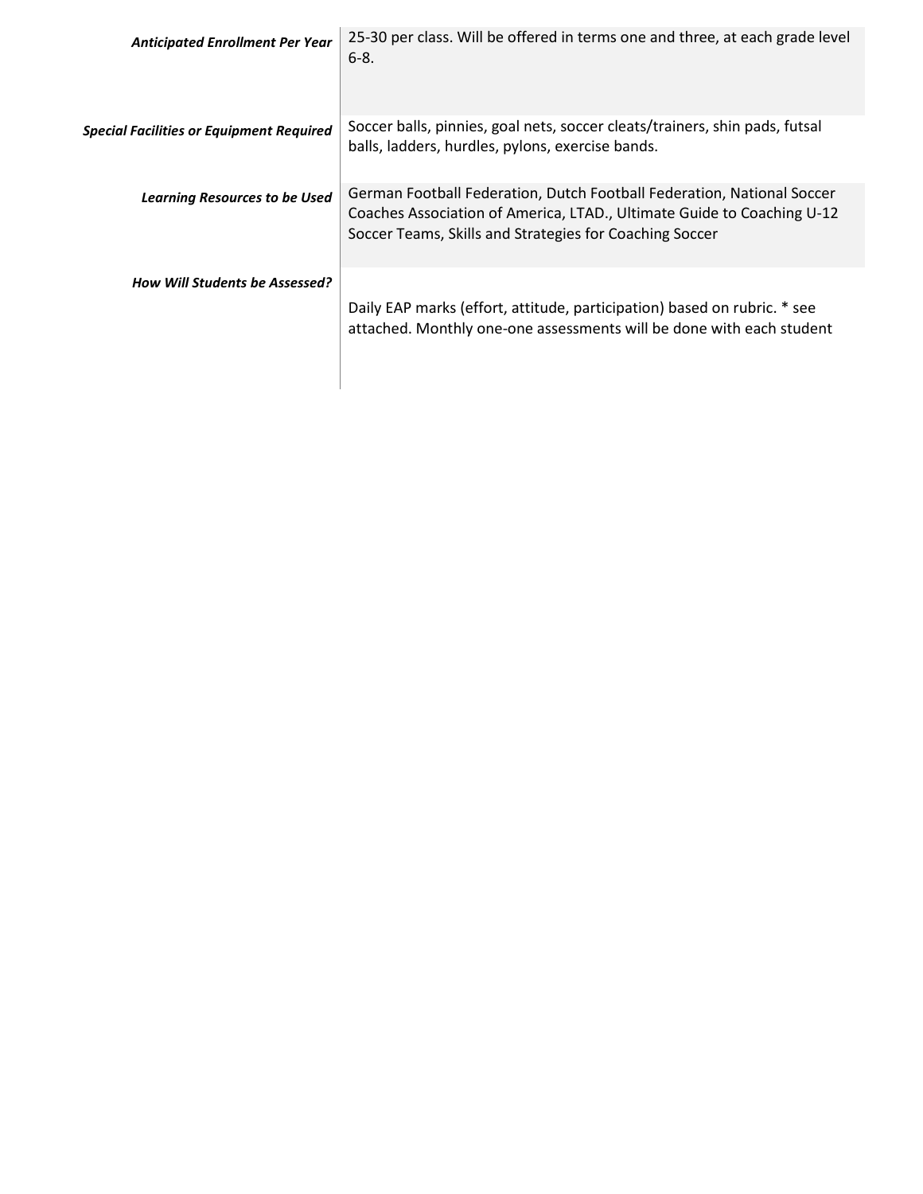| | |
|---|---|
| ***Anticipated Enrollment Per Year*** | 25-30 per class. Will be offered in terms one and three, at each grade level 6-8. |
| ***Special Facilities or Equipment Required*** | Soccer balls, pinnies, goal nets, soccer cleats/trainers, shin pads, futsal balls, ladders, hurdles, pylons, exercise bands. |
| ***Learning Resources to be Used*** | German Football Federation, Dutch Football Federation, National Soccer Coaches Association of America, LTAD., Ultimate Guide to Coaching U-12 Soccer Teams, Skills and Strategies for Coaching Soccer |
| ***How Will Students be Assessed?*** | Daily EAP marks (effort, attitude, participation) based on rubric. * see attached. Monthly one-one assessments will be done with each student |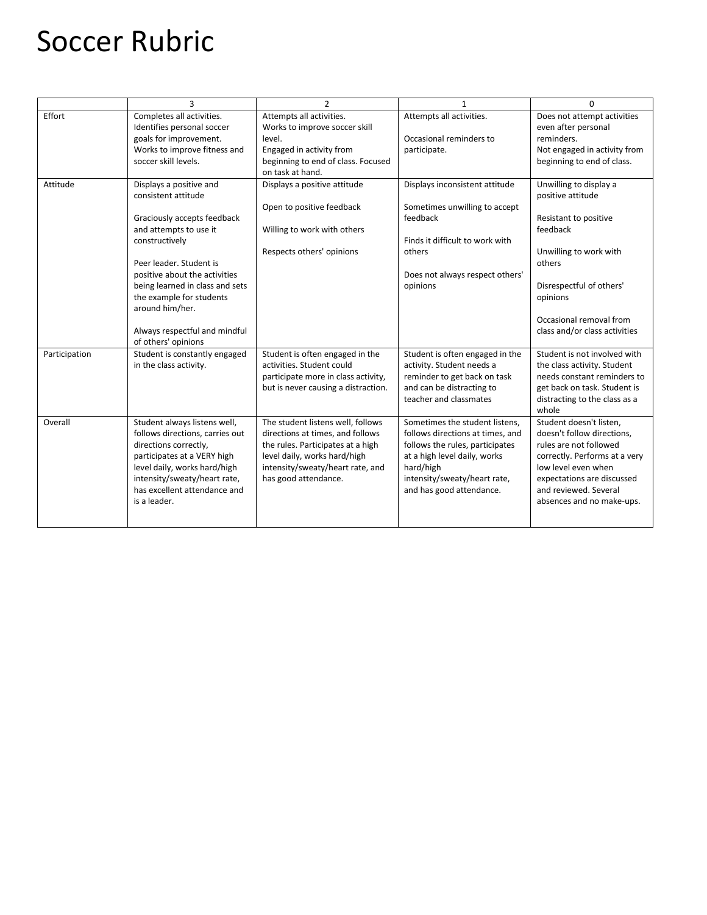# Soccer Rubric

| | 3 | 2 | 1 | 0 |
|---|---|---|---|---|
| Effort | Completes all activities. Identifies personal soccer goals for improvement. Works to improve fitness and soccer skill levels. | Attempts all activities. Works to improve soccer skill level. Engaged in activity from beginning to end of class. Focused on task at hand. | Attempts all activities. Occasional reminders to participate. | Does not attempt activities even after personal reminders. Not engaged in activity from beginning to end of class. |
| Attitude | Displays a positive and consistent attitude<br><br>Graciously accepts feedback and attempts to use it constructively<br><br>Peer leader. Student is positive about the activities being learned in class and sets the example for students around him/her.<br><br>Always respectful and mindful of others' opinions | Displays a positive attitude<br><br>Open to positive feedback<br><br>Willing to work with others<br><br>Respects others' opinions | Displays inconsistent attitude<br><br>Sometimes unwilling to accept feedback<br><br>Finds it difficult to work with others<br><br>Does not always respect others' opinions | Unwilling to display a positive attitude<br><br>Resistant to positive feedback<br><br>Unwilling to work with others<br><br>Disrespectful of others' opinions<br><br>Occasional removal from class and/or class activities |
| Participation | Student is constantly engaged in the class activity. | Student is often engaged in the activities. Student could participate more in class activity, but is never causing a distraction. | Student is often engaged in the activity. Student needs a reminder to get back on task and can be distracting to teacher and classmates | Student is not involved with the class activity. Student needs constant reminders to get back on task. Student is distracting to the class as a whole |
| Overall | Student always listens well, follows directions, carries out directions correctly, participates at a VERY high level daily, works hard/high intensity/sweaty/heart rate, has excellent attendance and is a leader. | The student listens well, follows directions at times, and follows the rules. Participates at a high level daily, works hard/high intensity/sweaty/heart rate, and has good attendance. | Sometimes the student listens, follows directions at times, and follows the rules, participates at a high level daily, works hard/high intensity/sweaty/heart rate, and has good attendance. | Student doesn't listen, doesn't follow directions, rules are not followed correctly. Performs at a very low level even when expectations are discussed and reviewed. Several absences and no make-ups. |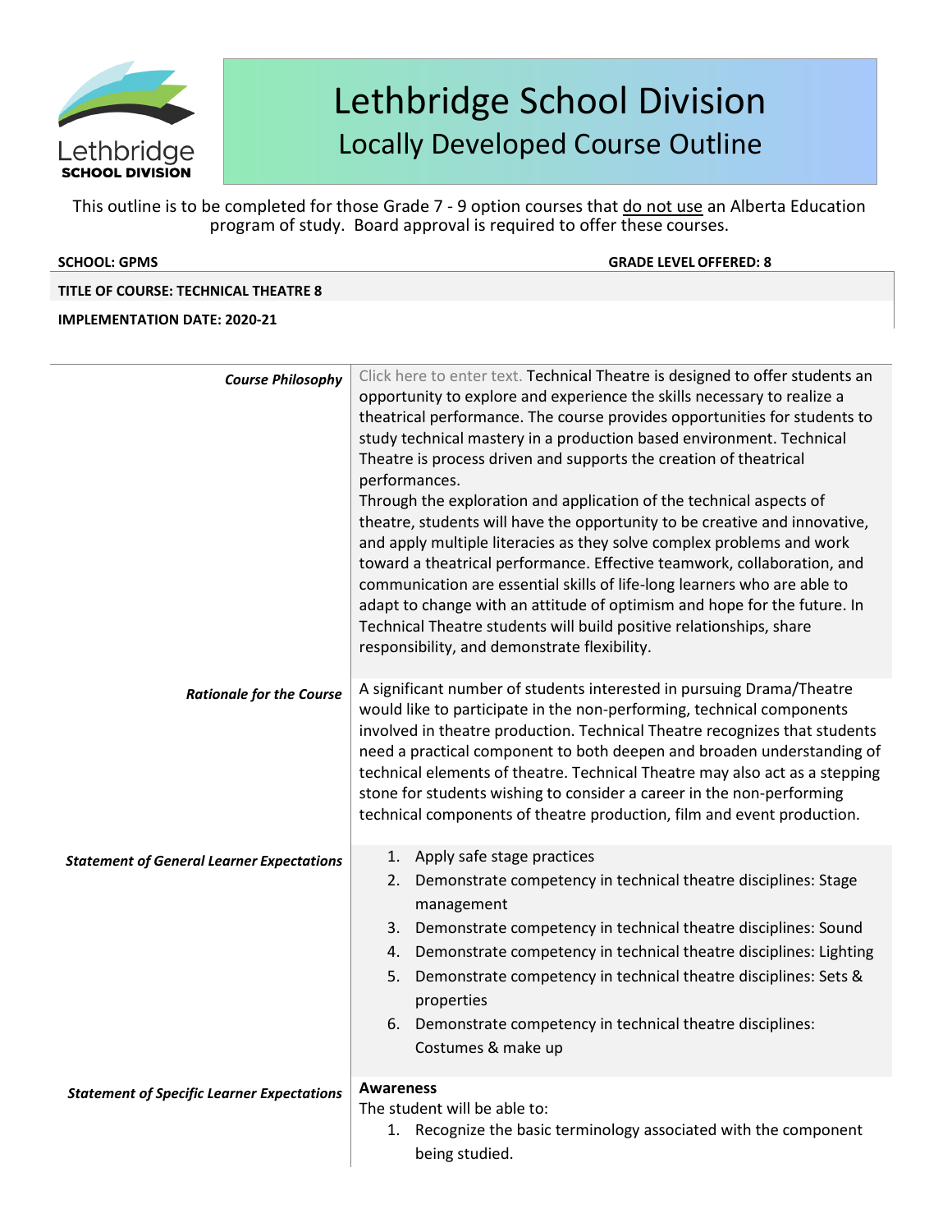# Lethbridge School Division
## Locally Developed Course Outline

This outline is to be completed for those Grade 7 - 9 option courses that do not use an Alberta Education program of study. Board approval is required to offer these courses.

**SCHOOL: GPMS** **GRADE LEVEL OFFERED: 8**

**TITLE OF COURSE: TECHNICAL THEATRE 8**

**IMPLEMENTATION DATE: 2020-21**

| | |
|---|---|
| ***Course Philosophy*** | Click here to enter text. Technical Theatre is designed to offer students an opportunity to explore and experience the skills necessary to realize a theatrical performance. The course provides opportunities for students to study technical mastery in a production based environment. Technical Theatre is process driven and supports the creation of theatrical performances.<br>Through the exploration and application of the technical aspects of theatre, students will have the opportunity to be creative and innovative, and apply multiple literacies as they solve complex problems and work toward a theatrical performance. Effective teamwork, collaboration, and communication are essential skills of life-long learners who are able to adapt to change with an attitude of optimism and hope for the future. In Technical Theatre students will build positive relationships, share responsibility, and demonstrate flexibility. |
| ***Rationale for the Course*** | A significant number of students interested in pursuing Drama/Theatre would like to participate in the non-performing, technical components involved in theatre production. Technical Theatre recognizes that students need a practical component to both deepen and broaden understanding of technical elements of theatre. Technical Theatre may also act as a stepping stone for students wishing to consider a career in the non-performing technical components of theatre production, film and event production. |
| ***Statement of General Learner Expectations*** | 1. Apply safe stage practices<br>2. Demonstrate competency in technical theatre disciplines: Stage management<br>3. Demonstrate competency in technical theatre disciplines: Sound<br>4. Demonstrate competency in technical theatre disciplines: Lighting<br>5. Demonstrate competency in technical theatre disciplines: Sets & properties<br>6. Demonstrate competency in technical theatre disciplines: Costumes & make up |
| ***Statement of Specific Learner Expectations*** | **Awareness**<br>The student will be able to:<br>1. Recognize the basic terminology associated with the component being studied. |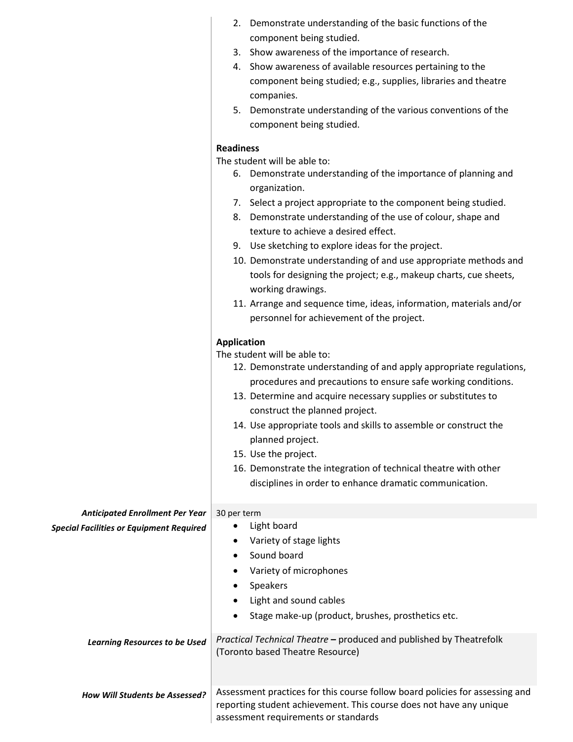2. Demonstrate understanding of the basic functions of the component being studied.
3. Show awareness of the importance of research.
4. Show awareness of available resources pertaining to the component being studied; e.g., supplies, libraries and theatre companies.
5. Demonstrate understanding of the various conventions of the component being studied.

**Readiness**

The student will be able to:

6. Demonstrate understanding of the importance of planning and organization.
7. Select a project appropriate to the component being studied.
8. Demonstrate understanding of the use of colour, shape and texture to achieve a desired effect.
9. Use sketching to explore ideas for the project.
10. Demonstrate understanding of and use appropriate methods and tools for designing the project; e.g., makeup charts, cue sheets, working drawings.
11. Arrange and sequence time, ideas, information, materials and/or personnel for achievement of the project.

**Application**

The student will be able to:

12. Demonstrate understanding of and apply appropriate regulations, procedures and precautions to ensure safe working conditions.
13. Determine and acquire necessary supplies or substitutes to construct the planned project.
14. Use appropriate tools and skills to assemble or construct the planned project.
15. Use the project.
16. Demonstrate the integration of technical theatre with other disciplines in order to enhance dramatic communication.

| | |
|---|---|
| ***Anticipated Enrollment Per Year*** | 30 per term |
| ***Special Facilities or Equipment Required*** | • Light board<br>• Variety of stage lights<br>• Sound board<br>• Variety of microphones<br>• Speakers<br>• Light and sound cables<br>• Stage make-up (product, brushes, prosthetics etc. |
| ***Learning Resources to be Used*** | *Practical Technical Theatre* **–** produced and published by Theatrefolk (Toronto based Theatre Resource) |
| ***How Will Students be Assessed?*** | Assessment practices for this course follow board policies for assessing and reporting student achievement. This course does not have any unique assessment requirements or standards |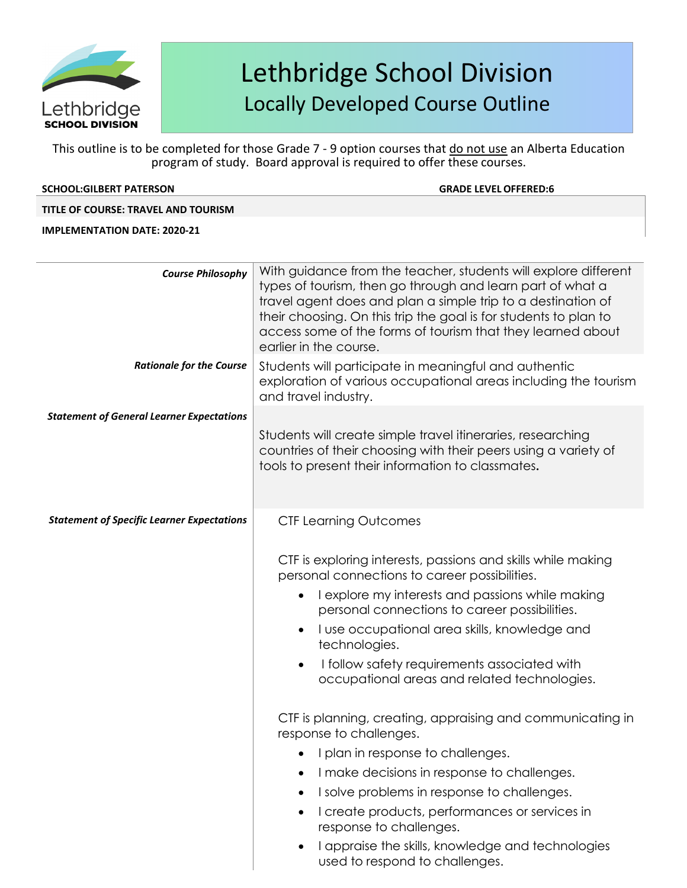# Lethbridge School Division
## Locally Developed Course Outline

This outline is to be completed for those Grade 7 - 9 option courses that do not use an Alberta Education program of study. Board approval is required to offer these courses.

**SCHOOL:GILBERT PATERSON** **GRADE LEVEL OFFERED:6**

**TITLE OF COURSE: TRAVEL AND TOURISM**

**IMPLEMENTATION DATE: 2020-21**

| | |
|---|---|
| ***Course Philosophy*** | With guidance from the teacher, students will explore different types of tourism, then go through and learn part of what a travel agent does and plan a simple trip to a destination of their choosing. On this trip the goal is for students to plan to access some of the forms of tourism that they learned about earlier in the course. |
| ***Rationale for the Course*** | Students will participate in meaningful and authentic exploration of various occupational areas including the tourism and travel industry. |
| ***Statement of General Learner Expectations*** | Students will create simple travel itineraries, researching countries of their choosing with their peers using a variety of tools to present their information to classmates. |
| ***Statement of Specific Learner Expectations*** | CTF Learning Outcomes<br><br>CTF is exploring interests, passions and skills while making personal connections to career possibilities.<br>• I explore my interests and passions while making personal connections to career possibilities.<br>• I use occupational area skills, knowledge and technologies.<br>• I follow safety requirements associated with occupational areas and related technologies.<br><br>CTF is planning, creating, appraising and communicating in response to challenges.<br>• I plan in response to challenges.<br>• I make decisions in response to challenges.<br>• I solve problems in response to challenges.<br>• I create products, performances or services in response to challenges.<br>• I appraise the skills, knowledge and technologies used to respond to challenges. |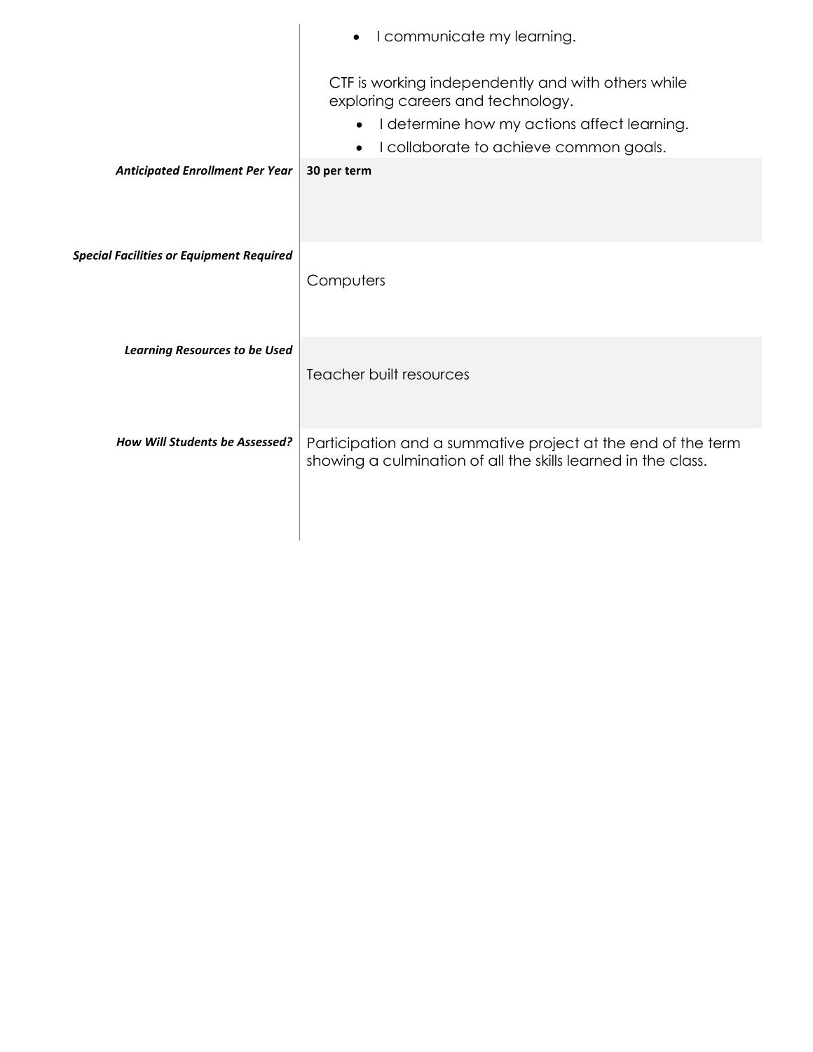| | |
|---|---|
| | <ul><li>I communicate my learning.</li></ul>CTF is working independently and with others while exploring careers and technology.<ul><li>I determine how my actions affect learning.</li><li>I collaborate to achieve common goals.</li></ul> |
| ***Anticipated Enrollment Per Year*** | **30 per term** |
| ***Special Facilities or Equipment Required*** | Computers |
| ***Learning Resources to be Used*** | Teacher built resources |
| ***How Will Students be Assessed?*** | Participation and a summative project at the end of the term showing a culmination of all the skills learned in the class. |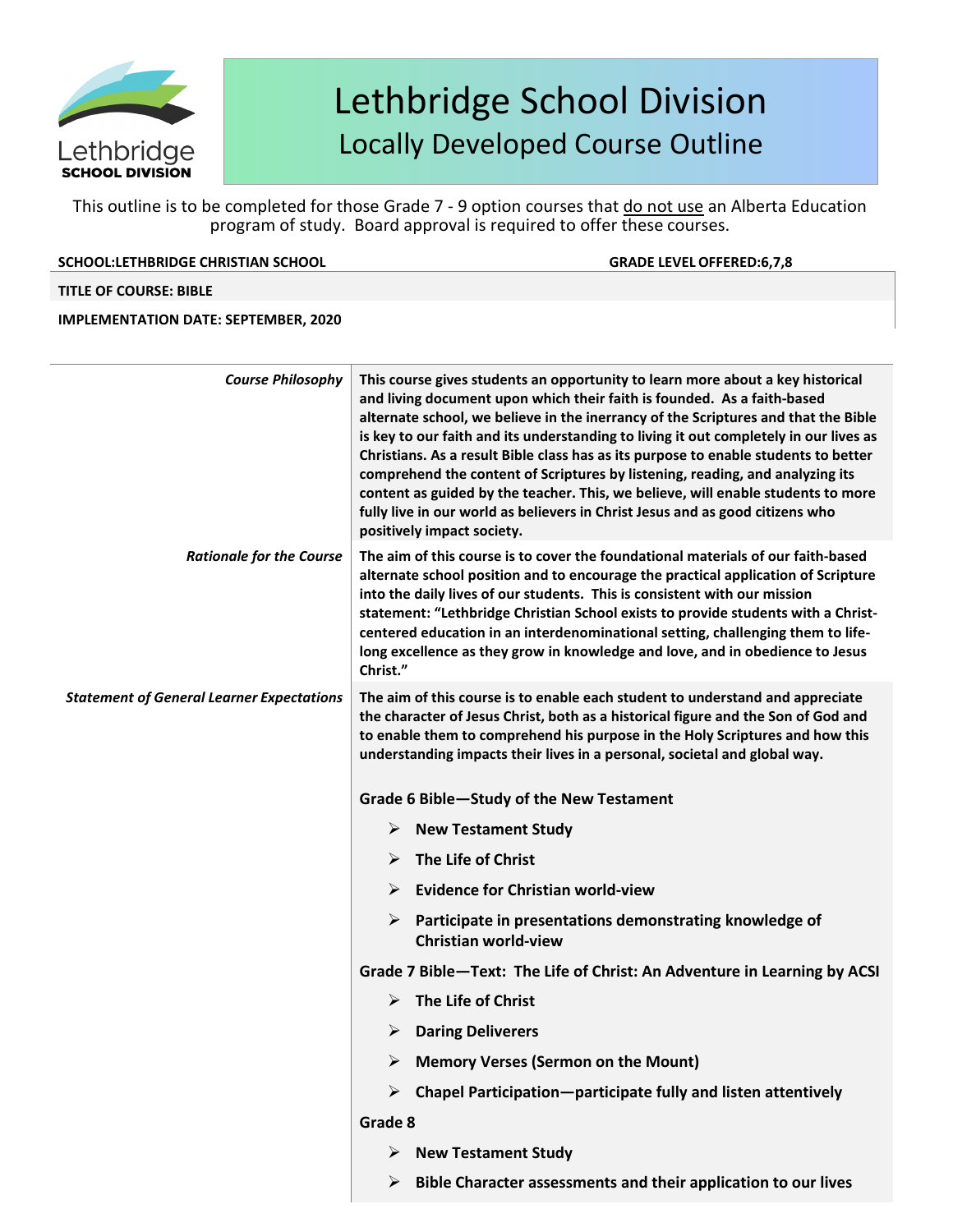# Lethbridge School Division

## Locally Developed Course Outline

This outline is to be completed for those Grade 7 - 9 option courses that do not use an Alberta Education program of study. Board approval is required to offer these courses.

**SCHOOL:LETHBRIDGE CHRISTIAN SCHOOL** **GRADE LEVEL OFFERED:6,7,8**

**TITLE OF COURSE: BIBLE**

**IMPLEMENTATION DATE: SEPTEMBER, 2020**

| | |
|---|---|
| *Course Philosophy* | **This course gives students an opportunity to learn more about a key historical and living document upon which their faith is founded. As a faith-based alternate school, we believe in the inerrancy of the Scriptures and that the Bible is key to our faith and its understanding to living it out completely in our lives as Christians. As a result Bible class has as its purpose to enable students to better comprehend the content of Scriptures by listening, reading, and analyzing its content as guided by the teacher. This, we believe, will enable students to more fully live in our world as believers in Christ Jesus and as good citizens who positively impact society.** |
| *Rationale for the Course* | **The aim of this course is to cover the foundational materials of our faith-based alternate school position and to encourage the practical application of Scripture into the daily lives of our students. This is consistent with our mission statement: "Lethbridge Christian School exists to provide students with a Christ-centered education in an interdenominational setting, challenging them to life-long excellence as they grow in knowledge and love, and in obedience to Jesus Christ."** |
| *Statement of General Learner Expectations* | **The aim of this course is to enable each student to understand and appreciate the character of Jesus Christ, both as a historical figure and the Son of God and to enable them to comprehend his purpose in the Holy Scriptures and how this understanding impacts their lives in a personal, societal and global way.**<br><br>**Grade 6 Bible—Study of the New Testament**<br>➢ **New Testament Study**<br>➢ **The Life of Christ**<br>➢ **Evidence for Christian world-view**<br>➢ **Participate in presentations demonstrating knowledge of Christian world-view**<br><br>**Grade 7 Bible—Text: The Life of Christ: An Adventure in Learning by ACSI**<br>➢ **The Life of Christ**<br>➢ **Daring Deliverers**<br>➢ **Memory Verses (Sermon on the Mount)**<br>➢ **Chapel Participation—participate fully and listen attentively**<br><br>**Grade 8**<br>➢ **New Testament Study**<br>➢ **Bible Character assessments and their application to our lives** |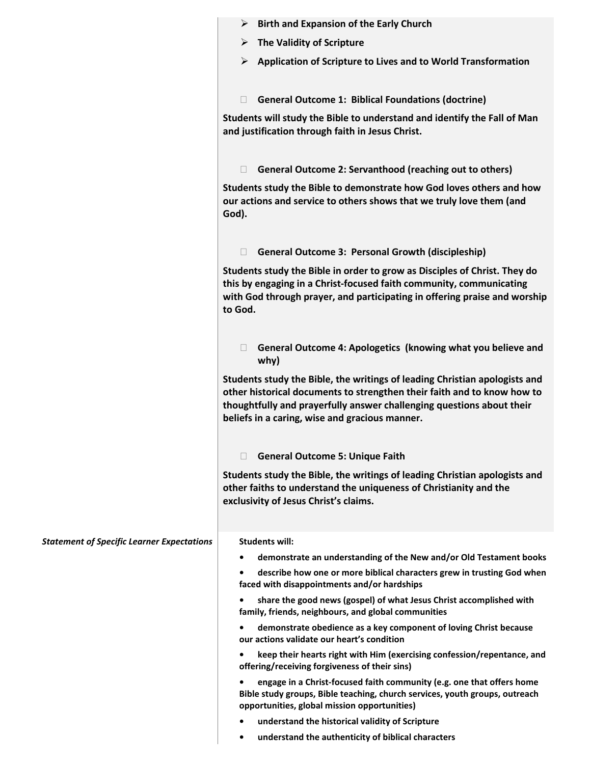- **Birth and Expansion of the Early Church**
- **The Validity of Scripture**
- **Application of Scripture to Lives and to World Transformation**

- **General Outcome 1: Biblical Foundations (doctrine)**

**Students will study the Bible to understand and identify the Fall of Man and justification through faith in Jesus Christ.**

- **General Outcome 2: Servanthood (reaching out to others)**

**Students study the Bible to demonstrate how God loves others and how our actions and service to others shows that we truly love them (and God).**

- **General Outcome 3: Personal Growth (discipleship)**

**Students study the Bible in order to grow as Disciples of Christ. They do this by engaging in a Christ-focused faith community, communicating with God through prayer, and participating in offering praise and worship to God.**

- **General Outcome 4: Apologetics (knowing what you believe and why)**

**Students study the Bible, the writings of leading Christian apologists and other historical documents to strengthen their faith and to know how to thoughtfully and prayerfully answer challenging questions about their beliefs in a caring, wise and gracious manner.**

- **General Outcome 5: Unique Faith**

**Students study the Bible, the writings of leading Christian apologists and other faiths to understand the uniqueness of Christianity and the exclusivity of Jesus Christ's claims.**

***Statement of Specific Learner Expectations***

**Students will:**

- **demonstrate an understanding of the New and/or Old Testament books**
- **describe how one or more biblical characters grew in trusting God when faced with disappointments and/or hardships**
- **share the good news (gospel) of what Jesus Christ accomplished with family, friends, neighbours, and global communities**
- **demonstrate obedience as a key component of loving Christ because our actions validate our heart's condition**
- **keep their hearts right with Him (exercising confession/repentance, and offering/receiving forgiveness of their sins)**
- **engage in a Christ-focused faith community (e.g. one that offers home Bible study groups, Bible teaching, church services, youth groups, outreach opportunities, global mission opportunities)**
- **understand the historical validity of Scripture**
- **understand the authenticity of biblical characters**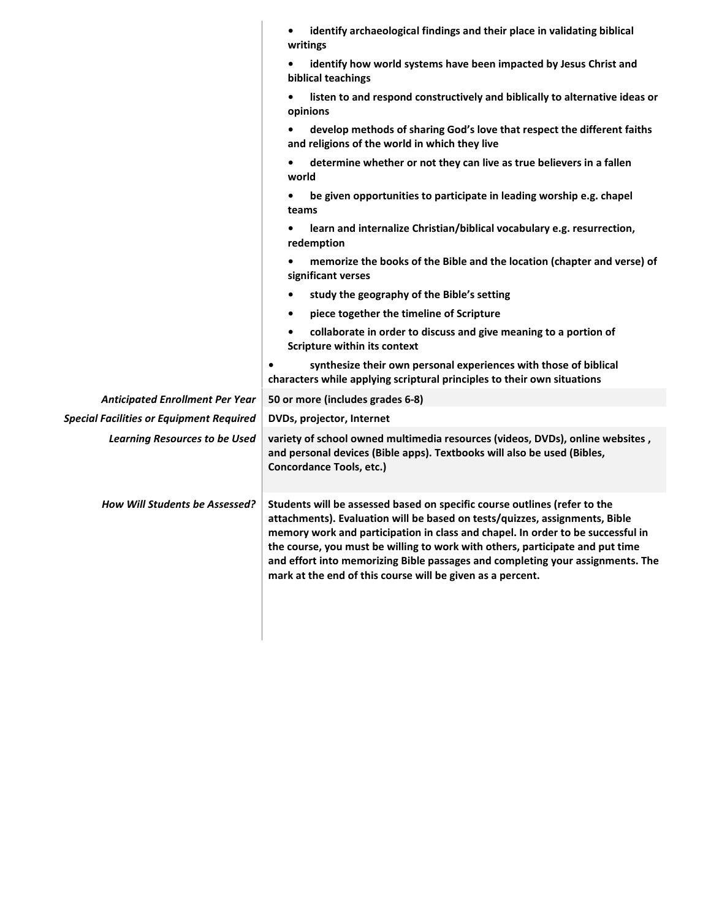|  |  |
|---|---|
|  | • **identify archaeological findings and their place in validating biblical writings**<br>• **identify how world systems have been impacted by Jesus Christ and biblical teachings**<br>• **listen to and respond constructively and biblically to alternative ideas or opinions**<br>• **develop methods of sharing God's love that respect the different faiths and religions of the world in which they live**<br>• **determine whether or not they can live as true believers in a fallen world**<br>• **be given opportunities to participate in leading worship e.g. chapel teams**<br>• **learn and internalize Christian/biblical vocabulary e.g. resurrection, redemption**<br>• **memorize the books of the Bible and the location (chapter and verse) of significant verses**<br>• **study the geography of the Bible's setting**<br>• **piece together the timeline of Scripture**<br>• **collaborate in order to discuss and give meaning to a portion of Scripture within its context**<br>• **synthesize their own personal experiences with those of biblical characters while applying scriptural principles to their own situations** |
| *Anticipated Enrollment Per Year* | **50 or more (includes grades 6-8)** |
| *Special Facilities or Equipment Required* | **DVDs, projector, Internet** |
| *Learning Resources to be Used* | **variety of school owned multimedia resources (videos, DVDs), online websites , and personal devices (Bible apps). Textbooks will also be used (Bibles, Concordance Tools, etc.)** |
| *How Will Students be Assessed?* | **Students will be assessed based on specific course outlines (refer to the attachments). Evaluation will be based on tests/quizzes, assignments, Bible memory work and participation in class and chapel. In order to be successful in the course, you must be willing to work with others, participate and put time and effort into memorizing Bible passages and completing your assignments. The mark at the end of this course will be given as a percent.** |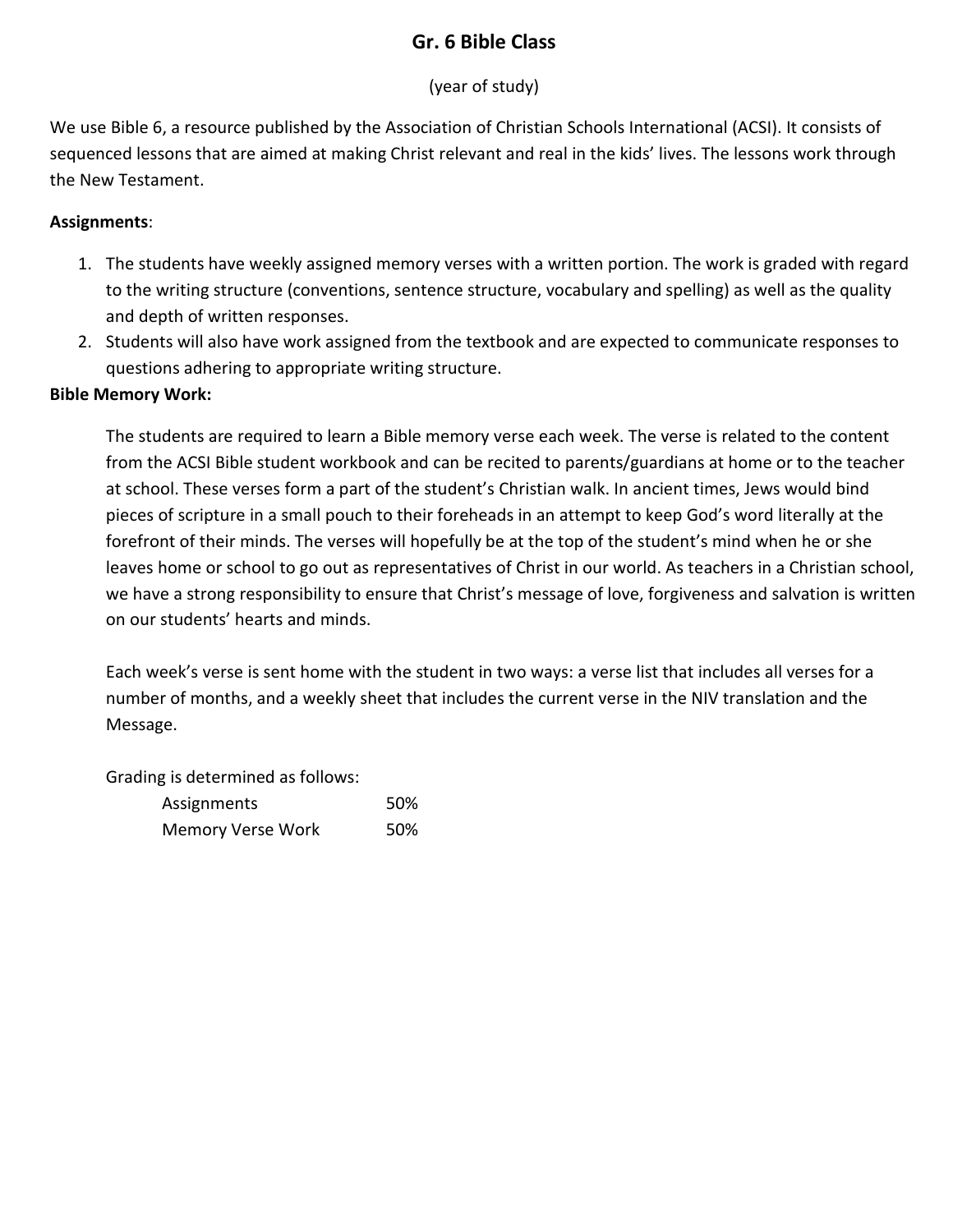# Gr. 6 Bible Class

(year of study)

We use Bible 6, a resource published by the Association of Christian Schools International (ACSI). It consists of sequenced lessons that are aimed at making Christ relevant and real in the kids' lives. The lessons work through the New Testament.

**Assignments**:

1. The students have weekly assigned memory verses with a written portion. The work is graded with regard to the writing structure (conventions, sentence structure, vocabulary and spelling) as well as the quality and depth of written responses.
2. Students will also have work assigned from the textbook and are expected to communicate responses to questions adhering to appropriate writing structure.

**Bible Memory Work:**

The students are required to learn a Bible memory verse each week. The verse is related to the content from the ACSI Bible student workbook and can be recited to parents/guardians at home or to the teacher at school. These verses form a part of the student's Christian walk. In ancient times, Jews would bind pieces of scripture in a small pouch to their foreheads in an attempt to keep God's word literally at the forefront of their minds. The verses will hopefully be at the top of the student's mind when he or she leaves home or school to go out as representatives of Christ in our world. As teachers in a Christian school, we have a strong responsibility to ensure that Christ's message of love, forgiveness and salvation is written on our students' hearts and minds.

Each week's verse is sent home with the student in two ways: a verse list that includes all verses for a number of months, and a weekly sheet that includes the current verse in the NIV translation and the Message.

Grading is determined as follows:

| | |
|---|---|
| Assignments | 50% |
| Memory Verse Work | 50% |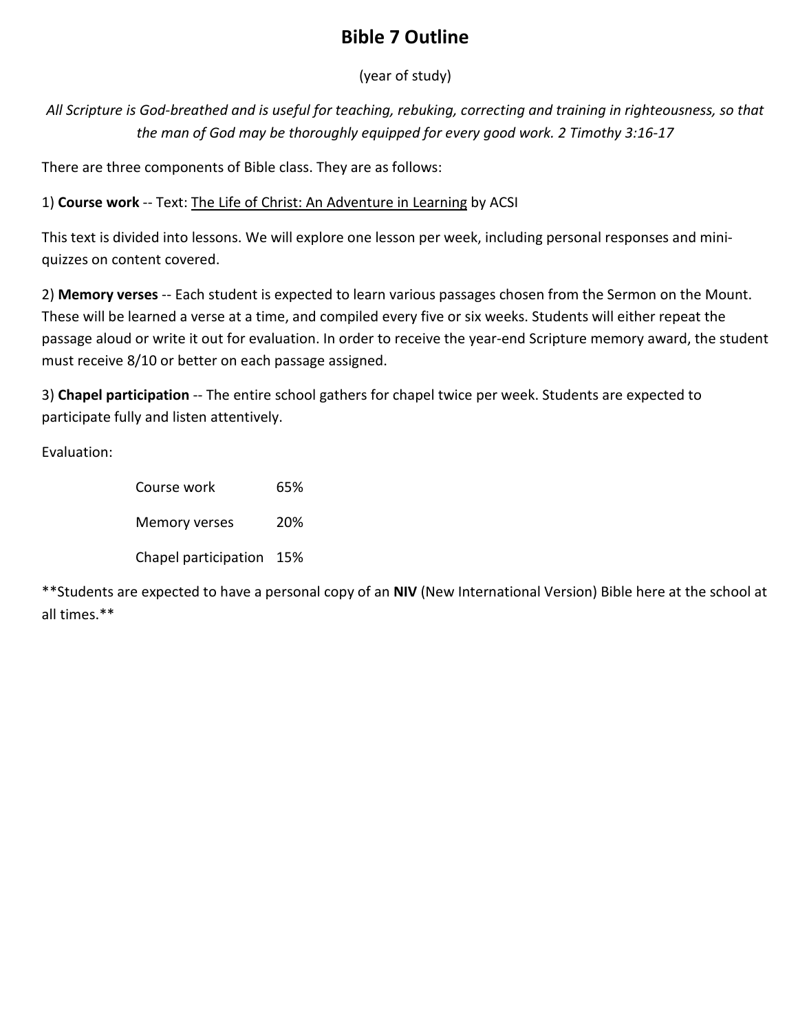# Bible 7 Outline

(year of study)

*All Scripture is God-breathed and is useful for teaching, rebuking, correcting and training in righteousness, so that the man of God may be thoroughly equipped for every good work. 2 Timothy 3:16-17*

There are three components of Bible class. They are as follows:

1) **Course work** -- Text: The Life of Christ: An Adventure in Learning by ACSI

This text is divided into lessons. We will explore one lesson per week, including personal responses and mini-quizzes on content covered.

2) **Memory verses** -- Each student is expected to learn various passages chosen from the Sermon on the Mount. These will be learned a verse at a time, and compiled every five or six weeks. Students will either repeat the passage aloud or write it out for evaluation. In order to receive the year-end Scripture memory award, the student must receive 8/10 or better on each passage assigned.

3) **Chapel participation** -- The entire school gathers for chapel twice per week. Students are expected to participate fully and listen attentively.

Evaluation:

| | |
|---|---|
| Course work | 65% |
| Memory verses | 20% |
| Chapel participation | 15% |

**Students are expected to have a personal copy of an **NIV** (New International Version) Bible here at the school at all times.**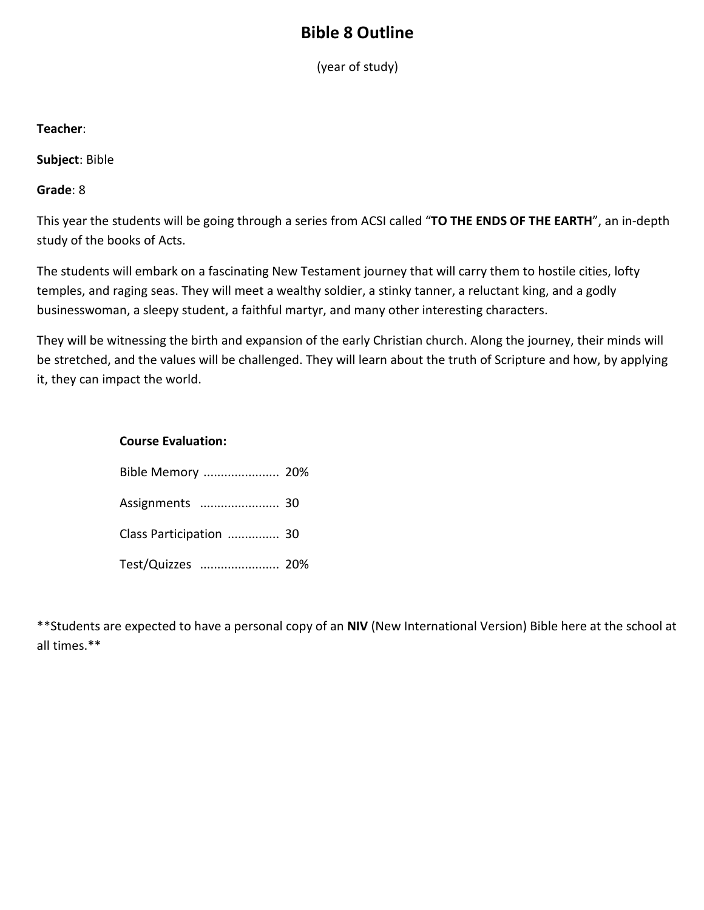# Bible 8 Outline

(year of study)

**Teacher**:

**Subject**: Bible

**Grade**: 8

This year the students will be going through a series from ACSI called "**TO THE ENDS OF THE EARTH**", an in-depth study of the books of Acts.

The students will embark on a fascinating New Testament journey that will carry them to hostile cities, lofty temples, and raging seas. They will meet a wealthy soldier, a stinky tanner, a reluctant king, and a godly businesswoman, a sleepy student, a faithful martyr, and many other interesting characters.

They will be witnessing the birth and expansion of the early Christian church. Along the journey, their minds will be stretched, and the values will be challenged. They will learn about the truth of Scripture and how, by applying it, they can impact the world.

**Course Evaluation:**

Bible Memory ...................... 20%

Assignments ....................... 30

Class Participation ............... 30

Test/Quizzes ....................... 20%

**Students are expected to have a personal copy of an **NIV** (New International Version) Bible here at the school at all times.**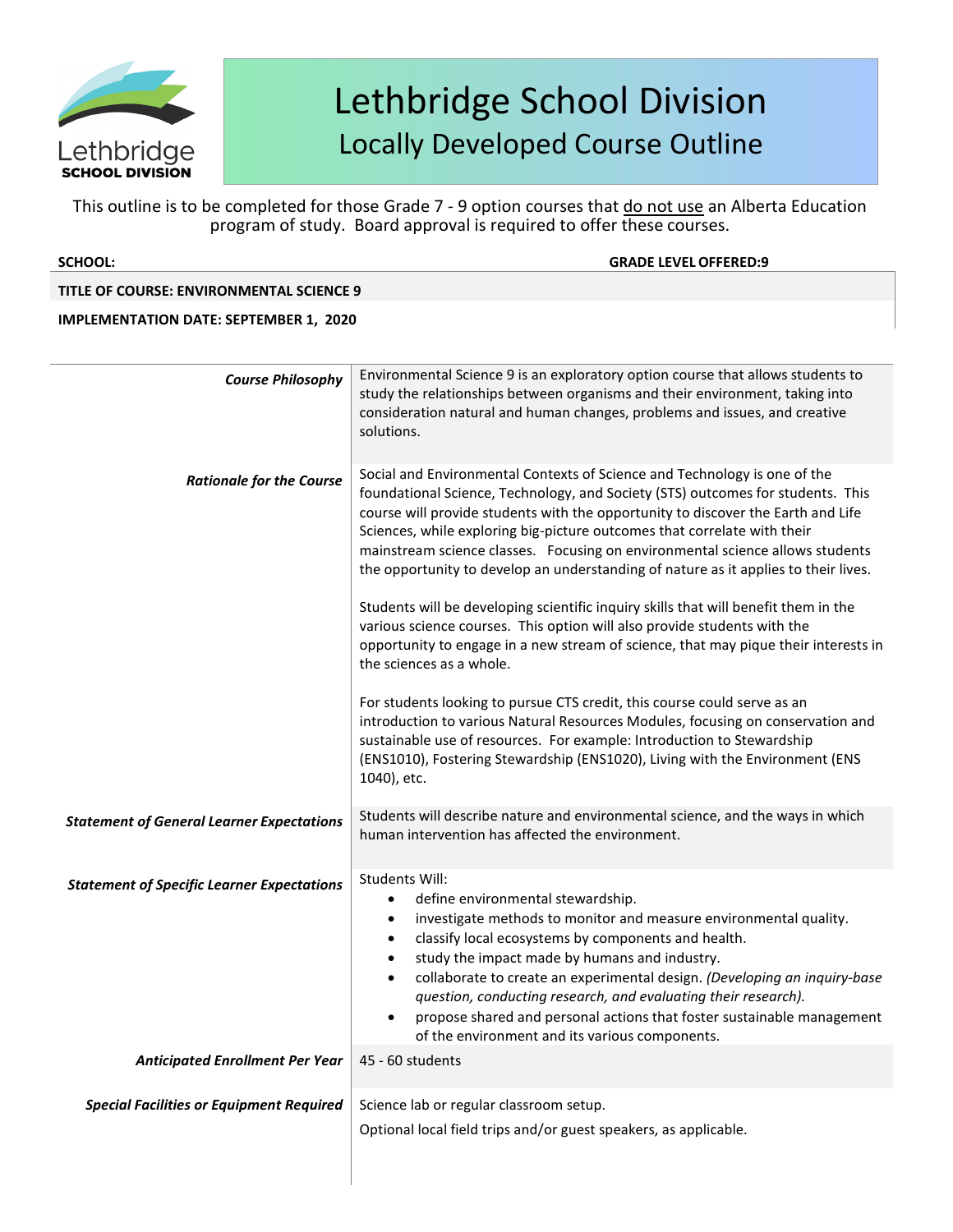# Lethbridge School Division
## Locally Developed Course Outline

This outline is to be completed for those Grade 7 - 9 option courses that do not use an Alberta Education program of study. Board approval is required to offer these courses.

**SCHOOL:** **GRADE LEVEL OFFERED:9**

**TITLE OF COURSE: ENVIRONMENTAL SCIENCE 9**

**IMPLEMENTATION DATE: SEPTEMBER 1, 2020**

| | |
|---|---|
| ***Course Philosophy*** | Environmental Science 9 is an exploratory option course that allows students to study the relationships between organisms and their environment, taking into consideration natural and human changes, problems and issues, and creative solutions. |
| ***Rationale for the Course*** | Social and Environmental Contexts of Science and Technology is one of the foundational Science, Technology, and Society (STS) outcomes for students. This course will provide students with the opportunity to discover the Earth and Life Sciences, while exploring big-picture outcomes that correlate with their mainstream science classes. Focusing on environmental science allows students the opportunity to develop an understanding of nature as it applies to their lives.<br><br>Students will be developing scientific inquiry skills that will benefit them in the various science courses. This option will also provide students with the opportunity to engage in a new stream of science, that may pique their interests in the sciences as a whole.<br><br>For students looking to pursue CTS credit, this course could serve as an introduction to various Natural Resources Modules, focusing on conservation and sustainable use of resources. For example: Introduction to Stewardship (ENS1010), Fostering Stewardship (ENS1020), Living with the Environment (ENS 1040), etc. |
| ***Statement of General Learner Expectations*** | Students will describe nature and environmental science, and the ways in which human intervention has affected the environment. |
| ***Statement of Specific Learner Expectations*** | Students Will:<br>• define environmental stewardship.<br>• investigate methods to monitor and measure environmental quality.<br>• classify local ecosystems by components and health.<br>• study the impact made by humans and industry.<br>• collaborate to create an experimental design. *(Developing an inquiry-base question, conducting research, and evaluating their research).*<br>• propose shared and personal actions that foster sustainable management of the environment and its various components. |
| ***Anticipated Enrollment Per Year*** | 45 - 60 students |
| ***Special Facilities or Equipment Required*** | Science lab or regular classroom setup.<br><br>Optional local field trips and/or guest speakers, as applicable. |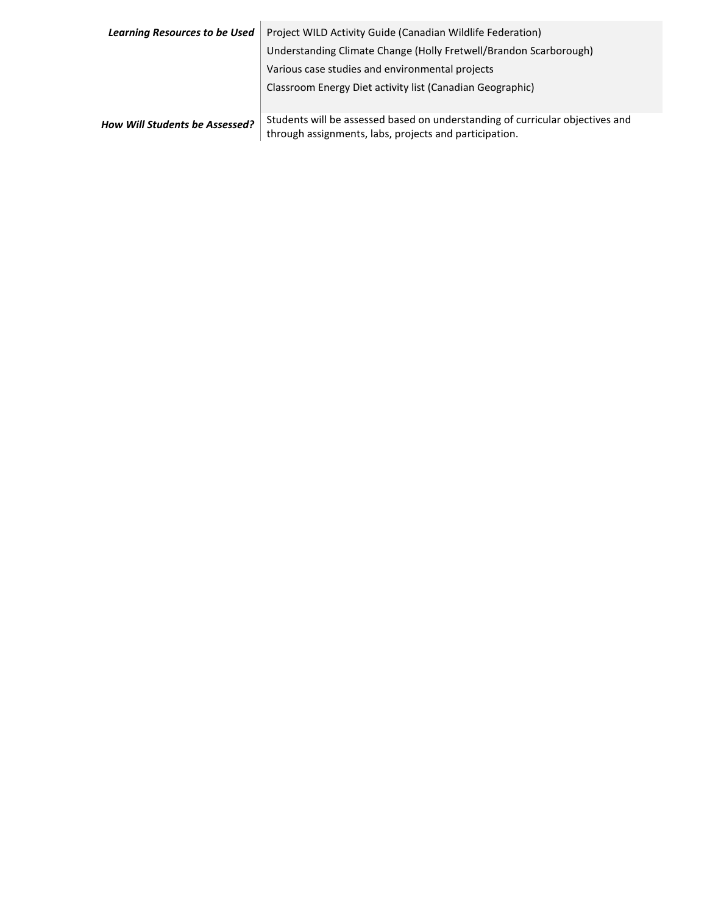| | |
|---|---|
| ***Learning Resources to be Used*** | Project WILD Activity Guide (Canadian Wildlife Federation)<br>Understanding Climate Change (Holly Fretwell/Brandon Scarborough)<br>Various case studies and environmental projects<br>Classroom Energy Diet activity list (Canadian Geographic) |
| ***How Will Students be Assessed?*** | Students will be assessed based on understanding of curricular objectives and through assignments, labs, projects and participation. |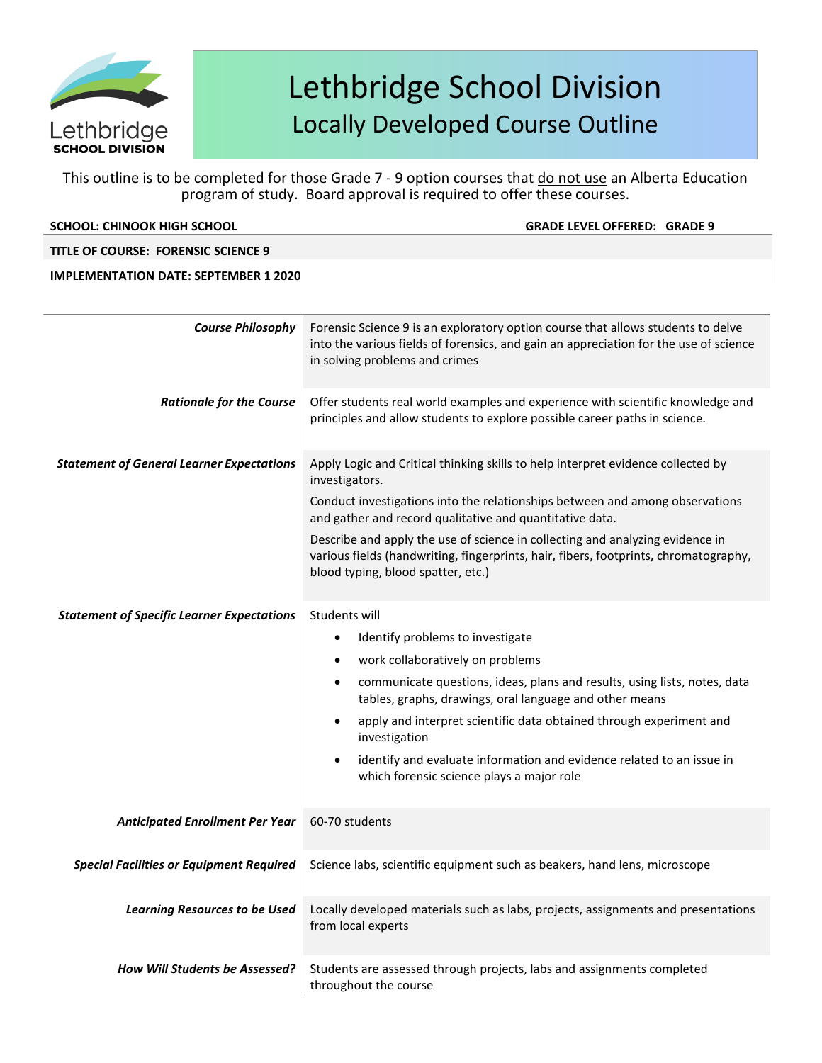# Lethbridge School Division
## Locally Developed Course Outline

This outline is to be completed for those Grade 7 - 9 option courses that do not use an Alberta Education program of study. Board approval is required to offer these courses.

**SCHOOL: CHINOOK HIGH SCHOOL** **GRADE LEVEL OFFERED: GRADE 9**

**TITLE OF COURSE: FORENSIC SCIENCE 9**

**IMPLEMENTATION DATE: SEPTEMBER 1 2020**

| | |
|---|---|
| ***Course Philosophy*** | Forensic Science 9 is an exploratory option course that allows students to delve into the various fields of forensics, and gain an appreciation for the use of science in solving problems and crimes |
| ***Rationale for the Course*** | Offer students real world examples and experience with scientific knowledge and principles and allow students to explore possible career paths in science. |
| ***Statement of General Learner Expectations*** | Apply Logic and Critical thinking skills to help interpret evidence collected by investigators.<br>Conduct investigations into the relationships between and among observations and gather and record qualitative and quantitative data.<br>Describe and apply the use of science in collecting and analyzing evidence in various fields (handwriting, fingerprints, hair, fibers, footprints, chromatography, blood typing, blood spatter, etc.) |
| ***Statement of Specific Learner Expectations*** | Students will<br>• Identify problems to investigate<br>• work collaboratively on problems<br>• communicate questions, ideas, plans and results, using lists, notes, data tables, graphs, drawings, oral language and other means<br>• apply and interpret scientific data obtained through experiment and investigation<br>• identify and evaluate information and evidence related to an issue in which forensic science plays a major role |
| ***Anticipated Enrollment Per Year*** | 60-70 students |
| ***Special Facilities or Equipment Required*** | Science labs, scientific equipment such as beakers, hand lens, microscope |
| ***Learning Resources to be Used*** | Locally developed materials such as labs, projects, assignments and presentations from local experts |
| ***How Will Students be Assessed?*** | Students are assessed through projects, labs and assignments completed throughout the course |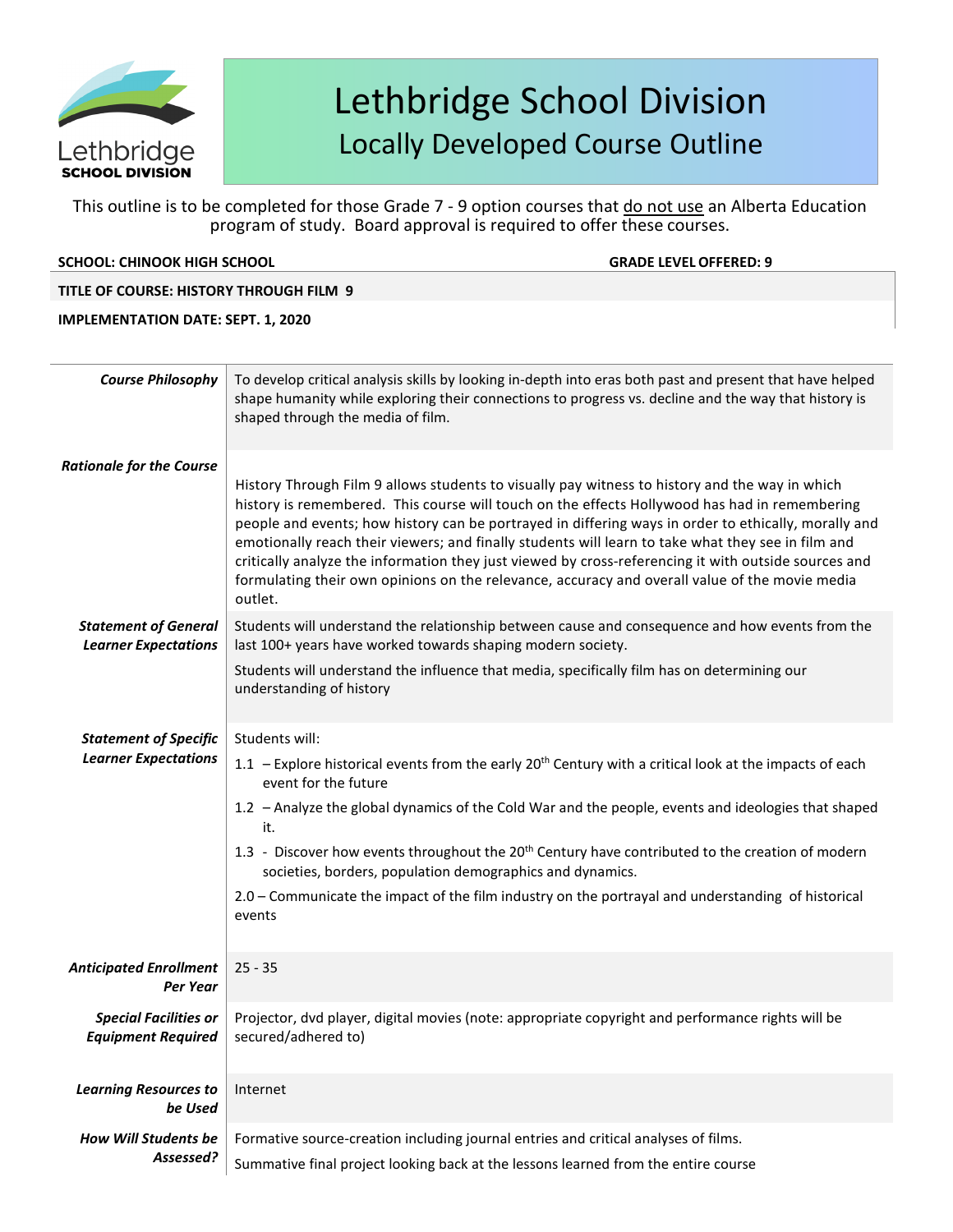# Lethbridge School Division
## Locally Developed Course Outline

This outline is to be completed for those Grade 7 - 9 option courses that do not use an Alberta Education program of study. Board approval is required to offer these courses.

**SCHOOL: CHINOOK HIGH SCHOOL** **GRADE LEVEL OFFERED: 9**

**TITLE OF COURSE: HISTORY THROUGH FILM 9**

**IMPLEMENTATION DATE: SEPT. 1, 2020**

| | |
|---|---|
| ***Course Philosophy*** | To develop critical analysis skills by looking in-depth into eras both past and present that have helped shape humanity while exploring their connections to progress vs. decline and the way that history is shaped through the media of film. |
| ***Rationale for the Course*** | History Through Film 9 allows students to visually pay witness to history and the way in which history is remembered. This course will touch on the effects Hollywood has had in remembering people and events; how history can be portrayed in differing ways in order to ethically, morally and emotionally reach their viewers; and finally students will learn to take what they see in film and critically analyze the information they just viewed by cross-referencing it with outside sources and formulating their own opinions on the relevance, accuracy and overall value of the movie media outlet. |
| ***Statement of General Learner Expectations*** | Students will understand the relationship between cause and consequence and how events from the last 100+ years have worked towards shaping modern society.<br>Students will understand the influence that media, specifically film has on determining our understanding of history |
| ***Statement of Specific Learner Expectations*** | Students will:<br>1.1 – Explore historical events from the early 20th Century with a critical look at the impacts of each event for the future<br>1.2 – Analyze the global dynamics of the Cold War and the people, events and ideologies that shaped it.<br>1.3 - Discover how events throughout the 20th Century have contributed to the creation of modern societies, borders, population demographics and dynamics.<br>2.0 – Communicate the impact of the film industry on the portrayal and understanding of historical events |
| ***Anticipated Enrollment Per Year*** | 25 - 35 |
| ***Special Facilities or Equipment Required*** | Projector, dvd player, digital movies (note: appropriate copyright and performance rights will be secured/adhered to) |
| ***Learning Resources to be Used*** | Internet |
| ***How Will Students be Assessed?*** | Formative source-creation including journal entries and critical analyses of films.<br>Summative final project looking back at the lessons learned from the entire course |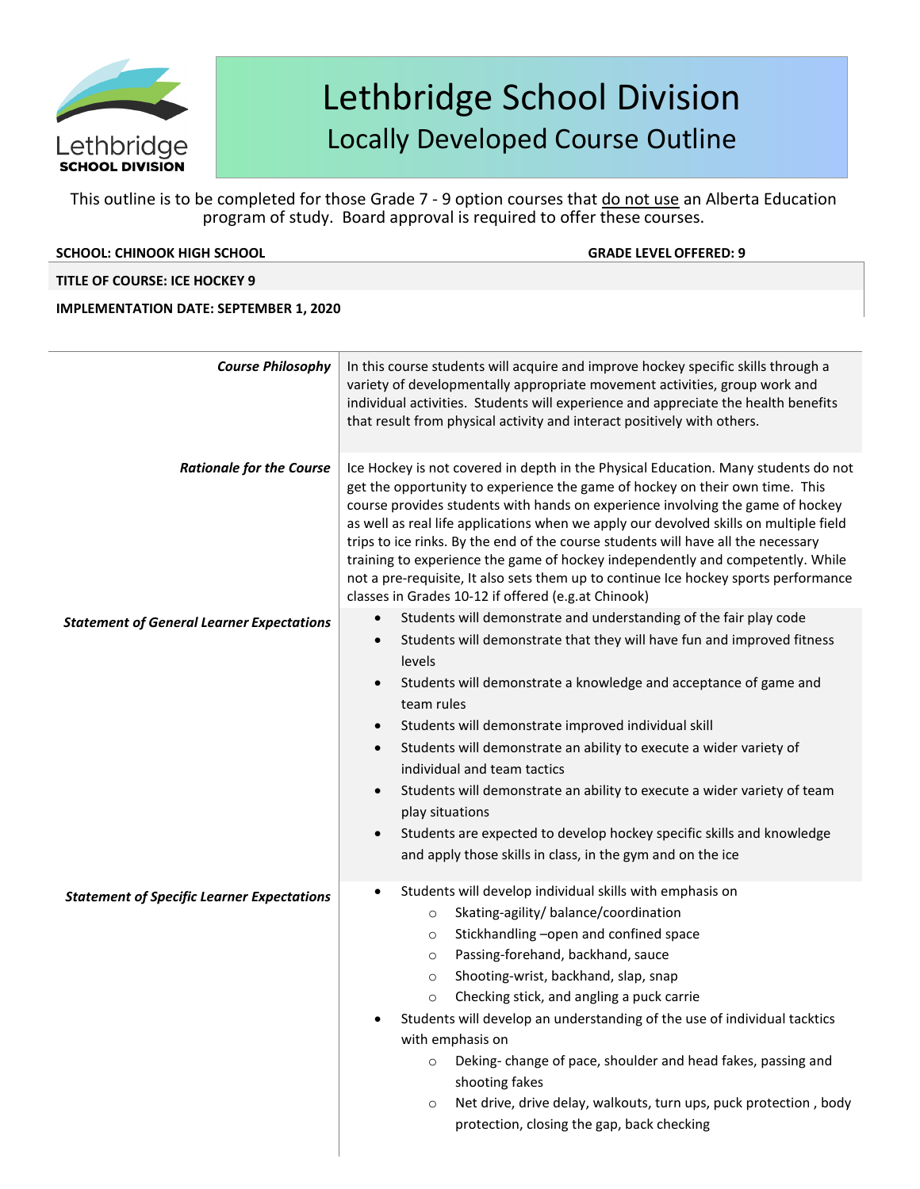# Lethbridge School Division

## Locally Developed Course Outline

This outline is to be completed for those Grade 7 - 9 option courses that do not use an Alberta Education program of study. Board approval is required to offer these courses.

**SCHOOL: CHINOOK HIGH SCHOOL** **GRADE LEVEL OFFERED: 9**

**TITLE OF COURSE: ICE HOCKEY 9**

**IMPLEMENTATION DATE: SEPTEMBER 1, 2020**

***Course Philosophy***

In this course students will acquire and improve hockey specific skills through a variety of developmentally appropriate movement activities, group work and individual activities. Students will experience and appreciate the health benefits that result from physical activity and interact positively with others.

***Rationale for the Course***

Ice Hockey is not covered in depth in the Physical Education. Many students do not get the opportunity to experience the game of hockey on their own time. This course provides students with hands on experience involving the game of hockey as well as real life applications when we apply our devolved skills on multiple field trips to ice rinks. By the end of the course students will have all the necessary training to experience the game of hockey independently and competently. While not a pre-requisite, It also sets them up to continue Ice hockey sports performance classes in Grades 10-12 if offered (e.g.at Chinook)

***Statement of General Learner Expectations***

- Students will demonstrate and understanding of the fair play code
- Students will demonstrate that they will have fun and improved fitness levels
- Students will demonstrate a knowledge and acceptance of game and team rules
- Students will demonstrate improved individual skill
- Students will demonstrate an ability to execute a wider variety of individual and team tactics
- Students will demonstrate an ability to execute a wider variety of team play situations
- Students are expected to develop hockey specific skills and knowledge and apply those skills in class, in the gym and on the ice

***Statement of Specific Learner Expectations***

- Students will develop individual skills with emphasis on
  - Skating-agility/ balance/coordination
  - Stickhandling –open and confined space
  - Passing-forehand, backhand, sauce
  - Shooting-wrist, backhand, slap, snap
  - Checking stick, and angling a puck carrie
- Students will develop an understanding of the use of individual tacktics with emphasis on
  - Deking- change of pace, shoulder and head fakes, passing and shooting fakes
  - Net drive, drive delay, walkouts, turn ups, puck protection , body protection, closing the gap, back checking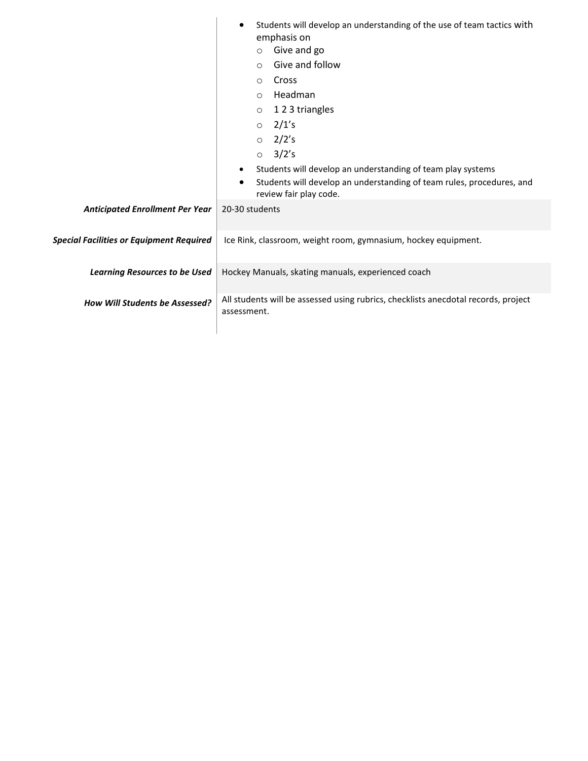| | |
|---|---|
| | • Students will develop an understanding of the use of team tactics with emphasis on<br>  ○ Give and go<br>  ○ Give and follow<br>  ○ Cross<br>  ○ Headman<br>  ○ 1 2 3 triangles<br>  ○ 2/1's<br>  ○ 2/2's<br>  ○ 3/2's<br>• Students will develop an understanding of team play systems<br>• Students will develop an understanding of team rules, procedures, and review fair play code. |
| ***Anticipated Enrollment Per Year*** | 20-30 students |
| ***Special Facilities or Equipment Required*** | Ice Rink, classroom, weight room, gymnasium, hockey equipment. |
| ***Learning Resources to be Used*** | Hockey Manuals, skating manuals, experienced coach |
| ***How Will Students be Assessed?*** | All students will be assessed using rubrics, checklists anecdotal records, project assessment. |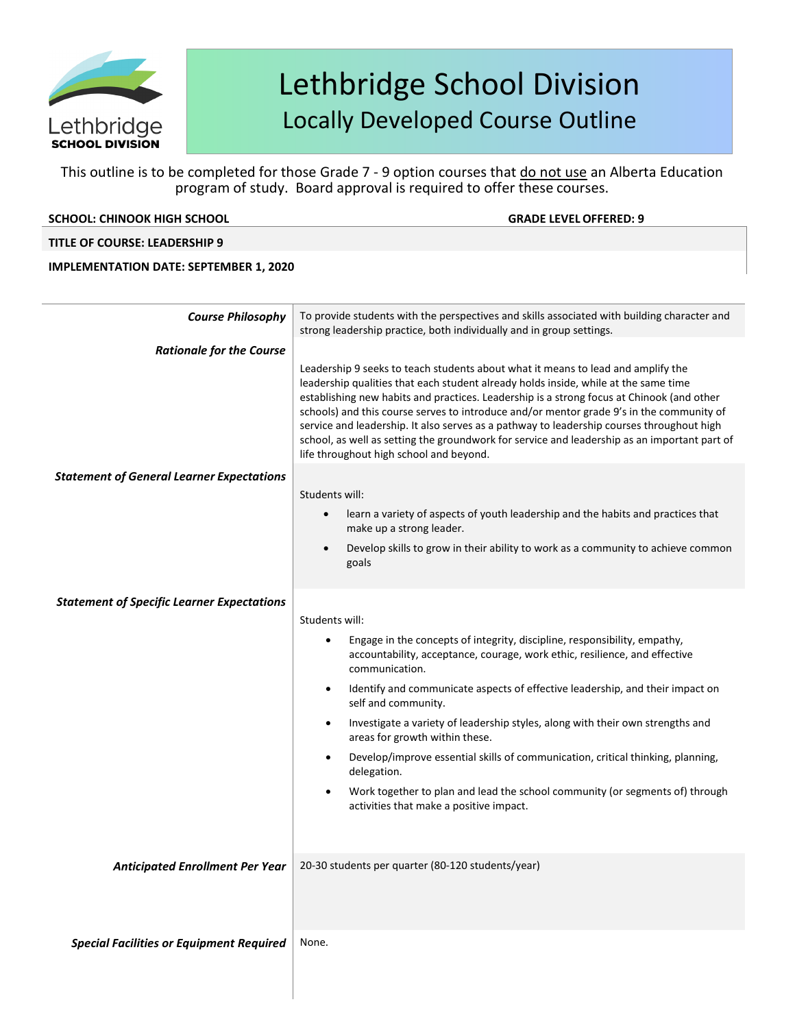# Lethbridge School Division

## Locally Developed Course Outline

This outline is to be completed for those Grade 7 - 9 option courses that do not use an Alberta Education program of study. Board approval is required to offer these courses.

**SCHOOL: CHINOOK HIGH SCHOOL** | **GRADE LEVEL OFFERED: 9**

**TITLE OF COURSE: LEADERSHIP 9**

**IMPLEMENTATION DATE: SEPTEMBER 1, 2020**

| | |
|---|---|
| ***Course Philosophy*** | To provide students with the perspectives and skills associated with building character and strong leadership practice, both individually and in group settings. |
| ***Rationale for the Course*** | Leadership 9 seeks to teach students about what it means to lead and amplify the leadership qualities that each student already holds inside, while at the same time establishing new habits and practices. Leadership is a strong focus at Chinook (and other schools) and this course serves to introduce and/or mentor grade 9's in the community of service and leadership. It also serves as a pathway to leadership courses throughout high school, as well as setting the groundwork for service and leadership as an important part of life throughout high school and beyond. |
| ***Statement of General Learner Expectations*** | Students will:<br>• learn a variety of aspects of youth leadership and the habits and practices that make up a strong leader.<br>• Develop skills to grow in their ability to work as a community to achieve common goals |
| ***Statement of Specific Learner Expectations*** | Students will:<br>• Engage in the concepts of integrity, discipline, responsibility, empathy, accountability, acceptance, courage, work ethic, resilience, and effective communication.<br>• Identify and communicate aspects of effective leadership, and their impact on self and community.<br>• Investigate a variety of leadership styles, along with their own strengths and areas for growth within these.<br>• Develop/improve essential skills of communication, critical thinking, planning, delegation.<br>• Work together to plan and lead the school community (or segments of) through activities that make a positive impact. |
| ***Anticipated Enrollment Per Year*** | 20-30 students per quarter (80-120 students/year) |
| ***Special Facilities or Equipment Required*** | None. |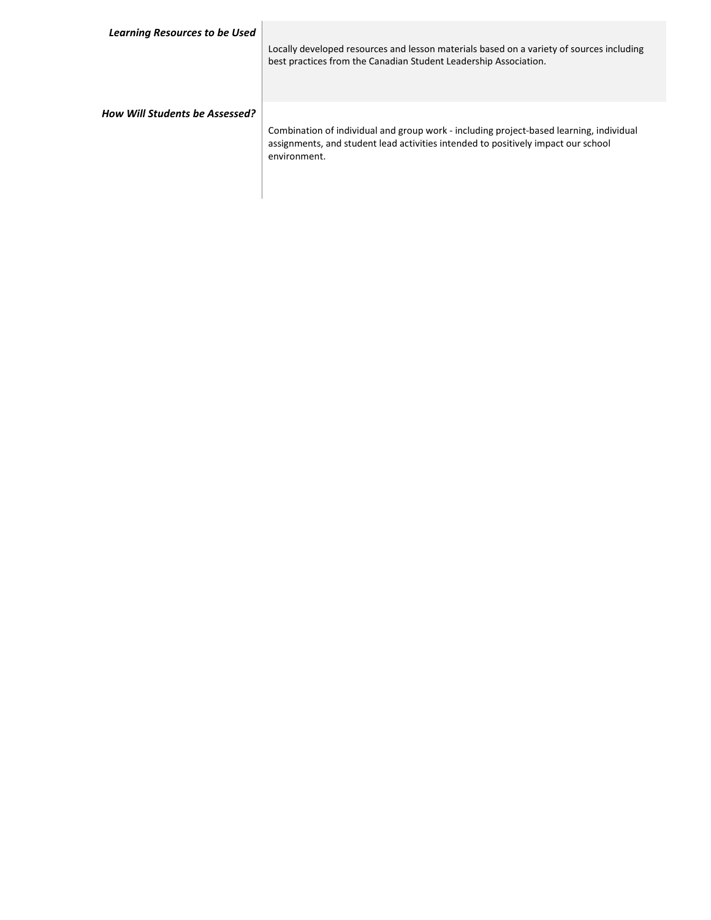| | |
|---|---|
| ***Learning Resources to be Used*** | Locally developed resources and lesson materials based on a variety of sources including best practices from the Canadian Student Leadership Association. |
| ***How Will Students be Assessed?*** | Combination of individual and group work - including project-based learning, individual assignments, and student lead activities intended to positively impact our school environment. |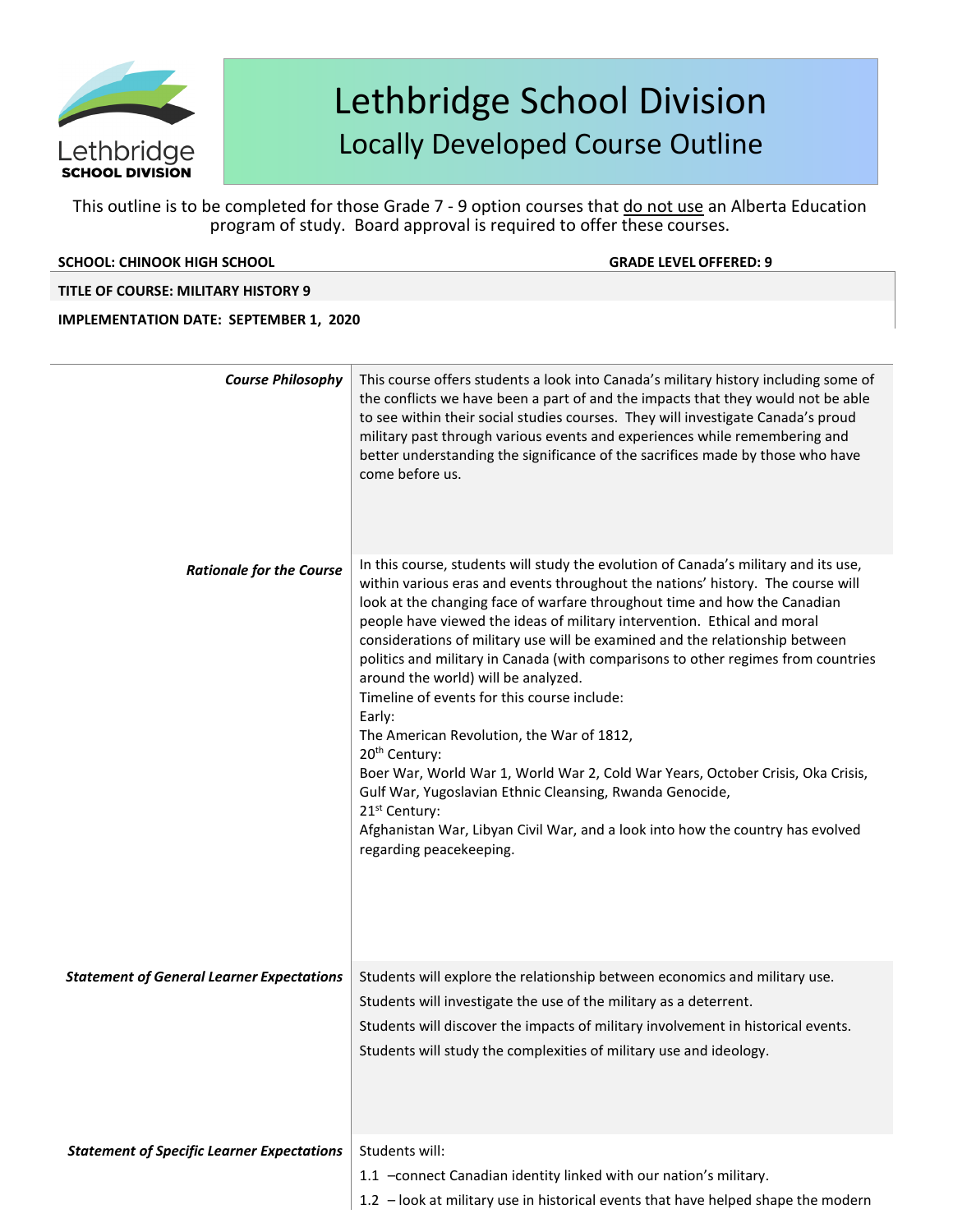# Lethbridge School Division

## Locally Developed Course Outline

This outline is to be completed for those Grade 7 - 9 option courses that do not use an Alberta Education program of study. Board approval is required to offer these courses.

**SCHOOL: CHINOOK HIGH SCHOOL** | **GRADE LEVEL OFFERED: 9**

**TITLE OF COURSE: MILITARY HISTORY 9**

**IMPLEMENTATION DATE: SEPTEMBER 1, 2020**

| | |
|---|---|
| ***Course Philosophy*** | This course offers students a look into Canada's military history including some of the conflicts we have been a part of and the impacts that they would not be able to see within their social studies courses. They will investigate Canada's proud military past through various events and experiences while remembering and better understanding the significance of the sacrifices made by those who have come before us. |
| ***Rationale for the Course*** | In this course, students will study the evolution of Canada's military and its use, within various eras and events throughout the nations' history. The course will look at the changing face of warfare throughout time and how the Canadian people have viewed the ideas of military intervention. Ethical and moral considerations of military use will be examined and the relationship between politics and military in Canada (with comparisons to other regimes from countries around the world) will be analyzed.<br>Timeline of events for this course include:<br>Early:<br>The American Revolution, the War of 1812,<br>20th Century:<br>Boer War, World War 1, World War 2, Cold War Years, October Crisis, Oka Crisis, Gulf War, Yugoslavian Ethnic Cleansing, Rwanda Genocide,<br>21st Century:<br>Afghanistan War, Libyan Civil War, and a look into how the country has evolved regarding peacekeeping. |
| ***Statement of General Learner Expectations*** | Students will explore the relationship between economics and military use.<br>Students will investigate the use of the military as a deterrent.<br>Students will discover the impacts of military involvement in historical events.<br>Students will study the complexities of military use and ideology. |
| ***Statement of Specific Learner Expectations*** | Students will:<br>1.1 –connect Canadian identity linked with our nation's military.<br>1.2 – look at military use in historical events that have helped shape the modern |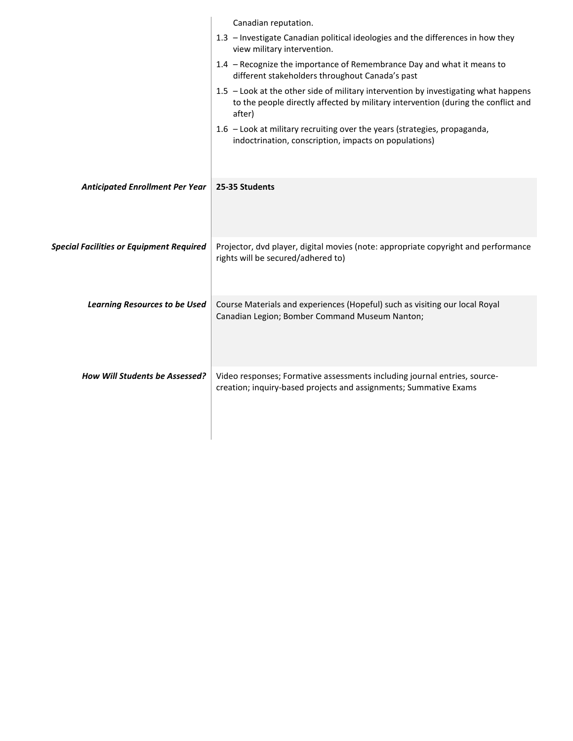| | |
|---|---|
| | Canadian reputation.<br>1.3 – Investigate Canadian political ideologies and the differences in how they view military intervention.<br>1.4 – Recognize the importance of Remembrance Day and what it means to different stakeholders throughout Canada's past<br>1.5 – Look at the other side of military intervention by investigating what happens to the people directly affected by military intervention (during the conflict and after)<br>1.6 – Look at military recruiting over the years (strategies, propaganda, indoctrination, conscription, impacts on populations) |
| ***Anticipated Enrollment Per Year*** | **25-35 Students** |
| ***Special Facilities or Equipment Required*** | Projector, dvd player, digital movies (note: appropriate copyright and performance rights will be secured/adhered to) |
| ***Learning Resources to be Used*** | Course Materials and experiences (Hopeful) such as visiting our local Royal Canadian Legion; Bomber Command Museum Nanton; |
| ***How Will Students be Assessed?*** | Video responses; Formative assessments including journal entries, source-creation; inquiry-based projects and assignments; Summative Exams |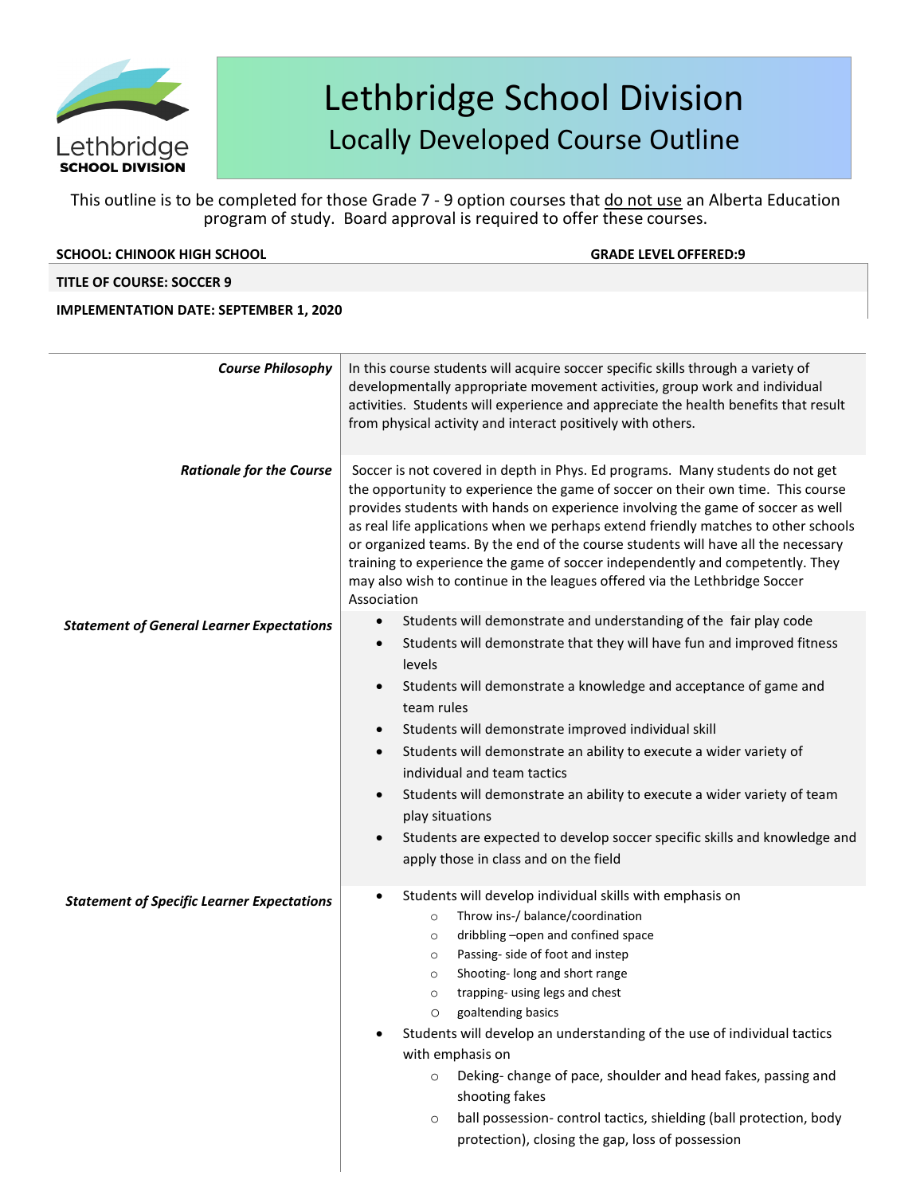# Lethbridge School Division
## Locally Developed Course Outline

This outline is to be completed for those Grade 7 - 9 option courses that do not use an Alberta Education program of study. Board approval is required to offer these courses.

**SCHOOL: CHINOOK HIGH SCHOOL** **GRADE LEVEL OFFERED:9**

**TITLE OF COURSE: SOCCER 9**

**IMPLEMENTATION DATE: SEPTEMBER 1, 2020**

| | |
|---|---|
| ***Course Philosophy*** | In this course students will acquire soccer specific skills through a variety of developmentally appropriate movement activities, group work and individual activities. Students will experience and appreciate the health benefits that result from physical activity and interact positively with others. |
| ***Rationale for the Course*** | Soccer is not covered in depth in Phys. Ed programs. Many students do not get the opportunity to experience the game of soccer on their own time. This course provides students with hands on experience involving the game of soccer as well as real life applications when we perhaps extend friendly matches to other schools or organized teams. By the end of the course students will have all the necessary training to experience the game of soccer independently and competently. They may also wish to continue in the leagues offered via the Lethbridge Soccer Association |
| ***Statement of General Learner Expectations*** | • Students will demonstrate and understanding of the fair play code<br>• Students will demonstrate that they will have fun and improved fitness levels<br>• Students will demonstrate a knowledge and acceptance of game and team rules<br>• Students will demonstrate improved individual skill<br>• Students will demonstrate an ability to execute a wider variety of individual and team tactics<br>• Students will demonstrate an ability to execute a wider variety of team play situations<br>• Students are expected to develop soccer specific skills and knowledge and apply those in class and on the field |
| ***Statement of Specific Learner Expectations*** | • Students will develop individual skills with emphasis on<br>&nbsp;&nbsp;&nbsp;&nbsp;○ Throw ins-/ balance/coordination<br>&nbsp;&nbsp;&nbsp;&nbsp;○ dribbling –open and confined space<br>&nbsp;&nbsp;&nbsp;&nbsp;○ Passing- side of foot and instep<br>&nbsp;&nbsp;&nbsp;&nbsp;○ Shooting- long and short range<br>&nbsp;&nbsp;&nbsp;&nbsp;○ trapping- using legs and chest<br>&nbsp;&nbsp;&nbsp;&nbsp;○ goaltending basics<br>• Students will develop an understanding of the use of individual tactics with emphasis on<br>&nbsp;&nbsp;&nbsp;&nbsp;○ Deking- change of pace, shoulder and head fakes, passing and shooting fakes<br>&nbsp;&nbsp;&nbsp;&nbsp;○ ball possession- control tactics, shielding (ball protection, body protection), closing the gap, loss of possession |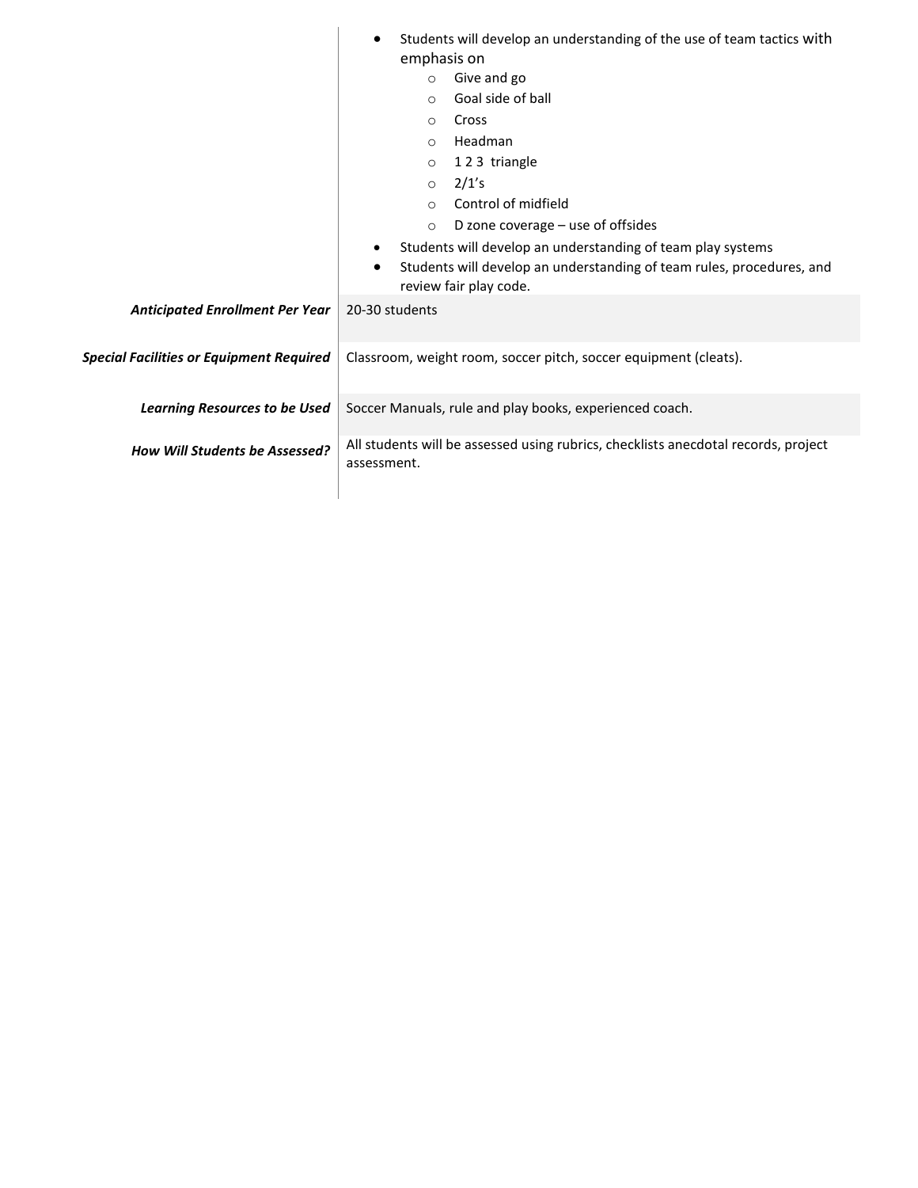| | |
|---|---|
| | • Students will develop an understanding of the use of team tactics with emphasis on<br>  ◦ Give and go<br>  ◦ Goal side of ball<br>  ◦ Cross<br>  ◦ Headman<br>  ◦ 1 2 3 triangle<br>  ◦ 2/1's<br>  ◦ Control of midfield<br>  ◦ D zone coverage – use of offsides<br>• Students will develop an understanding of team play systems<br>• Students will develop an understanding of team rules, procedures, and review fair play code. |
| ***Anticipated Enrollment Per Year*** | 20-30 students |
| ***Special Facilities or Equipment Required*** | Classroom, weight room, soccer pitch, soccer equipment (cleats). |
| ***Learning Resources to be Used*** | Soccer Manuals, rule and play books, experienced coach. |
| ***How Will Students be Assessed?*** | All students will be assessed using rubrics, checklists anecdotal records, project assessment. |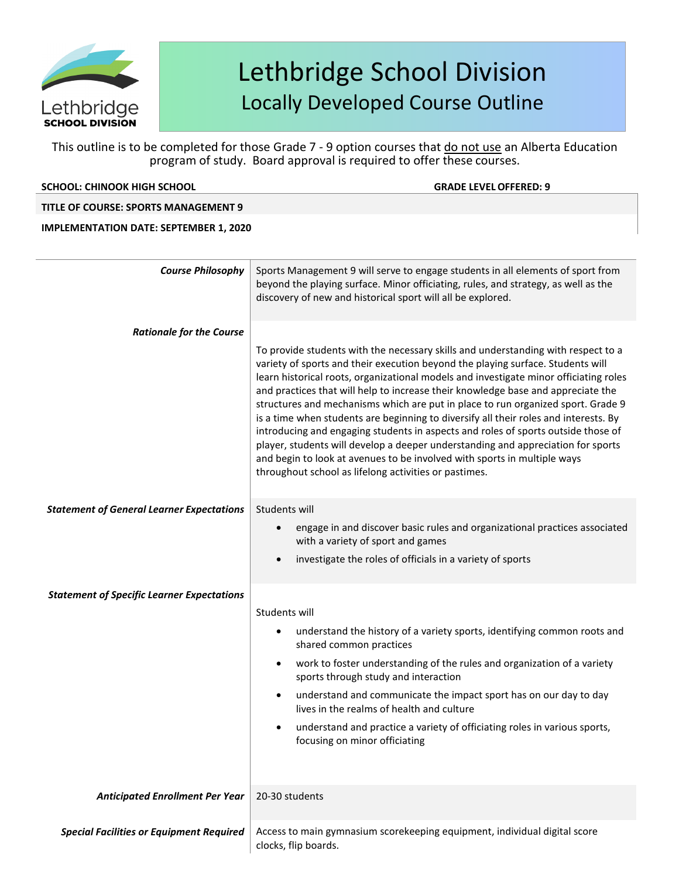# Lethbridge School Division
## Locally Developed Course Outline

This outline is to be completed for those Grade 7 - 9 option courses that do not use an Alberta Education program of study. Board approval is required to offer these courses.

**SCHOOL: CHINOOK HIGH SCHOOL** | **GRADE LEVEL OFFERED: 9**

**TITLE OF COURSE: SPORTS MANAGEMENT 9**

**IMPLEMENTATION DATE: SEPTEMBER 1, 2020**

***Course Philosophy***

Sports Management 9 will serve to engage students in all elements of sport from beyond the playing surface. Minor officiating, rules, and strategy, as well as the discovery of new and historical sport will all be explored.

***Rationale for the Course***

To provide students with the necessary skills and understanding with respect to a variety of sports and their execution beyond the playing surface. Students will learn historical roots, organizational models and investigate minor officiating roles and practices that will help to increase their knowledge base and appreciate the structures and mechanisms which are put in place to run organized sport. Grade 9 is a time when students are beginning to diversify all their roles and interests. By introducing and engaging students in aspects and roles of sports outside those of player, students will develop a deeper understanding and appreciation for sports and begin to look at avenues to be involved with sports in multiple ways throughout school as lifelong activities or pastimes.

***Statement of General Learner Expectations***

Students will

- engage in and discover basic rules and organizational practices associated with a variety of sport and games
- investigate the roles of officials in a variety of sports

***Statement of Specific Learner Expectations***

Students will

- understand the history of a variety sports, identifying common roots and shared common practices
- work to foster understanding of the rules and organization of a variety sports through study and interaction
- understand and communicate the impact sport has on our day to day lives in the realms of health and culture
- understand and practice a variety of officiating roles in various sports, focusing on minor officiating

***Anticipated Enrollment Per Year***

20-30 students

***Special Facilities or Equipment Required***

Access to main gymnasium scorekeeping equipment, individual digital score clocks, flip boards.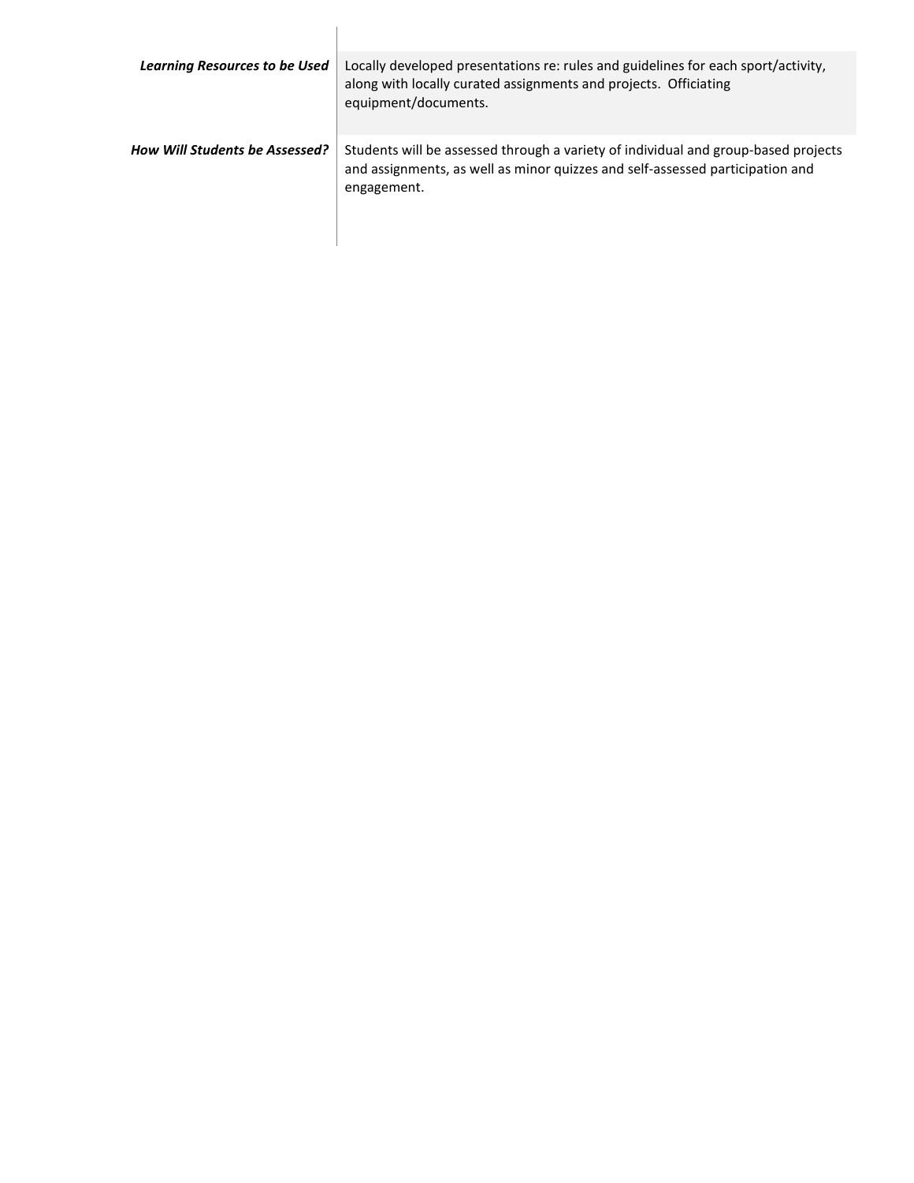| | |
|---|---|
| ***Learning Resources to be Used*** | Locally developed presentations re: rules and guidelines for each sport/activity, along with locally curated assignments and projects. Officiating equipment/documents. |
| ***How Will Students be Assessed?*** | Students will be assessed through a variety of individual and group-based projects and assignments, as well as minor quizzes and self-assessed participation and engagement. |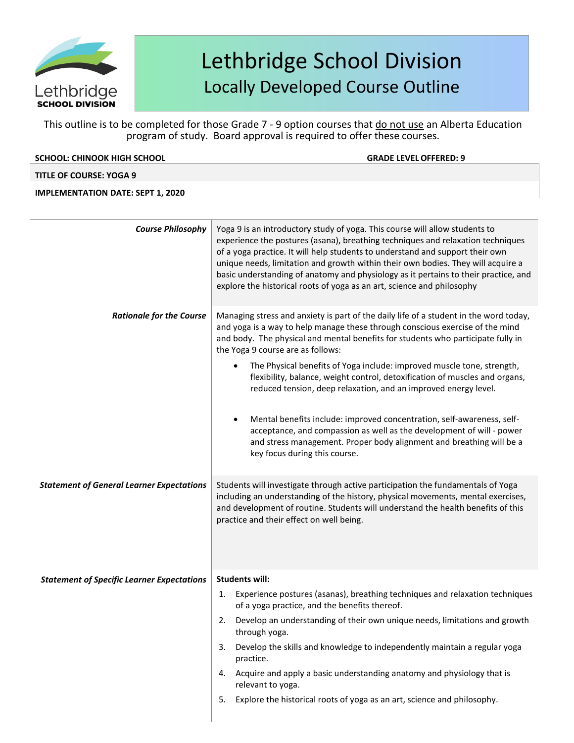Lethbridge SCHOOL DIVISION

# Lethbridge School Division

## Locally Developed Course Outline

This outline is to be completed for those Grade 7 - 9 option courses that do not use an Alberta Education program of study. Board approval is required to offer these courses.

**SCHOOL: CHINOOK HIGH SCHOOL** **GRADE LEVEL OFFERED: 9**

**TITLE OF COURSE: YOGA 9**

**IMPLEMENTATION DATE: SEPT 1, 2020**

***Course Philosophy***

Yoga 9 is an introductory study of yoga. This course will allow students to experience the postures (asana), breathing techniques and relaxation techniques of a yoga practice. It will help students to understand and support their own unique needs, limitation and growth within their own bodies. They will acquire a basic understanding of anatomy and physiology as it pertains to their practice, and explore the historical roots of yoga as an art, science and philosophy

***Rationale for the Course***

Managing stress and anxiety is part of the daily life of a student in the word today, and yoga is a way to help manage these through conscious exercise of the mind and body. The physical and mental benefits for students who participate fully in the Yoga 9 course are as follows:

- The Physical benefits of Yoga include: improved muscle tone, strength, flexibility, balance, weight control, detoxification of muscles and organs, reduced tension, deep relaxation, and an improved energy level.
- Mental benefits include: improved concentration, self-awareness, self-acceptance, and compassion as well as the development of will - power and stress management. Proper body alignment and breathing will be a key focus during this course.

***Statement of General Learner Expectations***

Students will investigate through active participation the fundamentals of Yoga including an understanding of the history, physical movements, mental exercises, and development of routine. Students will understand the health benefits of this practice and their effect on well being.

***Statement of Specific Learner Expectations***

**Students will:**

1. Experience postures (asanas), breathing techniques and relaxation techniques of a yoga practice, and the benefits thereof.
2. Develop an understanding of their own unique needs, limitations and growth through yoga.
3. Develop the skills and knowledge to independently maintain a regular yoga practice.
4. Acquire and apply a basic understanding anatomy and physiology that is relevant to yoga.
5. Explore the historical roots of yoga as an art, science and philosophy.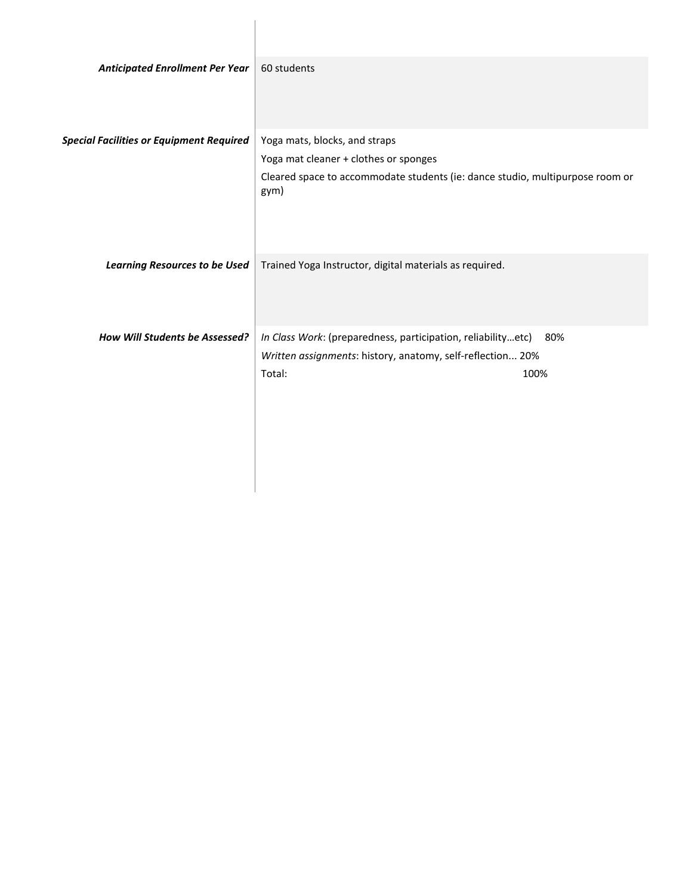| | |
|---|---|
| ***Anticipated Enrollment Per Year*** | 60 students |
| ***Special Facilities or Equipment Required*** | Yoga mats, blocks, and straps<br>Yoga mat cleaner + clothes or sponges<br>Cleared space to accommodate students (ie: dance studio, multipurpose room or gym) |
| ***Learning Resources to be Used*** | Trained Yoga Instructor, digital materials as required. |
| ***How Will Students be Assessed?*** | *In Class Work*: (preparedness, participation, reliability…etc) 80%<br>*Written assignments*: history, anatomy, self-reflection... 20%<br>Total: 100% |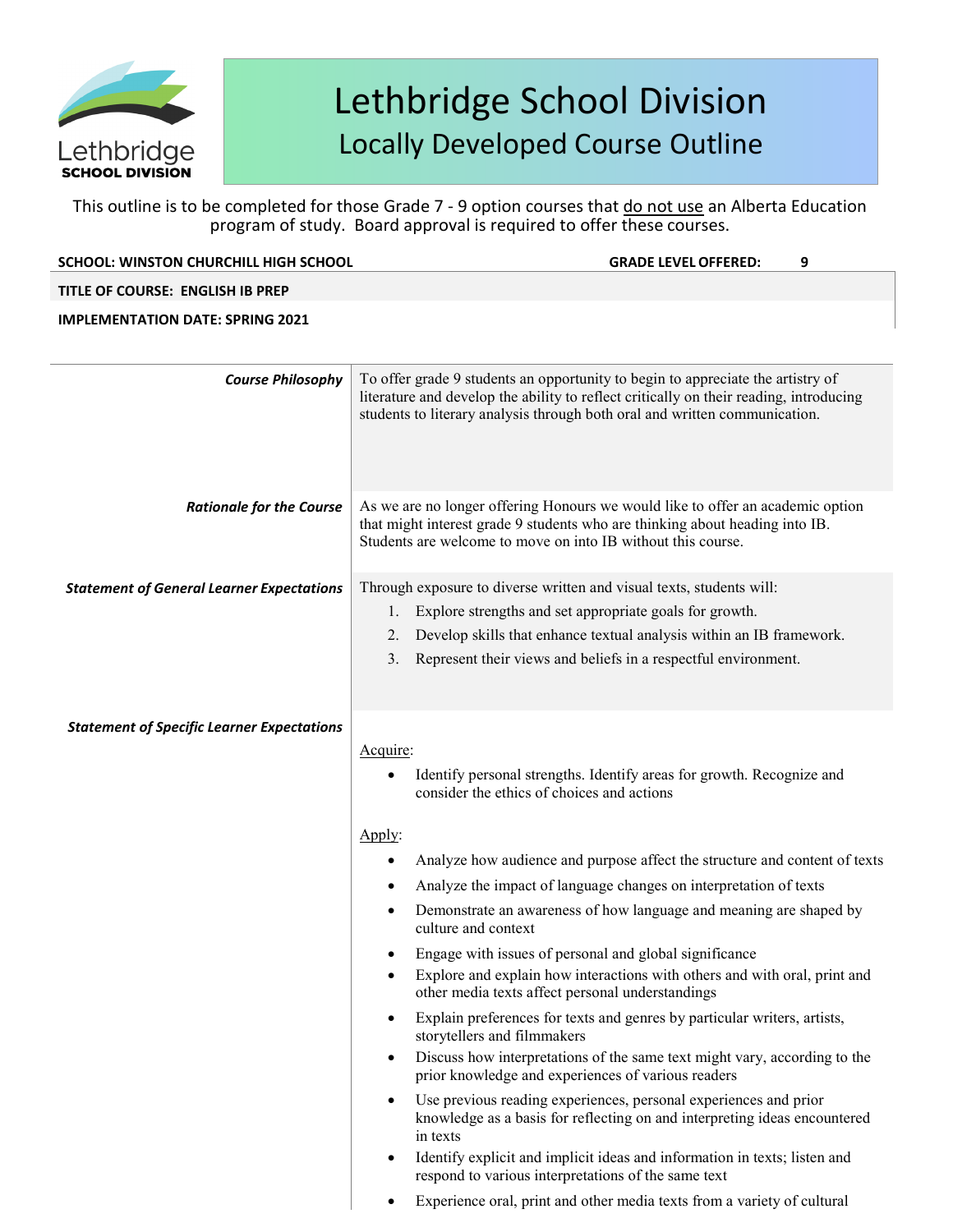# Lethbridge School Division

## Locally Developed Course Outline

This outline is to be completed for those Grade 7 - 9 option courses that do not use an Alberta Education program of study. Board approval is required to offer these courses.

**SCHOOL: WINSTON CHURCHILL HIGH SCHOOL** **GRADE LEVEL OFFERED: 9**

**TITLE OF COURSE: ENGLISH IB PREP**

**IMPLEMENTATION DATE: SPRING 2021**

| | |
|---|---|
| ***Course Philosophy*** | To offer grade 9 students an opportunity to begin to appreciate the artistry of literature and develop the ability to reflect critically on their reading, introducing students to literary analysis through both oral and written communication. |
| ***Rationale for the Course*** | As we are no longer offering Honours we would like to offer an academic option that might interest grade 9 students who are thinking about heading into IB. Students are welcome to move on into IB without this course. |
| ***Statement of General Learner Expectations*** | Through exposure to diverse written and visual texts, students will:<br>1. Explore strengths and set appropriate goals for growth.<br>2. Develop skills that enhance textual analysis within an IB framework.<br>3. Represent their views and beliefs in a respectful environment. |
| ***Statement of Specific Learner Expectations*** | Acquire:<br>• Identify personal strengths. Identify areas for growth. Recognize and consider the ethics of choices and actions<br><br>Apply:<br>• Analyze how audience and purpose affect the structure and content of texts<br>• Analyze the impact of language changes on interpretation of texts<br>• Demonstrate an awareness of how language and meaning are shaped by culture and context<br>• Engage with issues of personal and global significance<br>• Explore and explain how interactions with others and with oral, print and other media texts affect personal understandings<br>• Explain preferences for texts and genres by particular writers, artists, storytellers and filmmakers<br>• Discuss how interpretations of the same text might vary, according to the prior knowledge and experiences of various readers<br>• Use previous reading experiences, personal experiences and prior knowledge as a basis for reflecting on and interpreting ideas encountered in texts<br>• Identify explicit and implicit ideas and information in texts; listen and respond to various interpretations of the same text<br>• Experience oral, print and other media texts from a variety of cultural |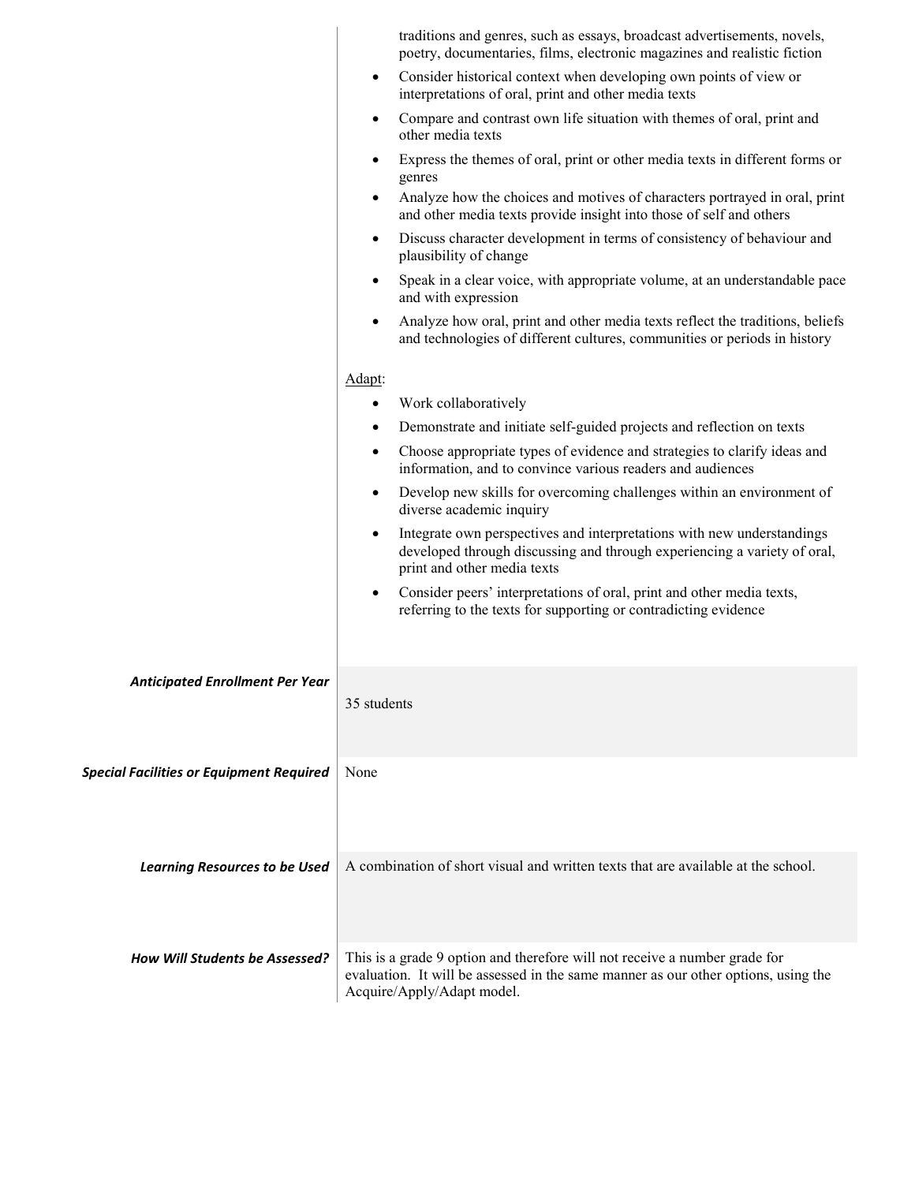traditions and genres, such as essays, broadcast advertisements, novels, poetry, documentaries, films, electronic magazines and realistic fiction

- Consider historical context when developing own points of view or interpretations of oral, print and other media texts
- Compare and contrast own life situation with themes of oral, print and other media texts
- Express the themes of oral, print or other media texts in different forms or genres
- Analyze how the choices and motives of characters portrayed in oral, print and other media texts provide insight into those of self and others
- Discuss character development in terms of consistency of behaviour and plausibility of change
- Speak in a clear voice, with appropriate volume, at an understandable pace and with expression
- Analyze how oral, print and other media texts reflect the traditions, beliefs and technologies of different cultures, communities or periods in history

Adapt:

- Work collaboratively
- Demonstrate and initiate self-guided projects and reflection on texts
- Choose appropriate types of evidence and strategies to clarify ideas and information, and to convince various readers and audiences
- Develop new skills for overcoming challenges within an environment of diverse academic inquiry
- Integrate own perspectives and interpretations with new understandings developed through discussing and through experiencing a variety of oral, print and other media texts
- Consider peers' interpretations of oral, print and other media texts, referring to the texts for supporting or contradicting evidence

| | |
|---|---|
| ***Anticipated Enrollment Per Year*** | 35 students |
| ***Special Facilities or Equipment Required*** | None |
| ***Learning Resources to be Used*** | A combination of short visual and written texts that are available at the school. |
| ***How Will Students be Assessed?*** | This is a grade 9 option and therefore will not receive a number grade for evaluation. It will be assessed in the same manner as our other options, using the Acquire/Apply/Adapt model. |